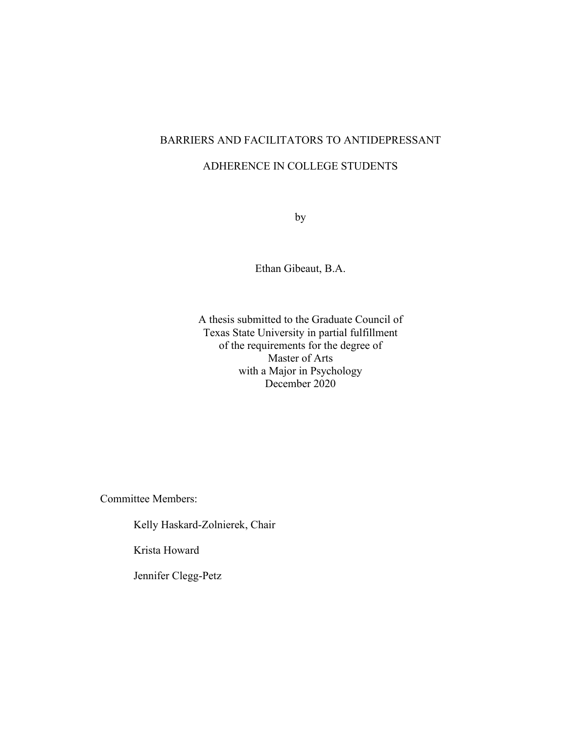# BARRIERS AND FACILITATORS TO ANTIDEPRESSANT ADHERENCE IN COLLEGE STUDENTS

by

Ethan Gibeaut, B.A.

A thesis submitted to the Graduate Council of
Texas State University in partial fulfillment
of the requirements for the degree of
Master of Arts
with a Major in Psychology
December 2020

Committee Members:

Kelly Haskard-Zolnierek, Chair

Krista Howard

Jennifer Clegg-Petz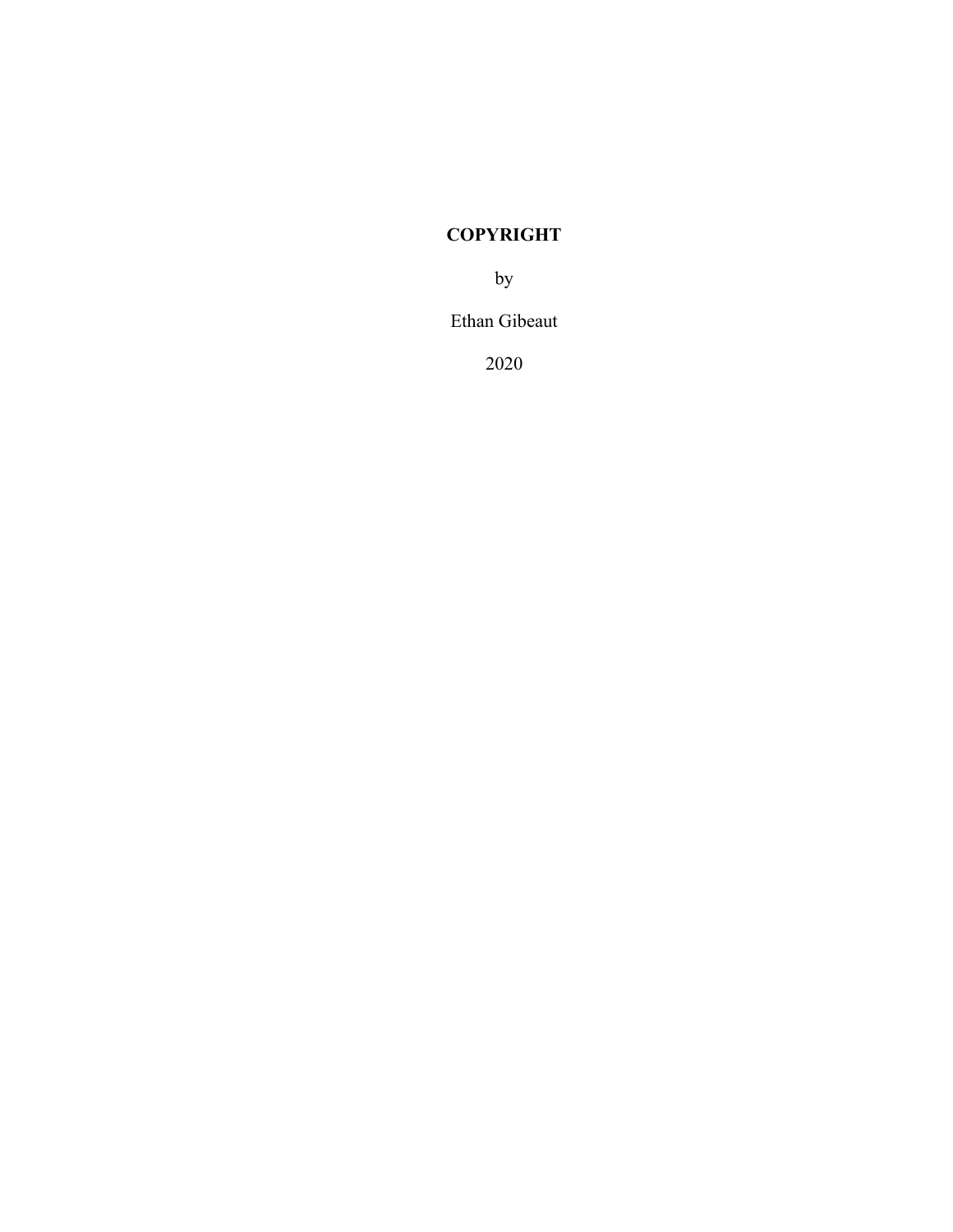**COPYRIGHT**

by

Ethan Gibeaut

2020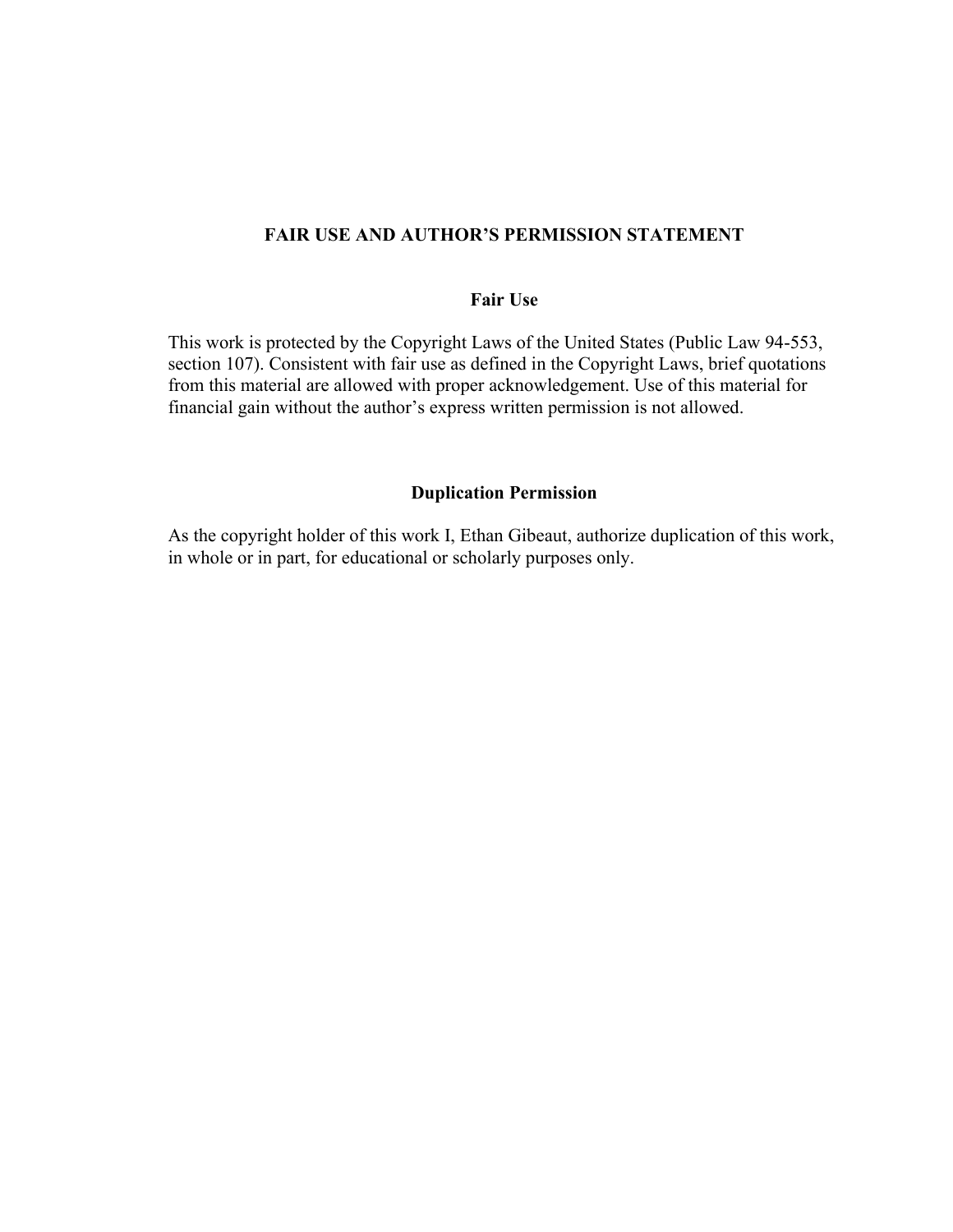# FAIR USE AND AUTHOR'S PERMISSION STATEMENT

## Fair Use

This work is protected by the Copyright Laws of the United States (Public Law 94-553, section 107). Consistent with fair use as defined in the Copyright Laws, brief quotations from this material are allowed with proper acknowledgement. Use of this material for financial gain without the author's express written permission is not allowed.

## Duplication Permission

As the copyright holder of this work I, Ethan Gibeaut, authorize duplication of this work, in whole or in part, for educational or scholarly purposes only.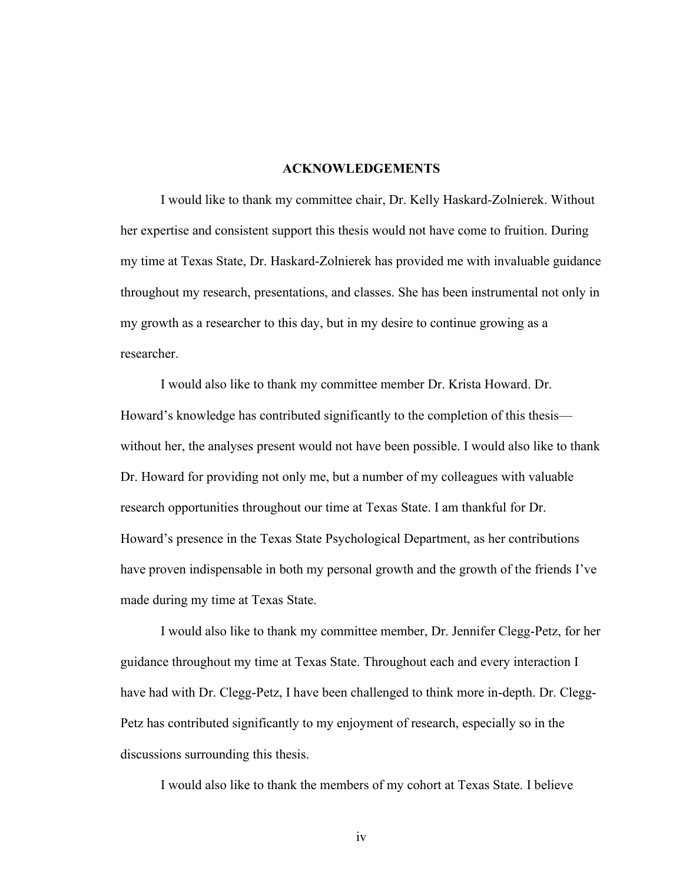# ACKNOWLEDGEMENTS

I would like to thank my committee chair, Dr. Kelly Haskard-Zolnierek. Without her expertise and consistent support this thesis would not have come to fruition. During my time at Texas State, Dr. Haskard-Zolnierek has provided me with invaluable guidance throughout my research, presentations, and classes. She has been instrumental not only in my growth as a researcher to this day, but in my desire to continue growing as a researcher.

I would also like to thank my committee member Dr. Krista Howard. Dr. Howard's knowledge has contributed significantly to the completion of this thesis—without her, the analyses present would not have been possible. I would also like to thank Dr. Howard for providing not only me, but a number of my colleagues with valuable research opportunities throughout our time at Texas State. I am thankful for Dr. Howard's presence in the Texas State Psychological Department, as her contributions have proven indispensable in both my personal growth and the growth of the friends I've made during my time at Texas State.

I would also like to thank my committee member, Dr. Jennifer Clegg-Petz, for her guidance throughout my time at Texas State. Throughout each and every interaction I have had with Dr. Clegg-Petz, I have been challenged to think more in-depth. Dr. Clegg-Petz has contributed significantly to my enjoyment of research, especially so in the discussions surrounding this thesis.

I would also like to thank the members of my cohort at Texas State. I believe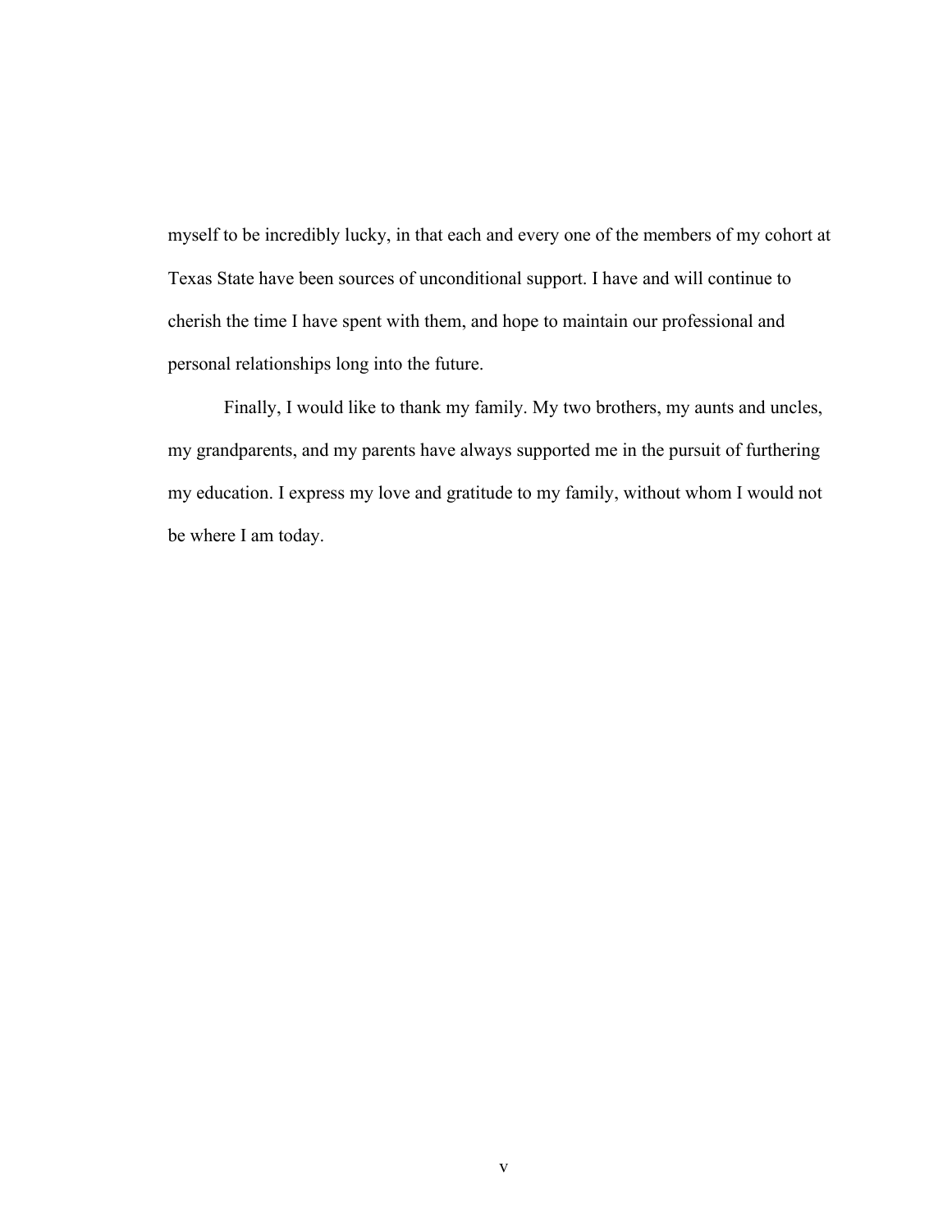myself to be incredibly lucky, in that each and every one of the members of my cohort at Texas State have been sources of unconditional support. I have and will continue to cherish the time I have spent with them, and hope to maintain our professional and personal relationships long into the future.

Finally, I would like to thank my family. My two brothers, my aunts and uncles, my grandparents, and my parents have always supported me in the pursuit of furthering my education. I express my love and gratitude to my family, without whom I would not be where I am today.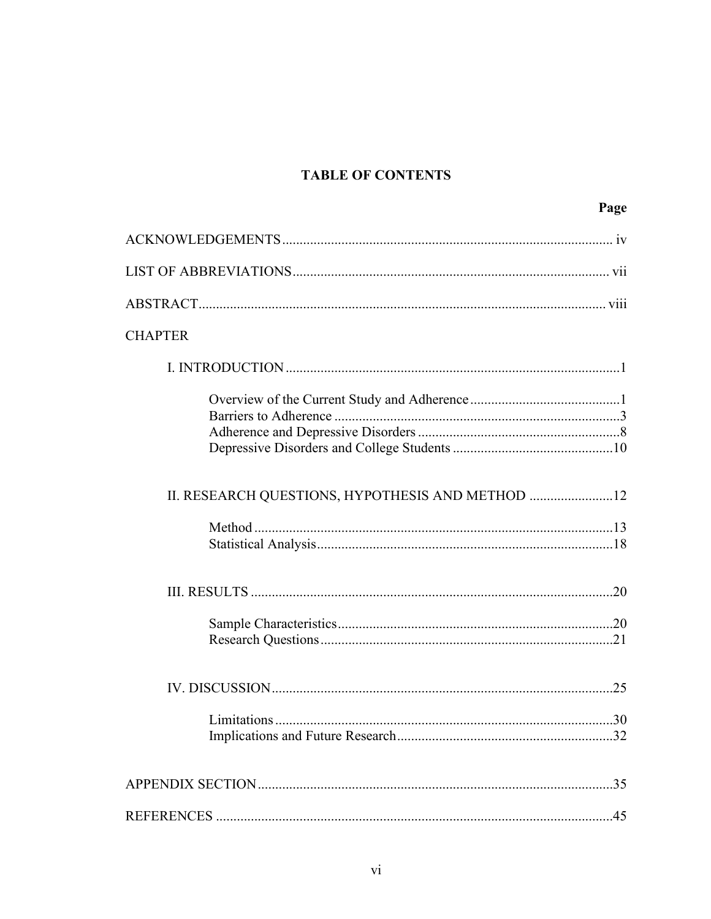# TABLE OF CONTENTS

| | Page |
|---|---|
| ACKNOWLEDGEMENTS | iv |
| LIST OF ABBREVIATIONS | vii |
| ABSTRACT | viii |
| CHAPTER | |
| I. INTRODUCTION | 1 |
| Overview of the Current Study and Adherence | 1 |
| Barriers to Adherence | 3 |
| Adherence and Depressive Disorders | 8 |
| Depressive Disorders and College Students | 10 |
| II. RESEARCH QUESTIONS, HYPOTHESIS AND METHOD | 12 |
| Method | 13 |
| Statistical Analysis | 18 |
| III. RESULTS | 20 |
| Sample Characteristics | 20 |
| Research Questions | 21 |
| IV. DISCUSSION | 25 |
| Limitations | 30 |
| Implications and Future Research | 32 |
| APPENDIX SECTION | 35 |
| REFERENCES | 45 |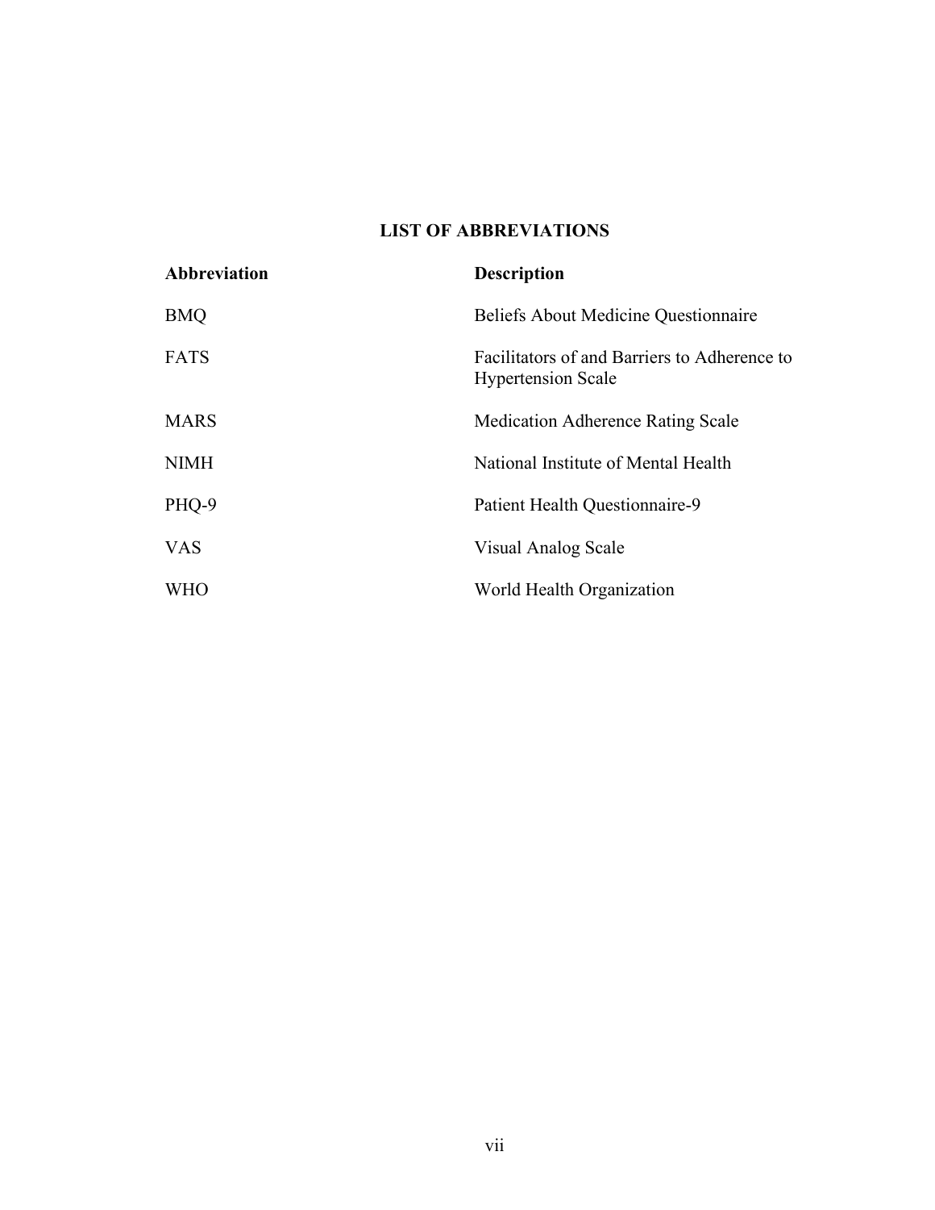## LIST OF ABBREVIATIONS

| Abbreviation | Description |
|---|---|
| BMQ | Beliefs About Medicine Questionnaire |
| FATS | Facilitators of and Barriers to Adherence to Hypertension Scale |
| MARS | Medication Adherence Rating Scale |
| NIMH | National Institute of Mental Health |
| PHQ-9 | Patient Health Questionnaire-9 |
| VAS | Visual Analog Scale |
| WHO | World Health Organization |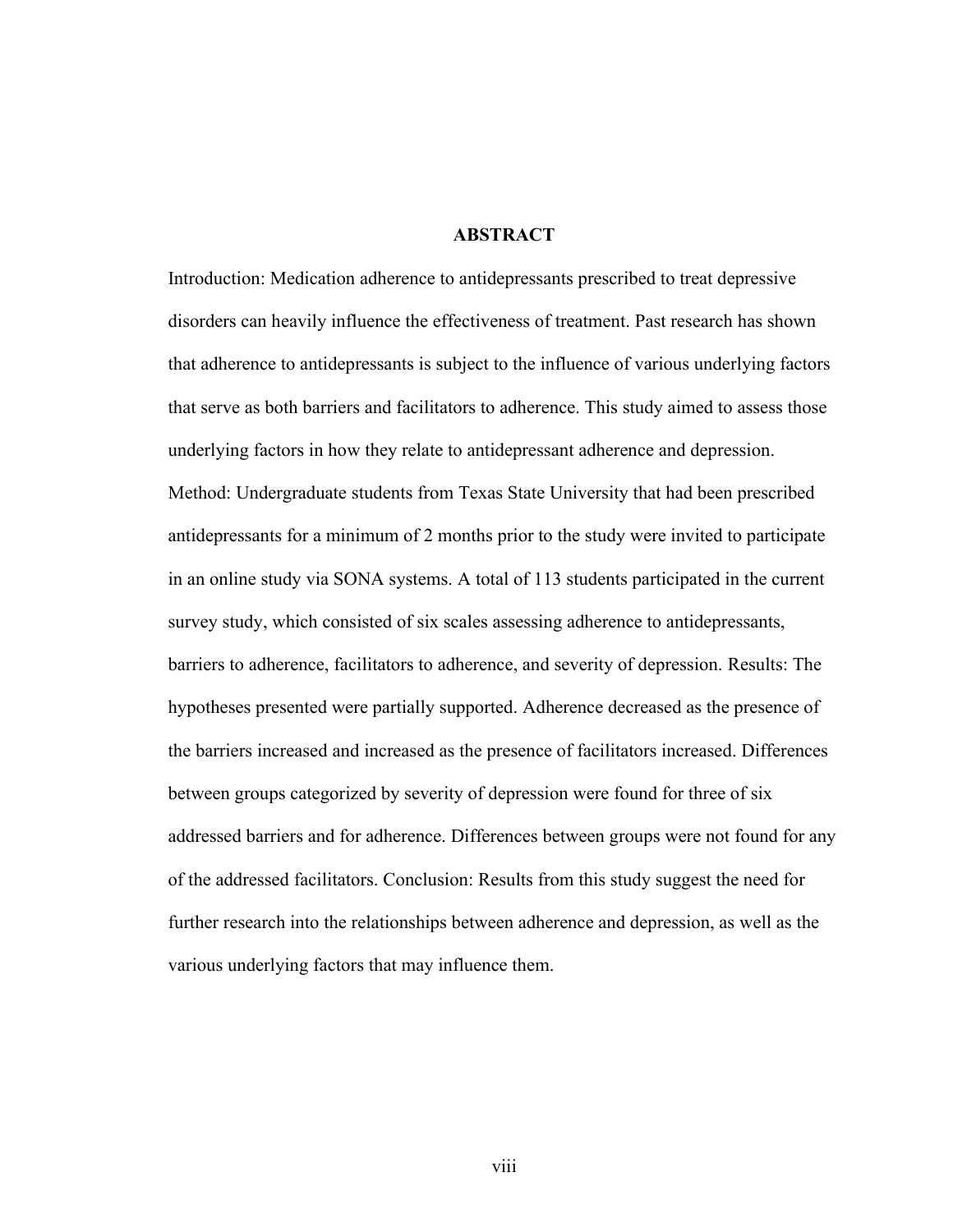# ABSTRACT

Introduction: Medication adherence to antidepressants prescribed to treat depressive disorders can heavily influence the effectiveness of treatment. Past research has shown that adherence to antidepressants is subject to the influence of various underlying factors that serve as both barriers and facilitators to adherence. This study aimed to assess those underlying factors in how they relate to antidepressant adherence and depression. Method: Undergraduate students from Texas State University that had been prescribed antidepressants for a minimum of 2 months prior to the study were invited to participate in an online study via SONA systems. A total of 113 students participated in the current survey study, which consisted of six scales assessing adherence to antidepressants, barriers to adherence, facilitators to adherence, and severity of depression. Results: The hypotheses presented were partially supported. Adherence decreased as the presence of the barriers increased and increased as the presence of facilitators increased. Differences between groups categorized by severity of depression were found for three of six addressed barriers and for adherence. Differences between groups were not found for any of the addressed facilitators. Conclusion: Results from this study suggest the need for further research into the relationships between adherence and depression, as well as the various underlying factors that may influence them.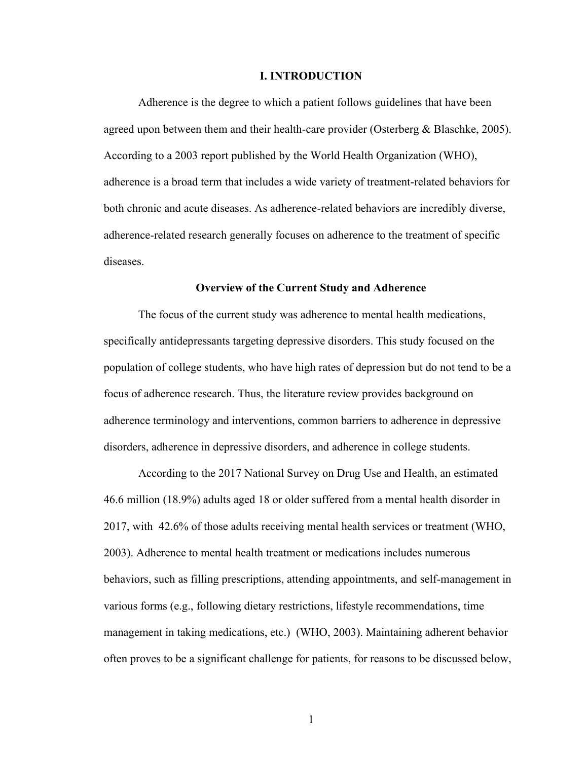# I. INTRODUCTION

Adherence is the degree to which a patient follows guidelines that have been agreed upon between them and their health-care provider (Osterberg & Blaschke, 2005). According to a 2003 report published by the World Health Organization (WHO), adherence is a broad term that includes a wide variety of treatment-related behaviors for both chronic and acute diseases. As adherence-related behaviors are incredibly diverse, adherence-related research generally focuses on adherence to the treatment of specific diseases.

## Overview of the Current Study and Adherence

The focus of the current study was adherence to mental health medications, specifically antidepressants targeting depressive disorders. This study focused on the population of college students, who have high rates of depression but do not tend to be a focus of adherence research. Thus, the literature review provides background on adherence terminology and interventions, common barriers to adherence in depressive disorders, adherence in depressive disorders, and adherence in college students.

According to the 2017 National Survey on Drug Use and Health, an estimated 46.6 million (18.9%) adults aged 18 or older suffered from a mental health disorder in 2017, with 42.6% of those adults receiving mental health services or treatment (WHO, 2003). Adherence to mental health treatment or medications includes numerous behaviors, such as filling prescriptions, attending appointments, and self-management in various forms (e.g., following dietary restrictions, lifestyle recommendations, time management in taking medications, etc.) (WHO, 2003). Maintaining adherent behavior often proves to be a significant challenge for patients, for reasons to be discussed below,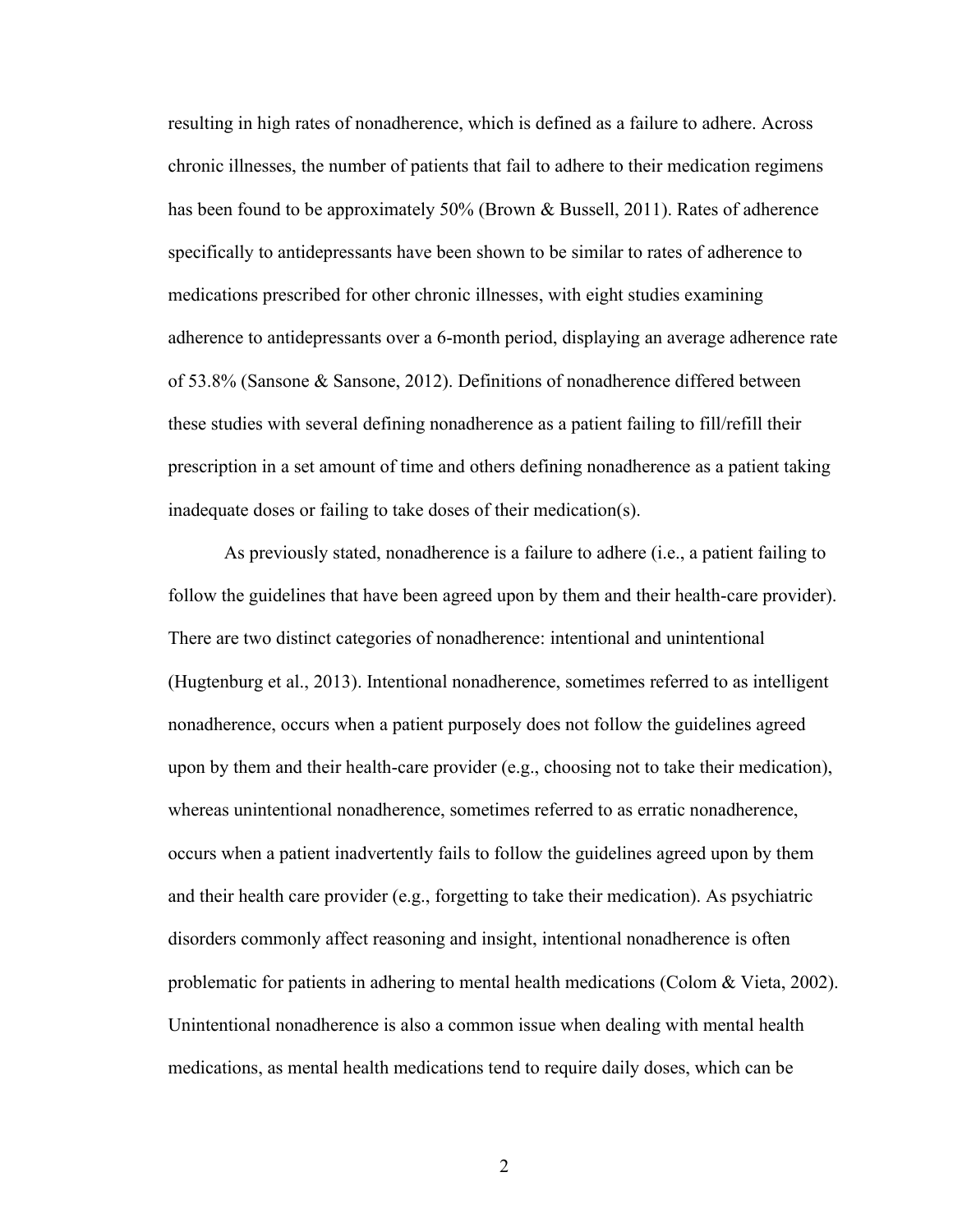resulting in high rates of nonadherence, which is defined as a failure to adhere. Across chronic illnesses, the number of patients that fail to adhere to their medication regimens has been found to be approximately 50% (Brown & Bussell, 2011). Rates of adherence specifically to antidepressants have been shown to be similar to rates of adherence to medications prescribed for other chronic illnesses, with eight studies examining adherence to antidepressants over a 6-month period, displaying an average adherence rate of 53.8% (Sansone & Sansone, 2012). Definitions of nonadherence differed between these studies with several defining nonadherence as a patient failing to fill/refill their prescription in a set amount of time and others defining nonadherence as a patient taking inadequate doses or failing to take doses of their medication(s).

As previously stated, nonadherence is a failure to adhere (i.e., a patient failing to follow the guidelines that have been agreed upon by them and their health-care provider). There are two distinct categories of nonadherence: intentional and unintentional (Hugtenburg et al., 2013). Intentional nonadherence, sometimes referred to as intelligent nonadherence, occurs when a patient purposely does not follow the guidelines agreed upon by them and their health-care provider (e.g., choosing not to take their medication), whereas unintentional nonadherence, sometimes referred to as erratic nonadherence, occurs when a patient inadvertently fails to follow the guidelines agreed upon by them and their health care provider (e.g., forgetting to take their medication). As psychiatric disorders commonly affect reasoning and insight, intentional nonadherence is often problematic for patients in adhering to mental health medications (Colom & Vieta, 2002). Unintentional nonadherence is also a common issue when dealing with mental health medications, as mental health medications tend to require daily doses, which can be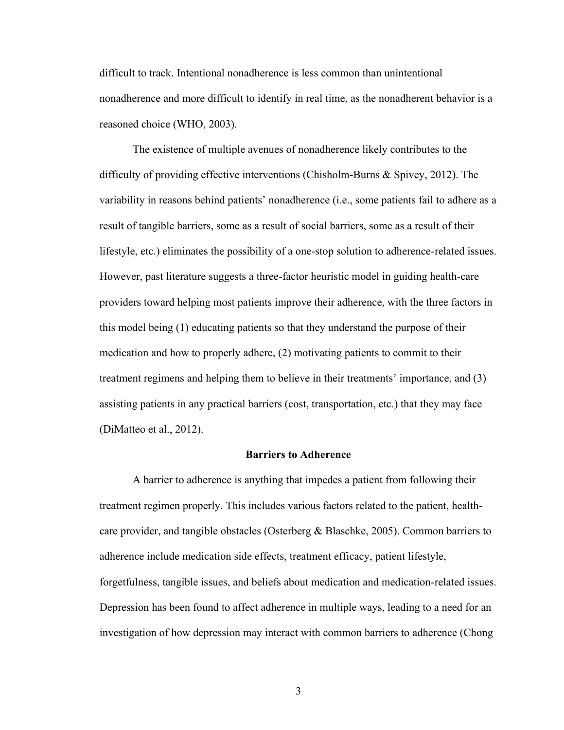difficult to track. Intentional nonadherence is less common than unintentional nonadherence and more difficult to identify in real time, as the nonadherent behavior is a reasoned choice (WHO, 2003).

The existence of multiple avenues of nonadherence likely contributes to the difficulty of providing effective interventions (Chisholm-Burns & Spivey, 2012). The variability in reasons behind patients' nonadherence (i.e., some patients fail to adhere as a result of tangible barriers, some as a result of social barriers, some as a result of their lifestyle, etc.) eliminates the possibility of a one-stop solution to adherence-related issues. However, past literature suggests a three-factor heuristic model in guiding health-care providers toward helping most patients improve their adherence, with the three factors in this model being (1) educating patients so that they understand the purpose of their medication and how to properly adhere, (2) motivating patients to commit to their treatment regimens and helping them to believe in their treatments' importance, and (3) assisting patients in any practical barriers (cost, transportation, etc.) that they may face (DiMatteo et al., 2012).

## Barriers to Adherence

A barrier to adherence is anything that impedes a patient from following their treatment regimen properly. This includes various factors related to the patient, health-care provider, and tangible obstacles (Osterberg & Blaschke, 2005). Common barriers to adherence include medication side effects, treatment efficacy, patient lifestyle, forgetfulness, tangible issues, and beliefs about medication and medication-related issues. Depression has been found to affect adherence in multiple ways, leading to a need for an investigation of how depression may interact with common barriers to adherence (Chong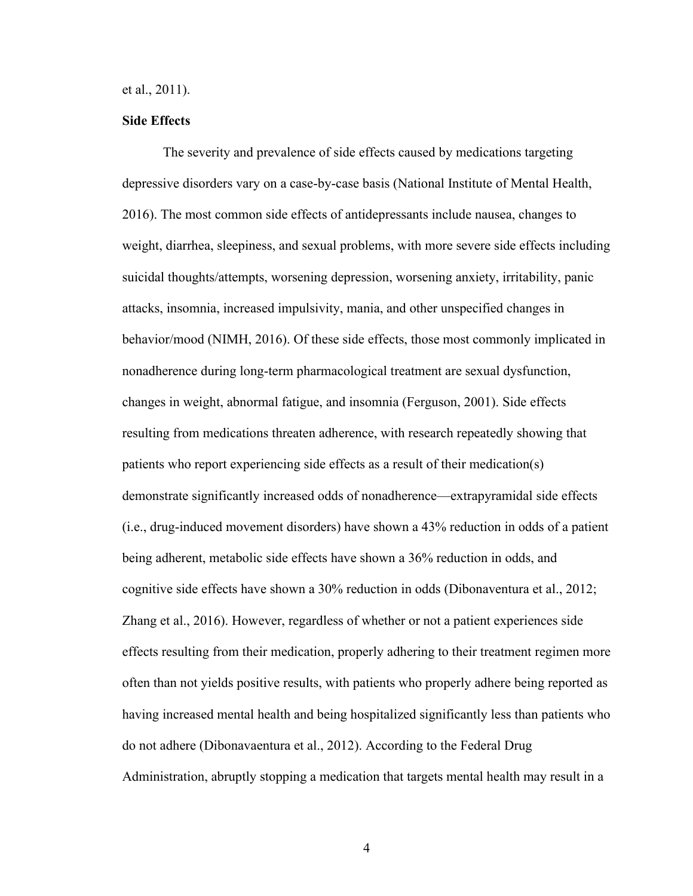et al., 2011).

**Side Effects**

The severity and prevalence of side effects caused by medications targeting depressive disorders vary on a case-by-case basis (National Institute of Mental Health, 2016). The most common side effects of antidepressants include nausea, changes to weight, diarrhea, sleepiness, and sexual problems, with more severe side effects including suicidal thoughts/attempts, worsening depression, worsening anxiety, irritability, panic attacks, insomnia, increased impulsivity, mania, and other unspecified changes in behavior/mood (NIMH, 2016). Of these side effects, those most commonly implicated in nonadherence during long-term pharmacological treatment are sexual dysfunction, changes in weight, abnormal fatigue, and insomnia (Ferguson, 2001). Side effects resulting from medications threaten adherence, with research repeatedly showing that patients who report experiencing side effects as a result of their medication(s) demonstrate significantly increased odds of nonadherence—extrapyramidal side effects (i.e., drug-induced movement disorders) have shown a 43% reduction in odds of a patient being adherent, metabolic side effects have shown a 36% reduction in odds, and cognitive side effects have shown a 30% reduction in odds (Dibonaventura et al., 2012; Zhang et al., 2016). However, regardless of whether or not a patient experiences side effects resulting from their medication, properly adhering to their treatment regimen more often than not yields positive results, with patients who properly adhere being reported as having increased mental health and being hospitalized significantly less than patients who do not adhere (Dibonavaentura et al., 2012). According to the Federal Drug Administration, abruptly stopping a medication that targets mental health may result in a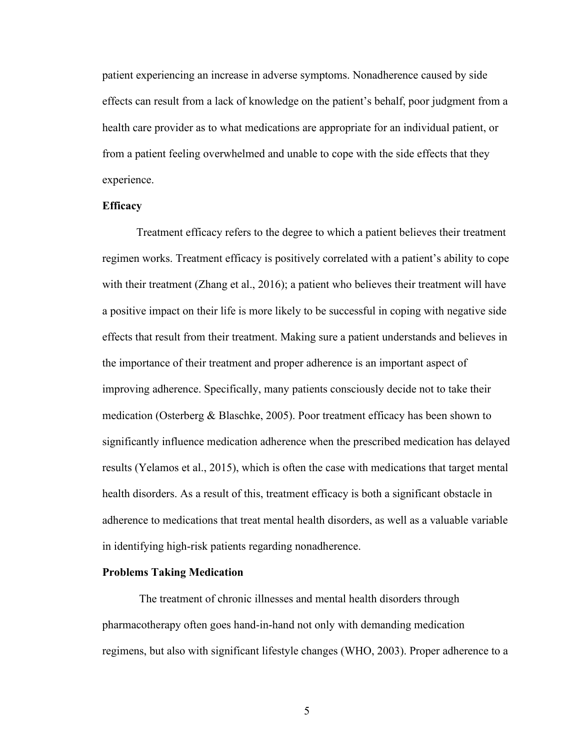patient experiencing an increase in adverse symptoms. Nonadherence caused by side effects can result from a lack of knowledge on the patient's behalf, poor judgment from a health care provider as to what medications are appropriate for an individual patient, or from a patient feeling overwhelmed and unable to cope with the side effects that they experience.

**Efficacy**

Treatment efficacy refers to the degree to which a patient believes their treatment regimen works. Treatment efficacy is positively correlated with a patient's ability to cope with their treatment (Zhang et al., 2016); a patient who believes their treatment will have a positive impact on their life is more likely to be successful in coping with negative side effects that result from their treatment. Making sure a patient understands and believes in the importance of their treatment and proper adherence is an important aspect of improving adherence. Specifically, many patients consciously decide not to take their medication (Osterberg & Blaschke, 2005). Poor treatment efficacy has been shown to significantly influence medication adherence when the prescribed medication has delayed results (Yelamos et al., 2015), which is often the case with medications that target mental health disorders. As a result of this, treatment efficacy is both a significant obstacle in adherence to medications that treat mental health disorders, as well as a valuable variable in identifying high-risk patients regarding nonadherence.

**Problems Taking Medication**

The treatment of chronic illnesses and mental health disorders through pharmacotherapy often goes hand-in-hand not only with demanding medication regimens, but also with significant lifestyle changes (WHO, 2003). Proper adherence to a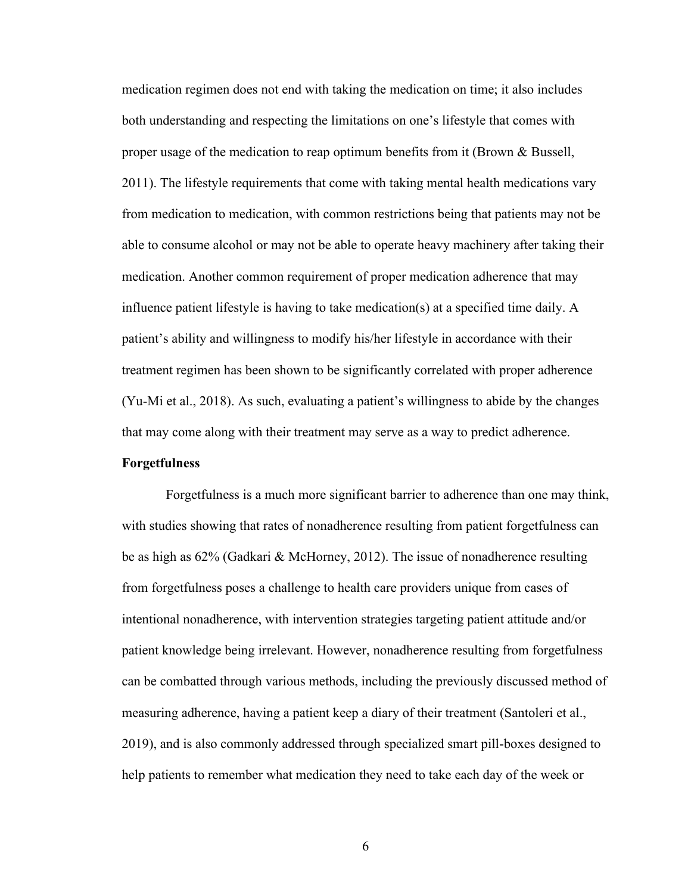medication regimen does not end with taking the medication on time; it also includes both understanding and respecting the limitations on one's lifestyle that comes with proper usage of the medication to reap optimum benefits from it (Brown & Bussell, 2011). The lifestyle requirements that come with taking mental health medications vary from medication to medication, with common restrictions being that patients may not be able to consume alcohol or may not be able to operate heavy machinery after taking their medication. Another common requirement of proper medication adherence that may influence patient lifestyle is having to take medication(s) at a specified time daily. A patient's ability and willingness to modify his/her lifestyle in accordance with their treatment regimen has been shown to be significantly correlated with proper adherence (Yu-Mi et al., 2018). As such, evaluating a patient's willingness to abide by the changes that may come along with their treatment may serve as a way to predict adherence.

**Forgetfulness**

Forgetfulness is a much more significant barrier to adherence than one may think, with studies showing that rates of nonadherence resulting from patient forgetfulness can be as high as 62% (Gadkari & McHorney, 2012). The issue of nonadherence resulting from forgetfulness poses a challenge to health care providers unique from cases of intentional nonadherence, with intervention strategies targeting patient attitude and/or patient knowledge being irrelevant. However, nonadherence resulting from forgetfulness can be combatted through various methods, including the previously discussed method of measuring adherence, having a patient keep a diary of their treatment (Santoleri et al., 2019), and is also commonly addressed through specialized smart pill-boxes designed to help patients to remember what medication they need to take each day of the week or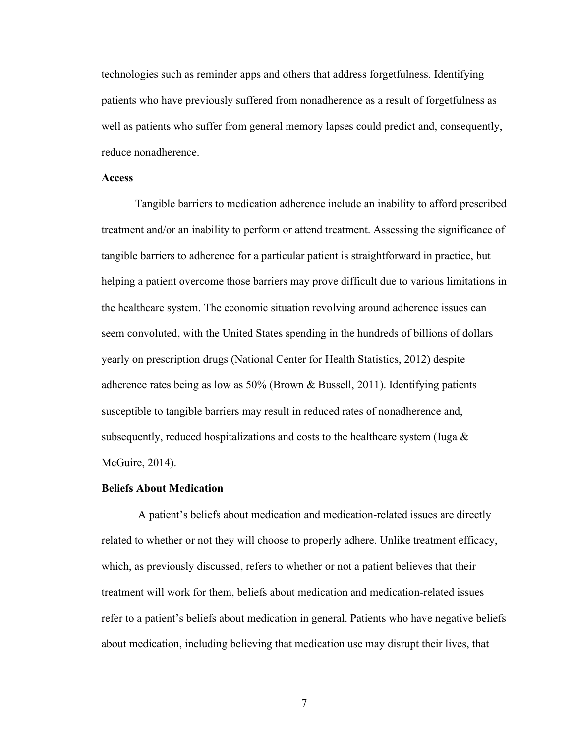technologies such as reminder apps and others that address forgetfulness. Identifying patients who have previously suffered from nonadherence as a result of forgetfulness as well as patients who suffer from general memory lapses could predict and, consequently, reduce nonadherence.

### Access

Tangible barriers to medication adherence include an inability to afford prescribed treatment and/or an inability to perform or attend treatment. Assessing the significance of tangible barriers to adherence for a particular patient is straightforward in practice, but helping a patient overcome those barriers may prove difficult due to various limitations in the healthcare system. The economic situation revolving around adherence issues can seem convoluted, with the United States spending in the hundreds of billions of dollars yearly on prescription drugs (National Center for Health Statistics, 2012) despite adherence rates being as low as 50% (Brown & Bussell, 2011). Identifying patients susceptible to tangible barriers may result in reduced rates of nonadherence and, subsequently, reduced hospitalizations and costs to the healthcare system (Iuga & McGuire, 2014).

### Beliefs About Medication

A patient's beliefs about medication and medication-related issues are directly related to whether or not they will choose to properly adhere. Unlike treatment efficacy, which, as previously discussed, refers to whether or not a patient believes that their treatment will work for them, beliefs about medication and medication-related issues refer to a patient's beliefs about medication in general. Patients who have negative beliefs about medication, including believing that medication use may disrupt their lives, that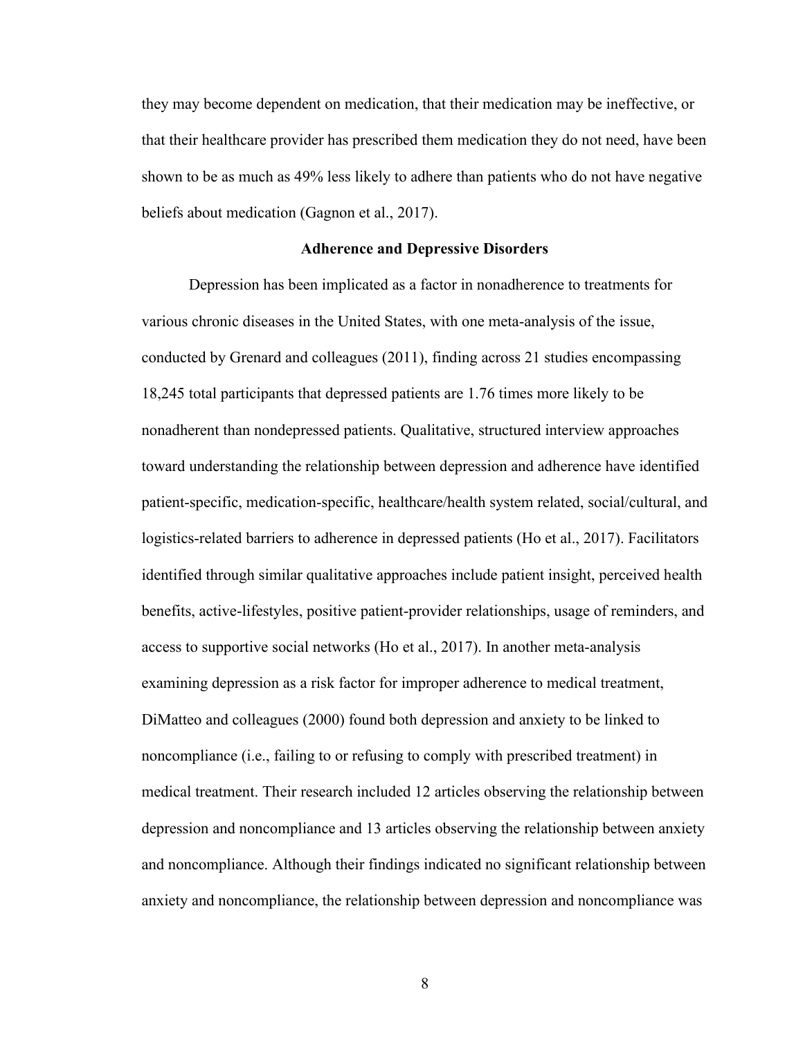they may become dependent on medication, that their medication may be ineffective, or that their healthcare provider has prescribed them medication they do not need, have been shown to be as much as 49% less likely to adhere than patients who do not have negative beliefs about medication (Gagnon et al., 2017).

## Adherence and Depressive Disorders

Depression has been implicated as a factor in nonadherence to treatments for various chronic diseases in the United States, with one meta-analysis of the issue, conducted by Grenard and colleagues (2011), finding across 21 studies encompassing 18,245 total participants that depressed patients are 1.76 times more likely to be nonadherent than nondepressed patients. Qualitative, structured interview approaches toward understanding the relationship between depression and adherence have identified patient-specific, medication-specific, healthcare/health system related, social/cultural, and logistics-related barriers to adherence in depressed patients (Ho et al., 2017). Facilitators identified through similar qualitative approaches include patient insight, perceived health benefits, active-lifestyles, positive patient-provider relationships, usage of reminders, and access to supportive social networks (Ho et al., 2017). In another meta-analysis examining depression as a risk factor for improper adherence to medical treatment, DiMatteo and colleagues (2000) found both depression and anxiety to be linked to noncompliance (i.e., failing to or refusing to comply with prescribed treatment) in medical treatment. Their research included 12 articles observing the relationship between depression and noncompliance and 13 articles observing the relationship between anxiety and noncompliance. Although their findings indicated no significant relationship between anxiety and noncompliance, the relationship between depression and noncompliance was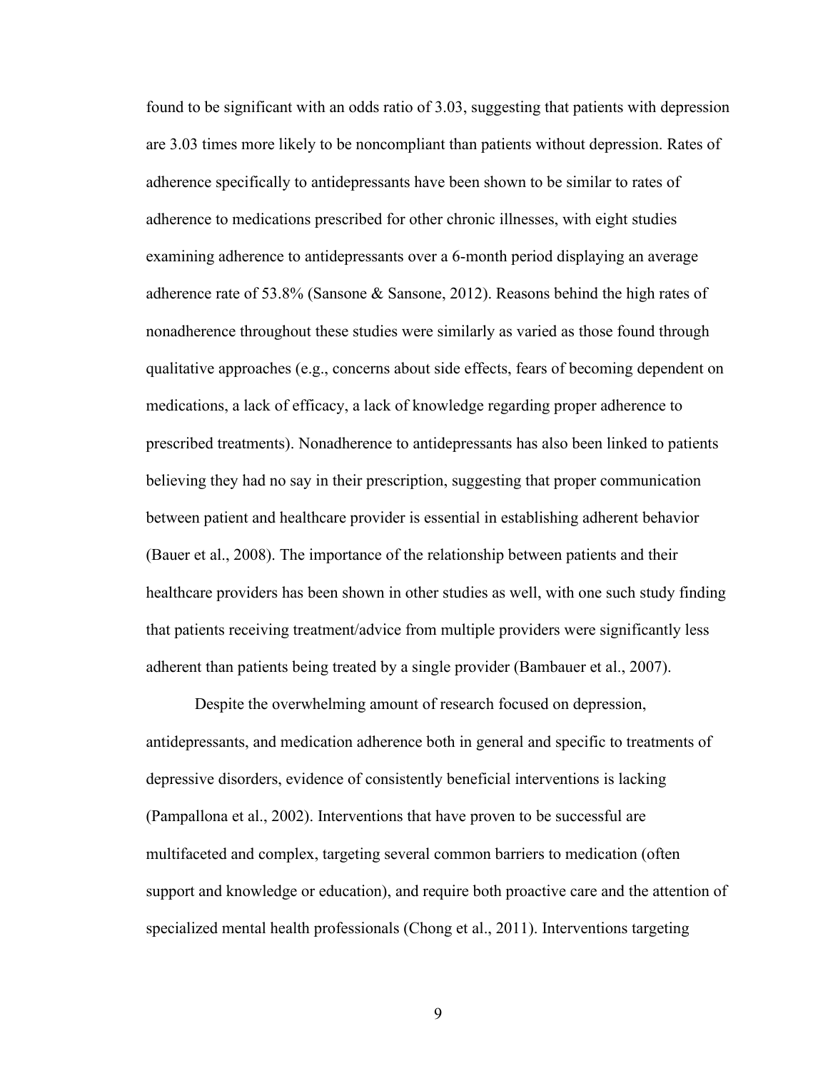found to be significant with an odds ratio of 3.03, suggesting that patients with depression are 3.03 times more likely to be noncompliant than patients without depression. Rates of adherence specifically to antidepressants have been shown to be similar to rates of adherence to medications prescribed for other chronic illnesses, with eight studies examining adherence to antidepressants over a 6-month period displaying an average adherence rate of 53.8% (Sansone & Sansone, 2012). Reasons behind the high rates of nonadherence throughout these studies were similarly as varied as those found through qualitative approaches (e.g., concerns about side effects, fears of becoming dependent on medications, a lack of efficacy, a lack of knowledge regarding proper adherence to prescribed treatments). Nonadherence to antidepressants has also been linked to patients believing they had no say in their prescription, suggesting that proper communication between patient and healthcare provider is essential in establishing adherent behavior (Bauer et al., 2008). The importance of the relationship between patients and their healthcare providers has been shown in other studies as well, with one such study finding that patients receiving treatment/advice from multiple providers were significantly less adherent than patients being treated by a single provider (Bambauer et al., 2007).

Despite the overwhelming amount of research focused on depression, antidepressants, and medication adherence both in general and specific to treatments of depressive disorders, evidence of consistently beneficial interventions is lacking (Pampallona et al., 2002). Interventions that have proven to be successful are multifaceted and complex, targeting several common barriers to medication (often support and knowledge or education), and require both proactive care and the attention of specialized mental health professionals (Chong et al., 2011). Interventions targeting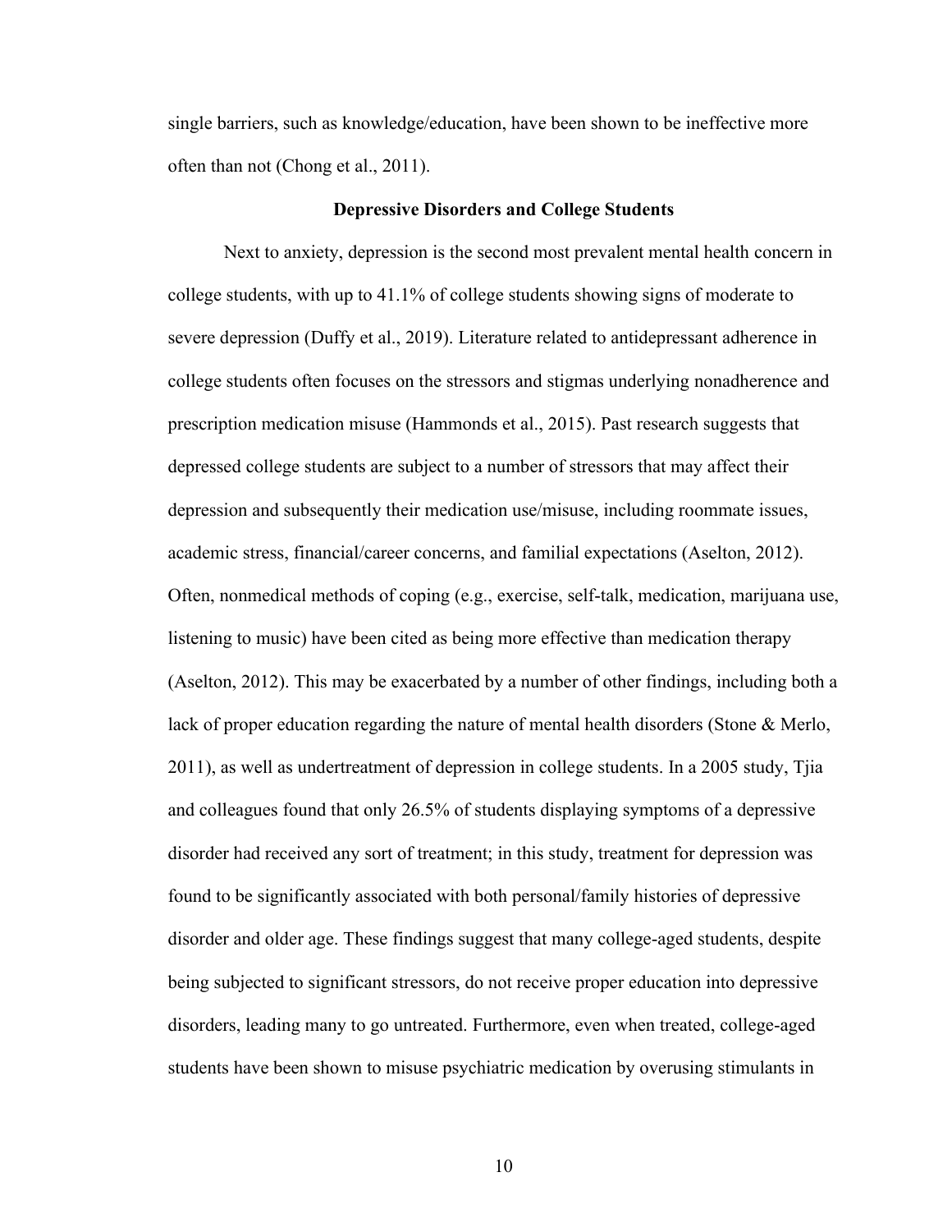single barriers, such as knowledge/education, have been shown to be ineffective more often than not (Chong et al., 2011).

## Depressive Disorders and College Students

Next to anxiety, depression is the second most prevalent mental health concern in college students, with up to 41.1% of college students showing signs of moderate to severe depression (Duffy et al., 2019). Literature related to antidepressant adherence in college students often focuses on the stressors and stigmas underlying nonadherence and prescription medication misuse (Hammonds et al., 2015). Past research suggests that depressed college students are subject to a number of stressors that may affect their depression and subsequently their medication use/misuse, including roommate issues, academic stress, financial/career concerns, and familial expectations (Aselton, 2012). Often, nonmedical methods of coping (e.g., exercise, self-talk, medication, marijuana use, listening to music) have been cited as being more effective than medication therapy (Aselton, 2012). This may be exacerbated by a number of other findings, including both a lack of proper education regarding the nature of mental health disorders (Stone & Merlo, 2011), as well as undertreatment of depression in college students. In a 2005 study, Tjia and colleagues found that only 26.5% of students displaying symptoms of a depressive disorder had received any sort of treatment; in this study, treatment for depression was found to be significantly associated with both personal/family histories of depressive disorder and older age. These findings suggest that many college-aged students, despite being subjected to significant stressors, do not receive proper education into depressive disorders, leading many to go untreated. Furthermore, even when treated, college-aged students have been shown to misuse psychiatric medication by overusing stimulants in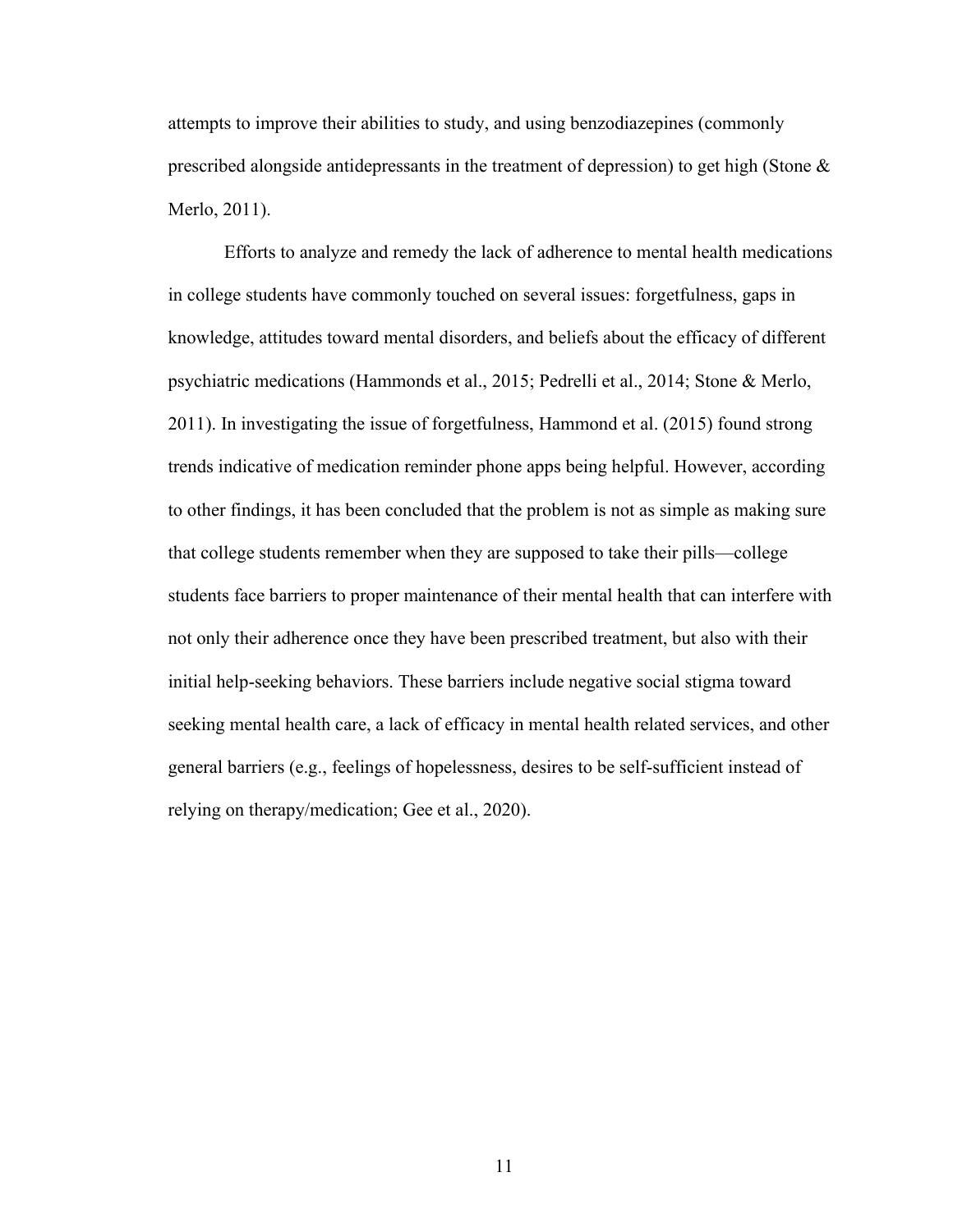attempts to improve their abilities to study, and using benzodiazepines (commonly prescribed alongside antidepressants in the treatment of depression) to get high (Stone & Merlo, 2011).

Efforts to analyze and remedy the lack of adherence to mental health medications in college students have commonly touched on several issues: forgetfulness, gaps in knowledge, attitudes toward mental disorders, and beliefs about the efficacy of different psychiatric medications (Hammonds et al., 2015; Pedrelli et al., 2014; Stone & Merlo, 2011). In investigating the issue of forgetfulness, Hammond et al. (2015) found strong trends indicative of medication reminder phone apps being helpful. However, according to other findings, it has been concluded that the problem is not as simple as making sure that college students remember when they are supposed to take their pills—college students face barriers to proper maintenance of their mental health that can interfere with not only their adherence once they have been prescribed treatment, but also with their initial help-seeking behaviors. These barriers include negative social stigma toward seeking mental health care, a lack of efficacy in mental health related services, and other general barriers (e.g., feelings of hopelessness, desires to be self-sufficient instead of relying on therapy/medication; Gee et al., 2020).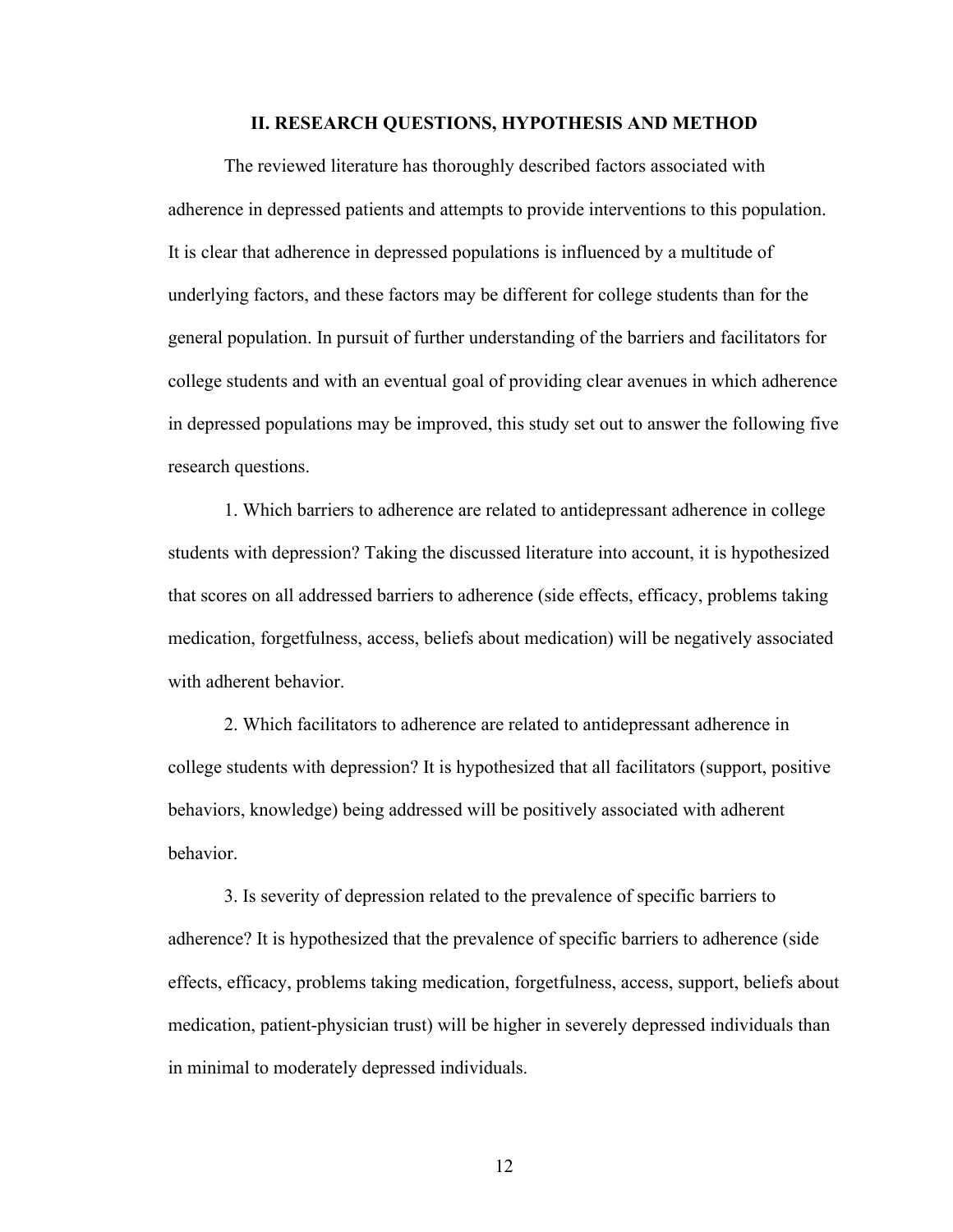## II. RESEARCH QUESTIONS, HYPOTHESIS AND METHOD

The reviewed literature has thoroughly described factors associated with adherence in depressed patients and attempts to provide interventions to this population. It is clear that adherence in depressed populations is influenced by a multitude of underlying factors, and these factors may be different for college students than for the general population. In pursuit of further understanding of the barriers and facilitators for college students and with an eventual goal of providing clear avenues in which adherence in depressed populations may be improved, this study set out to answer the following five research questions.

1. Which barriers to adherence are related to antidepressant adherence in college students with depression? Taking the discussed literature into account, it is hypothesized that scores on all addressed barriers to adherence (side effects, efficacy, problems taking medication, forgetfulness, access, beliefs about medication) will be negatively associated with adherent behavior.

2. Which facilitators to adherence are related to antidepressant adherence in college students with depression? It is hypothesized that all facilitators (support, positive behaviors, knowledge) being addressed will be positively associated with adherent behavior.

3. Is severity of depression related to the prevalence of specific barriers to adherence? It is hypothesized that the prevalence of specific barriers to adherence (side effects, efficacy, problems taking medication, forgetfulness, access, support, beliefs about medication, patient-physician trust) will be higher in severely depressed individuals than in minimal to moderately depressed individuals.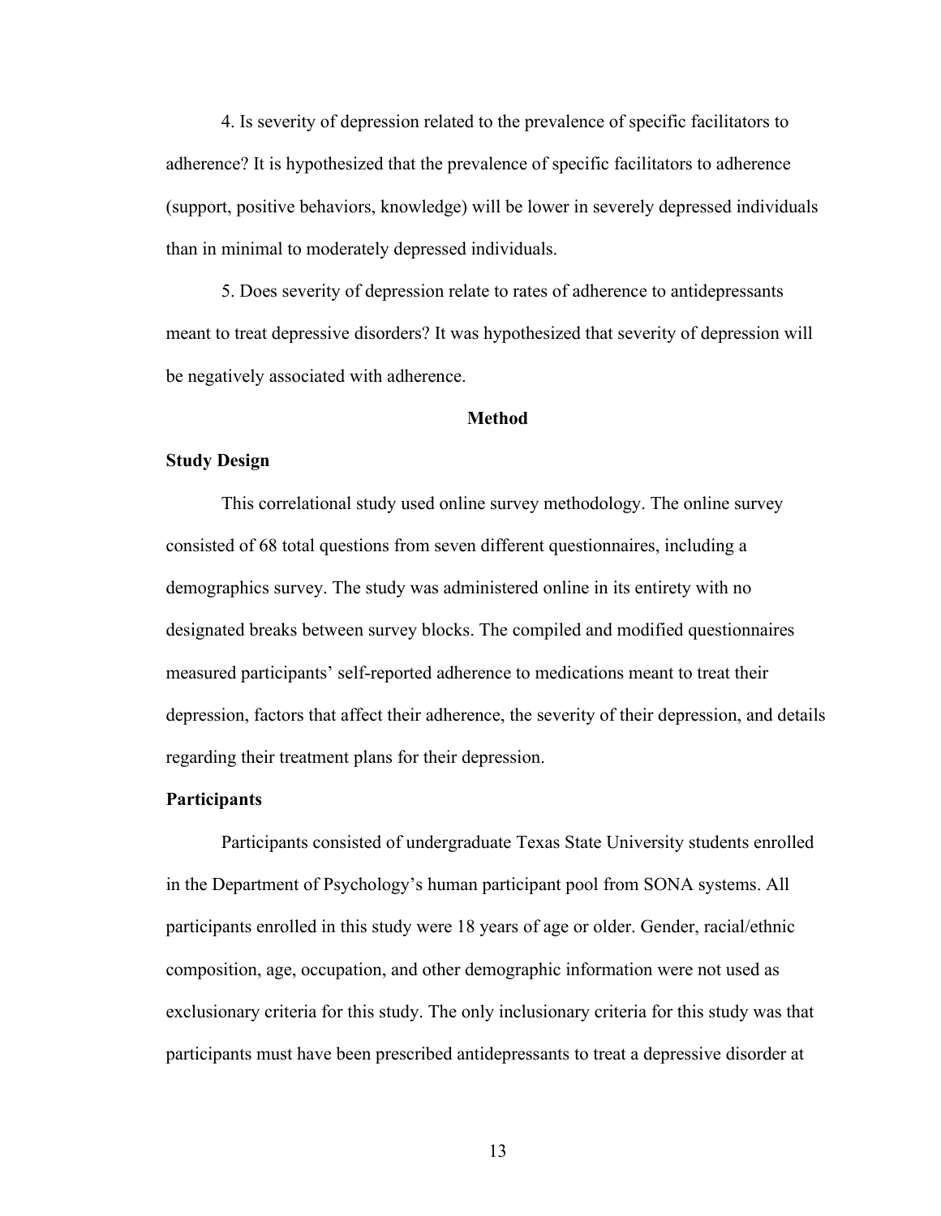4. Is severity of depression related to the prevalence of specific facilitators to adherence? It is hypothesized that the prevalence of specific facilitators to adherence (support, positive behaviors, knowledge) will be lower in severely depressed individuals than in minimal to moderately depressed individuals.

5. Does severity of depression relate to rates of adherence to antidepressants meant to treat depressive disorders? It was hypothesized that severity of depression will be negatively associated with adherence.

## Method

### Study Design

This correlational study used online survey methodology. The online survey consisted of 68 total questions from seven different questionnaires, including a demographics survey. The study was administered online in its entirety with no designated breaks between survey blocks. The compiled and modified questionnaires measured participants' self-reported adherence to medications meant to treat their depression, factors that affect their adherence, the severity of their depression, and details regarding their treatment plans for their depression.

### Participants

Participants consisted of undergraduate Texas State University students enrolled in the Department of Psychology's human participant pool from SONA systems. All participants enrolled in this study were 18 years of age or older. Gender, racial/ethnic composition, age, occupation, and other demographic information were not used as exclusionary criteria for this study. The only inclusionary criteria for this study was that participants must have been prescribed antidepressants to treat a depressive disorder at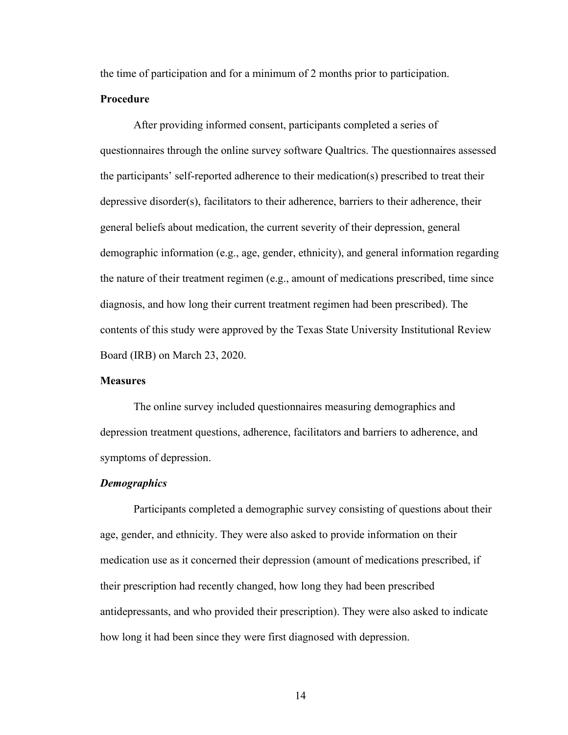the time of participation and for a minimum of 2 months prior to participation.

## Procedure

After providing informed consent, participants completed a series of questionnaires through the online survey software Qualtrics. The questionnaires assessed the participants' self-reported adherence to their medication(s) prescribed to treat their depressive disorder(s), facilitators to their adherence, barriers to their adherence, their general beliefs about medication, the current severity of their depression, general demographic information (e.g., age, gender, ethnicity), and general information regarding the nature of their treatment regimen (e.g., amount of medications prescribed, time since diagnosis, and how long their current treatment regimen had been prescribed). The contents of this study were approved by the Texas State University Institutional Review Board (IRB) on March 23, 2020.

## Measures

The online survey included questionnaires measuring demographics and depression treatment questions, adherence, facilitators and barriers to adherence, and symptoms of depression.

### *Demographics*

Participants completed a demographic survey consisting of questions about their age, gender, and ethnicity. They were also asked to provide information on their medication use as it concerned their depression (amount of medications prescribed, if their prescription had recently changed, how long they had been prescribed antidepressants, and who provided their prescription). They were also asked to indicate how long it had been since they were first diagnosed with depression.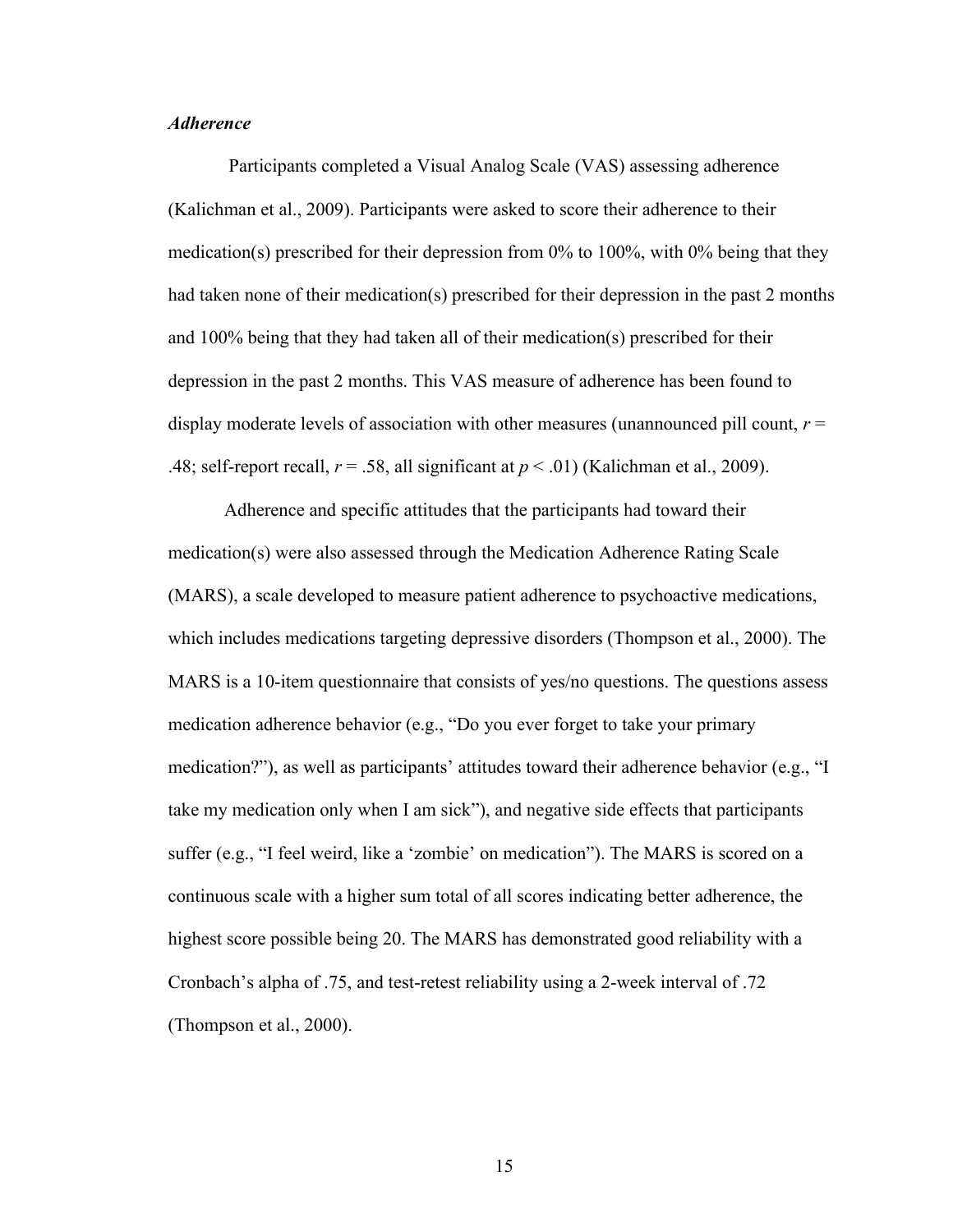### *Adherence*

Participants completed a Visual Analog Scale (VAS) assessing adherence (Kalichman et al., 2009). Participants were asked to score their adherence to their medication(s) prescribed for their depression from 0% to 100%, with 0% being that they had taken none of their medication(s) prescribed for their depression in the past 2 months and 100% being that they had taken all of their medication(s) prescribed for their depression in the past 2 months. This VAS measure of adherence has been found to display moderate levels of association with other measures (unannounced pill count, $r = .48$; self-report recall, $r = .58$, all significant at $p < .01$) (Kalichman et al., 2009).

Adherence and specific attitudes that the participants had toward their medication(s) were also assessed through the Medication Adherence Rating Scale (MARS), a scale developed to measure patient adherence to psychoactive medications, which includes medications targeting depressive disorders (Thompson et al., 2000). The MARS is a 10-item questionnaire that consists of yes/no questions. The questions assess medication adherence behavior (e.g., "Do you ever forget to take your primary medication?"), as well as participants' attitudes toward their adherence behavior (e.g., "I take my medication only when I am sick"), and negative side effects that participants suffer (e.g., "I feel weird, like a 'zombie' on medication"). The MARS is scored on a continuous scale with a higher sum total of all scores indicating better adherence, the highest score possible being 20. The MARS has demonstrated good reliability with a Cronbach's alpha of .75, and test-retest reliability using a 2-week interval of .72 (Thompson et al., 2000).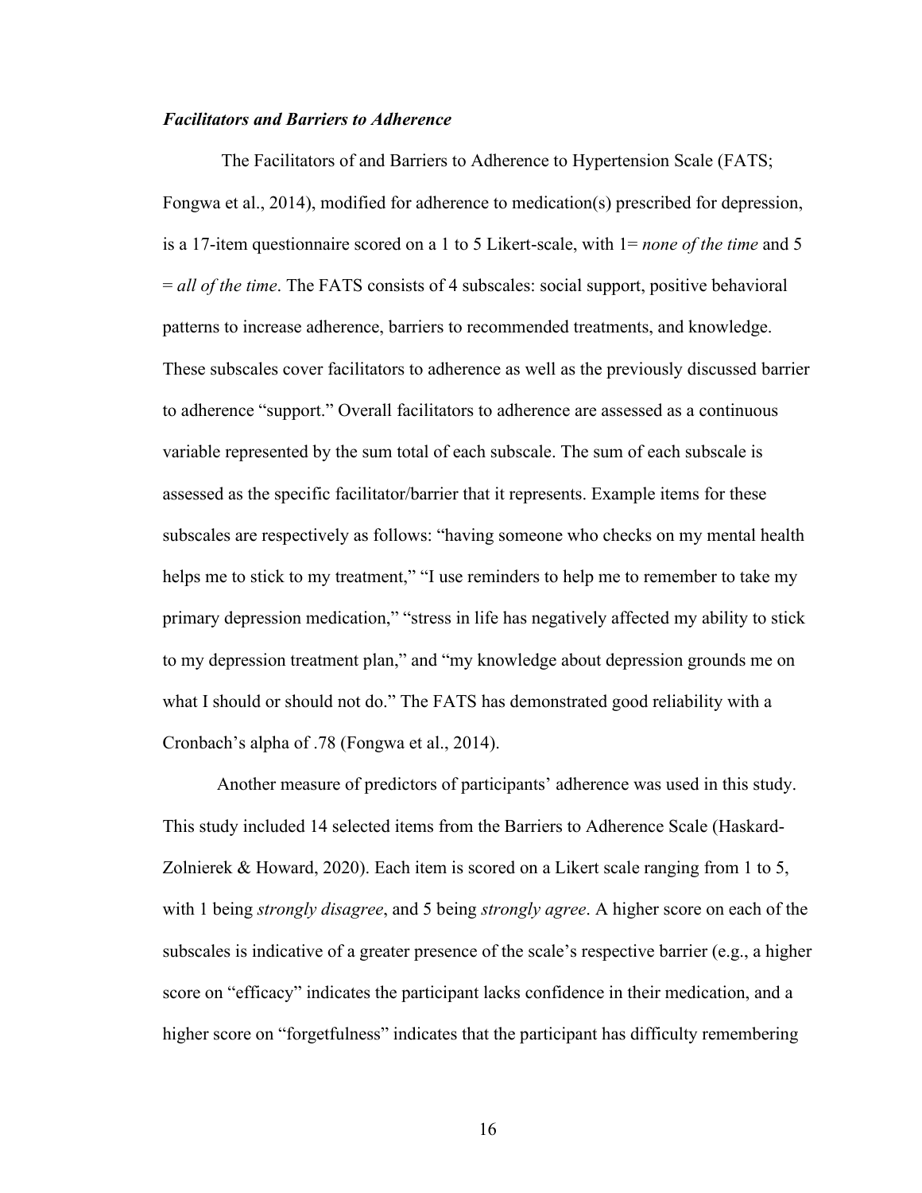### *Facilitators and Barriers to Adherence*

The Facilitators of and Barriers to Adherence to Hypertension Scale (FATS; Fongwa et al., 2014), modified for adherence to medication(s) prescribed for depression, is a 17-item questionnaire scored on a 1 to 5 Likert-scale, with 1= *none of the time* and 5 = *all of the time*. The FATS consists of 4 subscales: social support, positive behavioral patterns to increase adherence, barriers to recommended treatments, and knowledge. These subscales cover facilitators to adherence as well as the previously discussed barrier to adherence "support." Overall facilitators to adherence are assessed as a continuous variable represented by the sum total of each subscale. The sum of each subscale is assessed as the specific facilitator/barrier that it represents. Example items for these subscales are respectively as follows: "having someone who checks on my mental health helps me to stick to my treatment," "I use reminders to help me to remember to take my primary depression medication," "stress in life has negatively affected my ability to stick to my depression treatment plan," and "my knowledge about depression grounds me on what I should or should not do." The FATS has demonstrated good reliability with a Cronbach's alpha of .78 (Fongwa et al., 2014).

Another measure of predictors of participants' adherence was used in this study. This study included 14 selected items from the Barriers to Adherence Scale (Haskard-Zolnierek & Howard, 2020). Each item is scored on a Likert scale ranging from 1 to 5, with 1 being *strongly disagree*, and 5 being *strongly agree*. A higher score on each of the subscales is indicative of a greater presence of the scale's respective barrier (e.g., a higher score on "efficacy" indicates the participant lacks confidence in their medication, and a higher score on "forgetfulness" indicates that the participant has difficulty remembering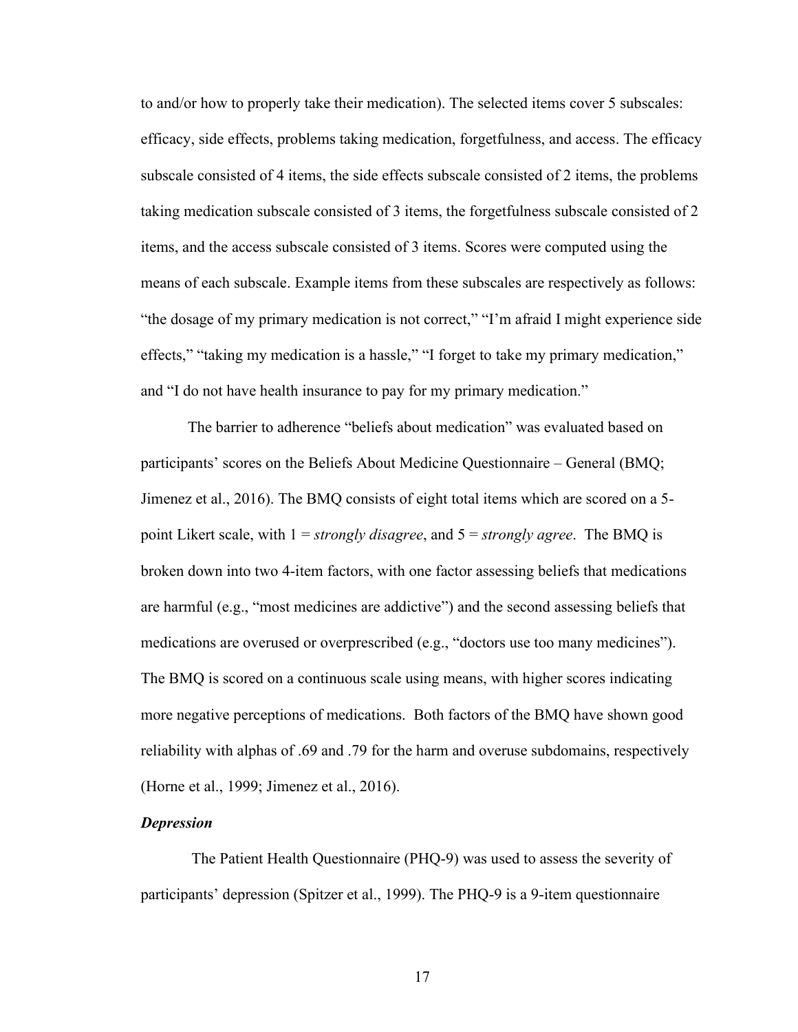to and/or how to properly take their medication). The selected items cover 5 subscales: efficacy, side effects, problems taking medication, forgetfulness, and access. The efficacy subscale consisted of 4 items, the side effects subscale consisted of 2 items, the problems taking medication subscale consisted of 3 items, the forgetfulness subscale consisted of 2 items, and the access subscale consisted of 3 items. Scores were computed using the means of each subscale. Example items from these subscales are respectively as follows: "the dosage of my primary medication is not correct," "I'm afraid I might experience side effects," "taking my medication is a hassle," "I forget to take my primary medication," and "I do not have health insurance to pay for my primary medication."

The barrier to adherence "beliefs about medication" was evaluated based on participants' scores on the Beliefs About Medicine Questionnaire – General (BMQ; Jimenez et al., 2016). The BMQ consists of eight total items which are scored on a 5-point Likert scale, with 1 = *strongly disagree*, and 5 = *strongly agree*. The BMQ is broken down into two 4-item factors, with one factor assessing beliefs that medications are harmful (e.g., "most medicines are addictive") and the second assessing beliefs that medications are overused or overprescribed (e.g., "doctors use too many medicines"). The BMQ is scored on a continuous scale using means, with higher scores indicating more negative perceptions of medications. Both factors of the BMQ have shown good reliability with alphas of .69 and .79 for the harm and overuse subdomains, respectively (Horne et al., 1999; Jimenez et al., 2016).

***Depression***

The Patient Health Questionnaire (PHQ-9) was used to assess the severity of participants' depression (Spitzer et al., 1999). The PHQ-9 is a 9-item questionnaire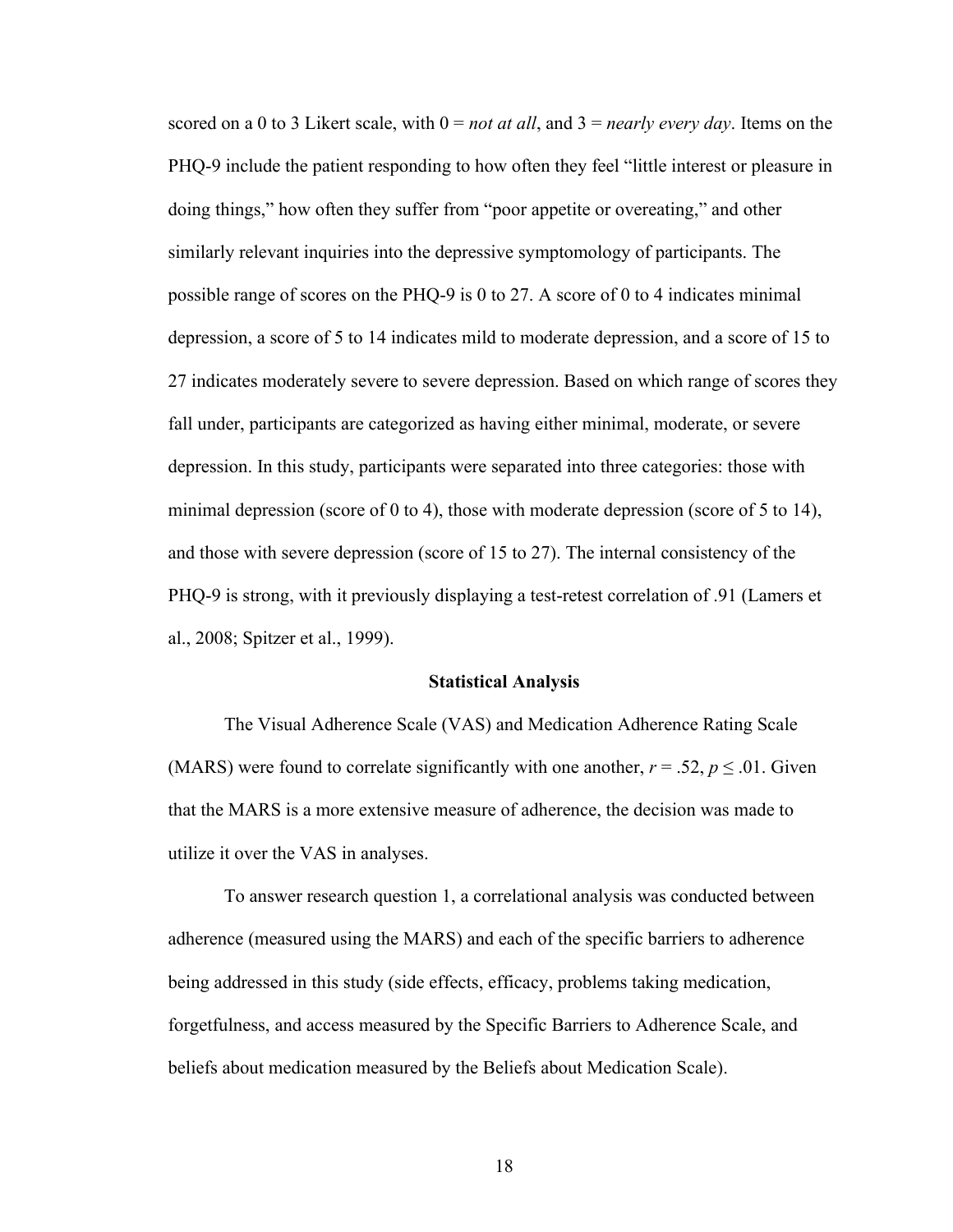scored on a 0 to 3 Likert scale, with 0 = *not at all*, and 3 = *nearly every day*. Items on the PHQ-9 include the patient responding to how often they feel "little interest or pleasure in doing things," how often they suffer from "poor appetite or overeating," and other similarly relevant inquiries into the depressive symptomology of participants. The possible range of scores on the PHQ-9 is 0 to 27. A score of 0 to 4 indicates minimal depression, a score of 5 to 14 indicates mild to moderate depression, and a score of 15 to 27 indicates moderately severe to severe depression. Based on which range of scores they fall under, participants are categorized as having either minimal, moderate, or severe depression. In this study, participants were separated into three categories: those with minimal depression (score of 0 to 4), those with moderate depression (score of 5 to 14), and those with severe depression (score of 15 to 27). The internal consistency of the PHQ-9 is strong, with it previously displaying a test-retest correlation of .91 (Lamers et al., 2008; Spitzer et al., 1999).

## Statistical Analysis

The Visual Adherence Scale (VAS) and Medication Adherence Rating Scale (MARS) were found to correlate significantly with one another, $r = .52$, $p \leq .01$. Given that the MARS is a more extensive measure of adherence, the decision was made to utilize it over the VAS in analyses.

To answer research question 1, a correlational analysis was conducted between adherence (measured using the MARS) and each of the specific barriers to adherence being addressed in this study (side effects, efficacy, problems taking medication, forgetfulness, and access measured by the Specific Barriers to Adherence Scale, and beliefs about medication measured by the Beliefs about Medication Scale).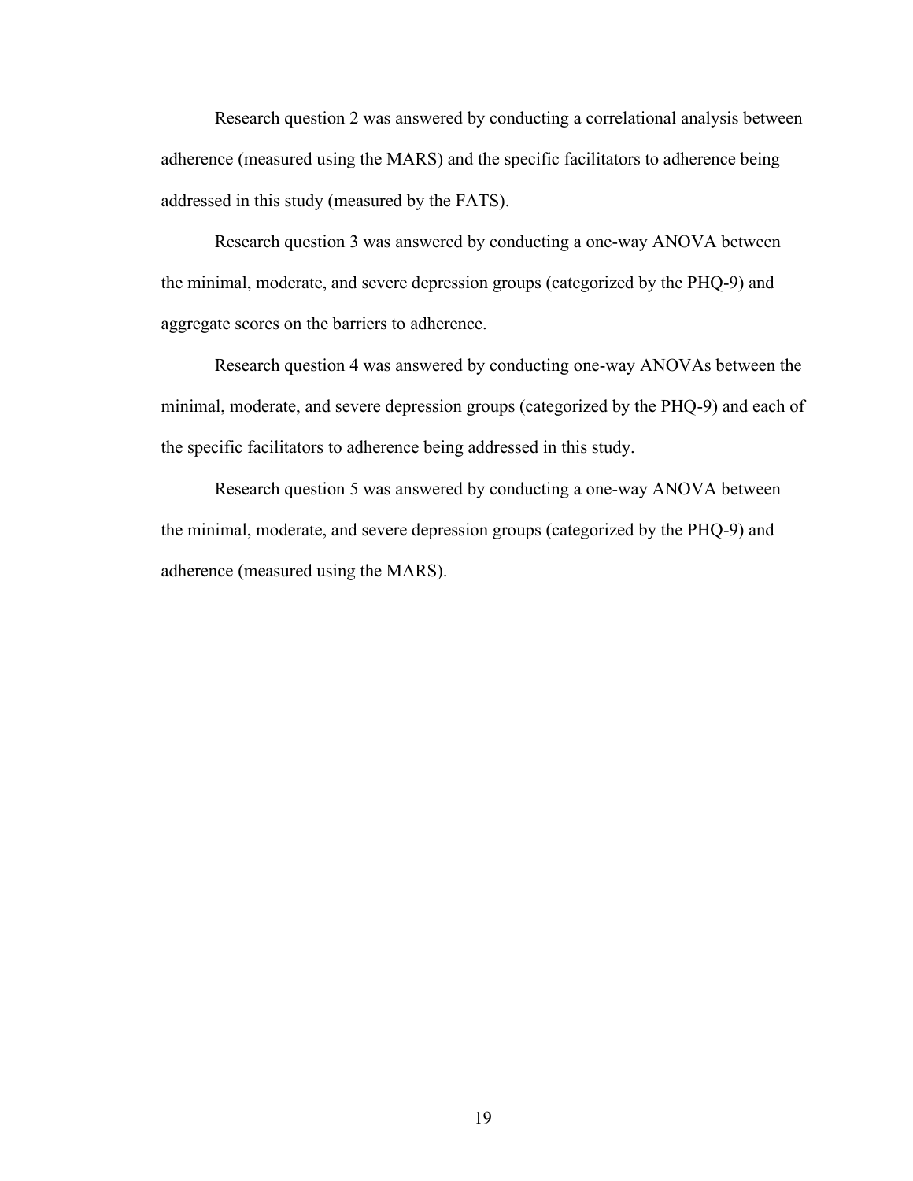Research question 2 was answered by conducting a correlational analysis between adherence (measured using the MARS) and the specific facilitators to adherence being addressed in this study (measured by the FATS).

Research question 3 was answered by conducting a one-way ANOVA between the minimal, moderate, and severe depression groups (categorized by the PHQ-9) and aggregate scores on the barriers to adherence.

Research question 4 was answered by conducting one-way ANOVAs between the minimal, moderate, and severe depression groups (categorized by the PHQ-9) and each of the specific facilitators to adherence being addressed in this study.

Research question 5 was answered by conducting a one-way ANOVA between the minimal, moderate, and severe depression groups (categorized by the PHQ-9) and adherence (measured using the MARS).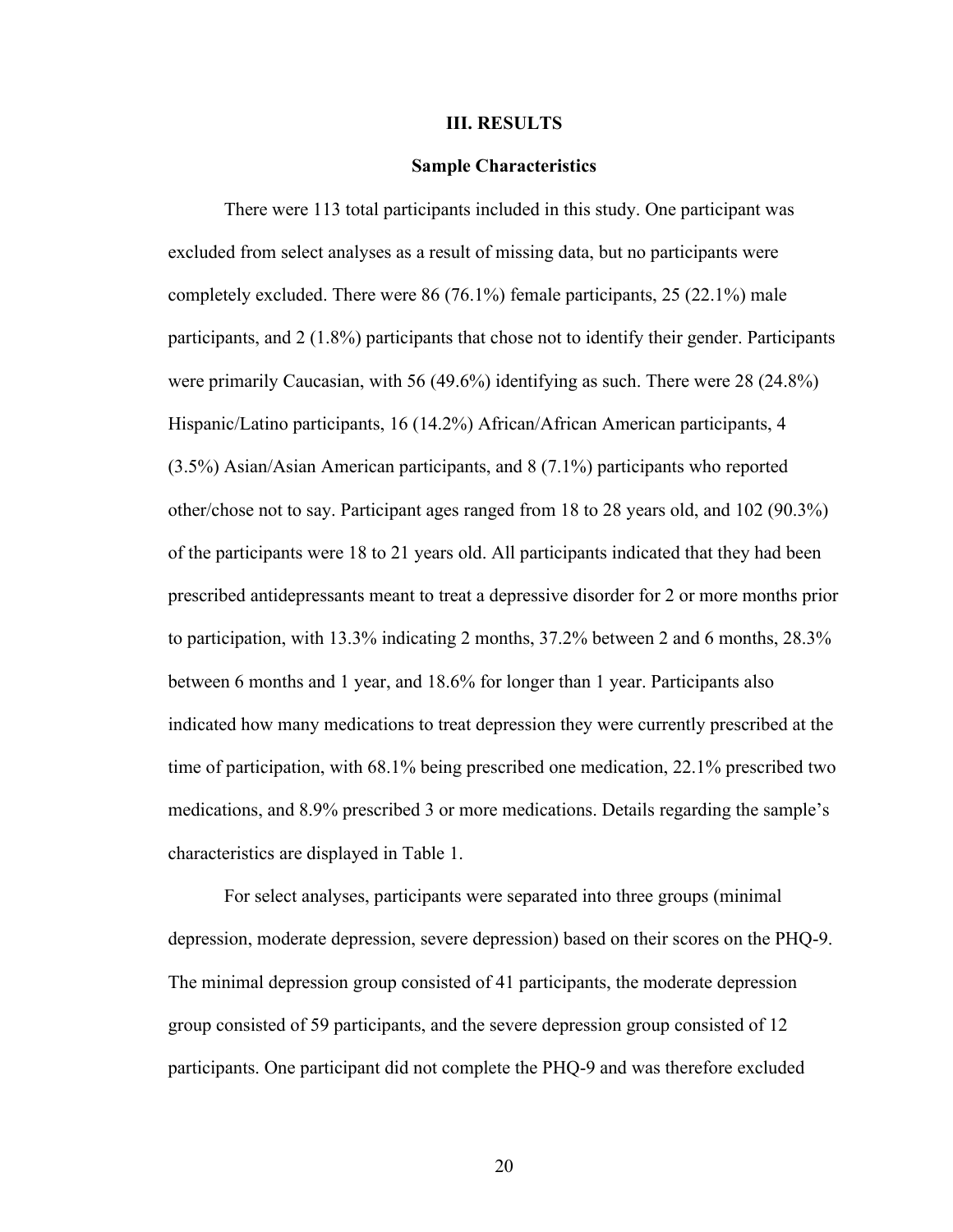# III. RESULTS

## Sample Characteristics

There were 113 total participants included in this study. One participant was excluded from select analyses as a result of missing data, but no participants were completely excluded. There were 86 (76.1%) female participants, 25 (22.1%) male participants, and 2 (1.8%) participants that chose not to identify their gender. Participants were primarily Caucasian, with 56 (49.6%) identifying as such. There were 28 (24.8%) Hispanic/Latino participants, 16 (14.2%) African/African American participants, 4 (3.5%) Asian/Asian American participants, and 8 (7.1%) participants who reported other/chose not to say. Participant ages ranged from 18 to 28 years old, and 102 (90.3%) of the participants were 18 to 21 years old. All participants indicated that they had been prescribed antidepressants meant to treat a depressive disorder for 2 or more months prior to participation, with 13.3% indicating 2 months, 37.2% between 2 and 6 months, 28.3% between 6 months and 1 year, and 18.6% for longer than 1 year. Participants also indicated how many medications to treat depression they were currently prescribed at the time of participation, with 68.1% being prescribed one medication, 22.1% prescribed two medications, and 8.9% prescribed 3 or more medications. Details regarding the sample's characteristics are displayed in Table 1.

For select analyses, participants were separated into three groups (minimal depression, moderate depression, severe depression) based on their scores on the PHQ-9. The minimal depression group consisted of 41 participants, the moderate depression group consisted of 59 participants, and the severe depression group consisted of 12 participants. One participant did not complete the PHQ-9 and was therefore excluded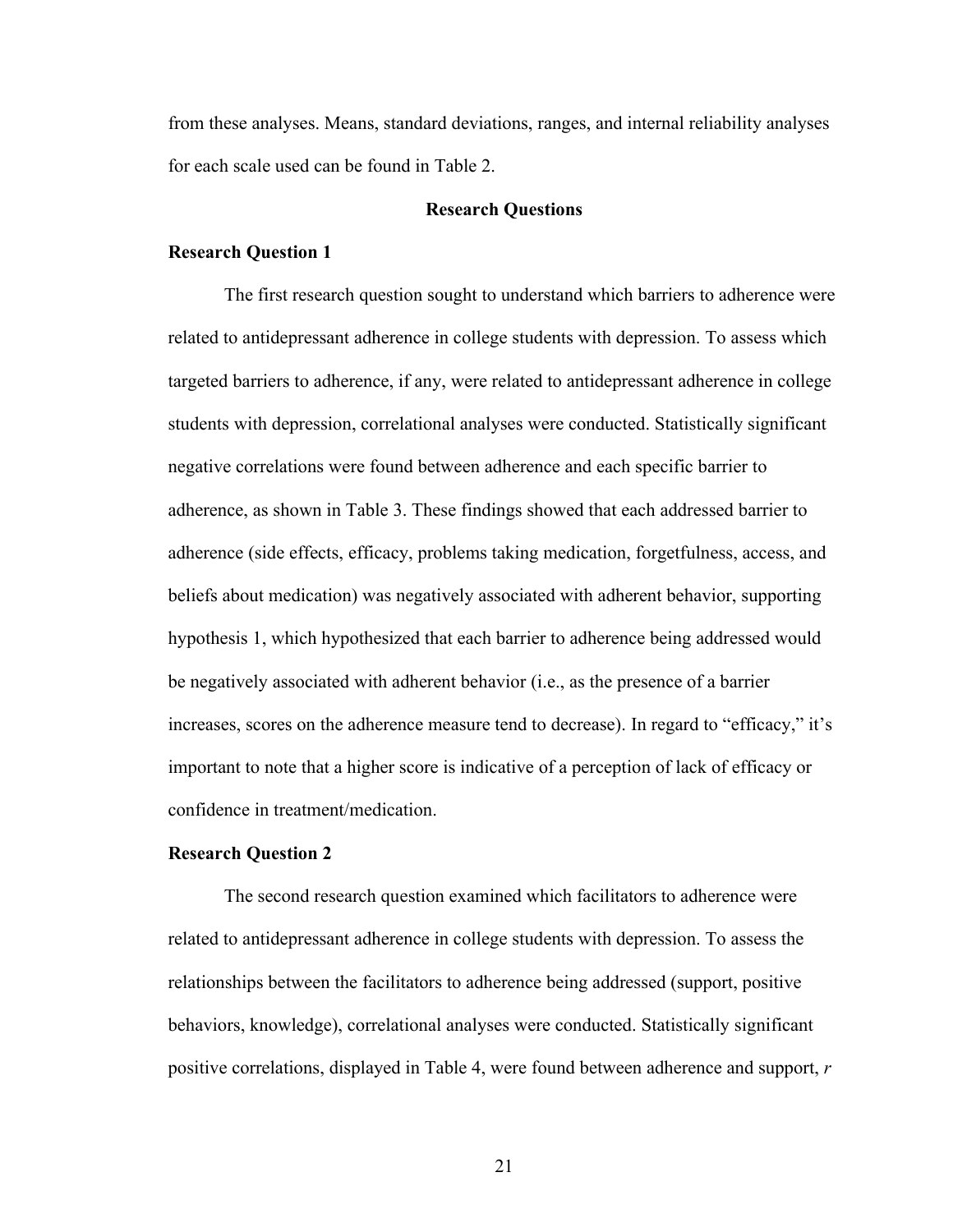from these analyses. Means, standard deviations, ranges, and internal reliability analyses for each scale used can be found in Table 2.

## Research Questions

### Research Question 1

The first research question sought to understand which barriers to adherence were related to antidepressant adherence in college students with depression. To assess which targeted barriers to adherence, if any, were related to antidepressant adherence in college students with depression, correlational analyses were conducted. Statistically significant negative correlations were found between adherence and each specific barrier to adherence, as shown in Table 3. These findings showed that each addressed barrier to adherence (side effects, efficacy, problems taking medication, forgetfulness, access, and beliefs about medication) was negatively associated with adherent behavior, supporting hypothesis 1, which hypothesized that each barrier to adherence being addressed would be negatively associated with adherent behavior (i.e., as the presence of a barrier increases, scores on the adherence measure tend to decrease). In regard to "efficacy," it's important to note that a higher score is indicative of a perception of lack of efficacy or confidence in treatment/medication.

### Research Question 2

The second research question examined which facilitators to adherence were related to antidepressant adherence in college students with depression. To assess the relationships between the facilitators to adherence being addressed (support, positive behaviors, knowledge), correlational analyses were conducted. Statistically significant positive correlations, displayed in Table 4, were found between adherence and support, *r*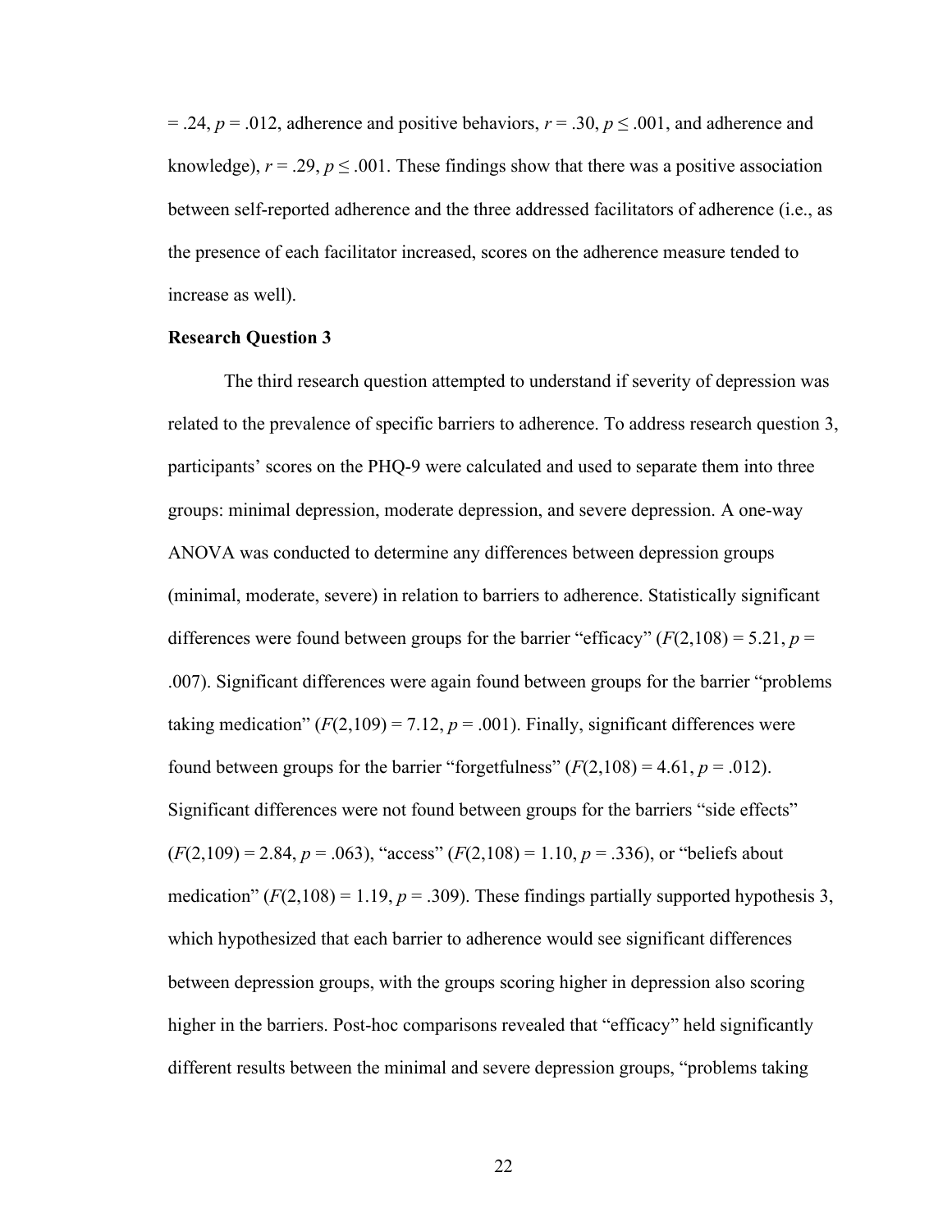= .24, $p = .012$, adherence and positive behaviors, $r = .30$, $p \leq .001$, and adherence and knowledge), $r = .29$, $p \leq .001$. These findings show that there was a positive association between self-reported adherence and the three addressed facilitators of adherence (i.e., as the presence of each facilitator increased, scores on the adherence measure tended to increase as well).

**Research Question 3**

The third research question attempted to understand if severity of depression was related to the prevalence of specific barriers to adherence. To address research question 3, participants' scores on the PHQ-9 were calculated and used to separate them into three groups: minimal depression, moderate depression, and severe depression. A one-way ANOVA was conducted to determine any differences between depression groups (minimal, moderate, severe) in relation to barriers to adherence. Statistically significant differences were found between groups for the barrier "efficacy" ($F(2,108) = 5.21$, $p = .007$). Significant differences were again found between groups for the barrier "problems taking medication" ($F(2,109) = 7.12$, $p = .001$). Finally, significant differences were found between groups for the barrier "forgetfulness" ($F(2,108) = 4.61$, $p = .012$). Significant differences were not found between groups for the barriers "side effects" ($F(2,109) = 2.84$, $p = .063$), "access" ($F(2,108) = 1.10$, $p = .336$), or "beliefs about medication" ($F(2,108) = 1.19$, $p = .309$). These findings partially supported hypothesis 3, which hypothesized that each barrier to adherence would see significant differences between depression groups, with the groups scoring higher in depression also scoring higher in the barriers. Post-hoc comparisons revealed that "efficacy" held significantly different results between the minimal and severe depression groups, "problems taking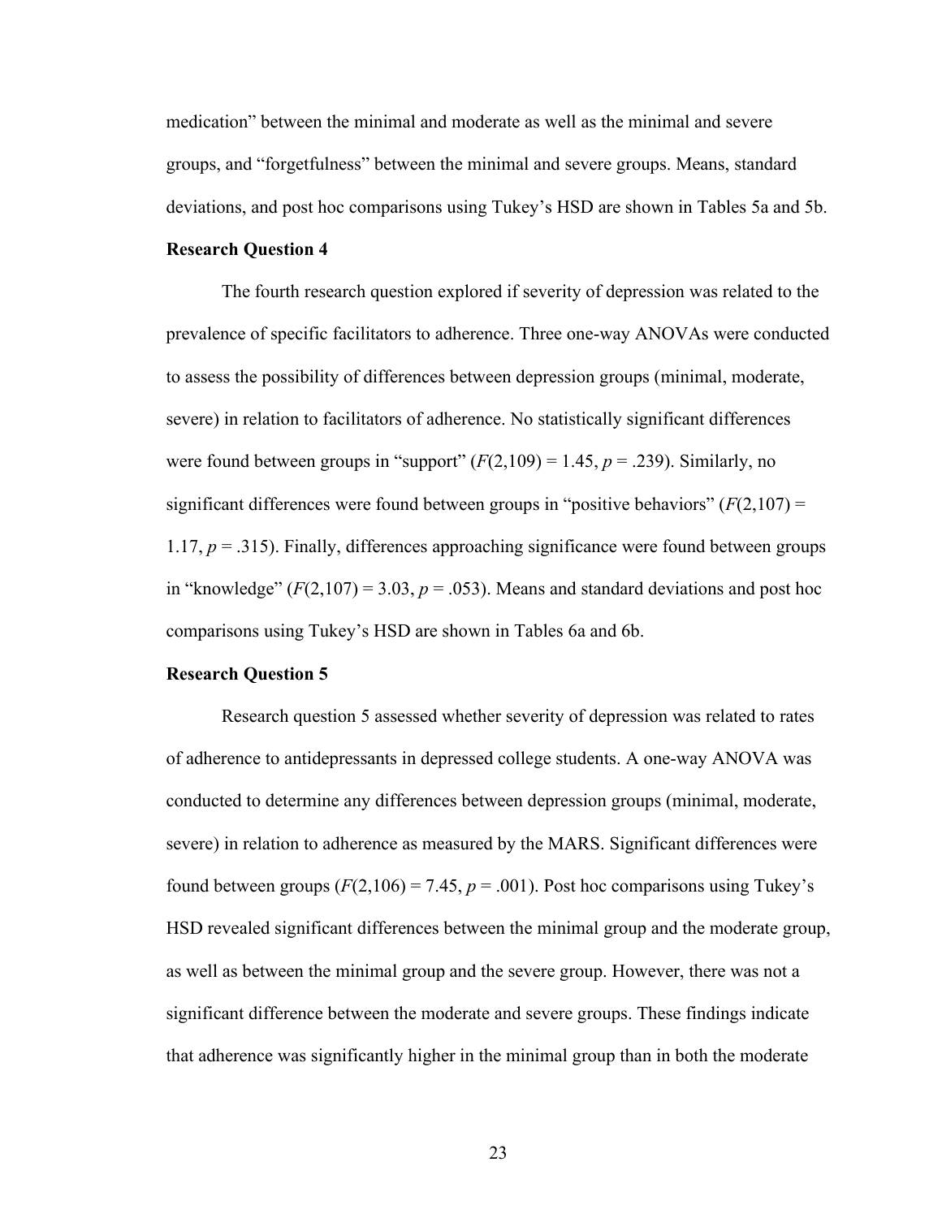medication" between the minimal and moderate as well as the minimal and severe groups, and "forgetfulness" between the minimal and severe groups. Means, standard deviations, and post hoc comparisons using Tukey's HSD are shown in Tables 5a and 5b.

**Research Question 4**

The fourth research question explored if severity of depression was related to the prevalence of specific facilitators to adherence. Three one-way ANOVAs were conducted to assess the possibility of differences between depression groups (minimal, moderate, severe) in relation to facilitators of adherence. No statistically significant differences were found between groups in "support" ($F(2,109) = 1.45$, $p = .239$). Similarly, no significant differences were found between groups in "positive behaviors" ($F(2,107) = 1.17$, $p = .315$). Finally, differences approaching significance were found between groups in "knowledge" ($F(2,107) = 3.03$, $p = .053$). Means and standard deviations and post hoc comparisons using Tukey's HSD are shown in Tables 6a and 6b.

**Research Question 5**

Research question 5 assessed whether severity of depression was related to rates of adherence to antidepressants in depressed college students. A one-way ANOVA was conducted to determine any differences between depression groups (minimal, moderate, severe) in relation to adherence as measured by the MARS. Significant differences were found between groups ($F(2,106) = 7.45$, $p = .001$). Post hoc comparisons using Tukey's HSD revealed significant differences between the minimal group and the moderate group, as well as between the minimal group and the severe group. However, there was not a significant difference between the moderate and severe groups. These findings indicate that adherence was significantly higher in the minimal group than in both the moderate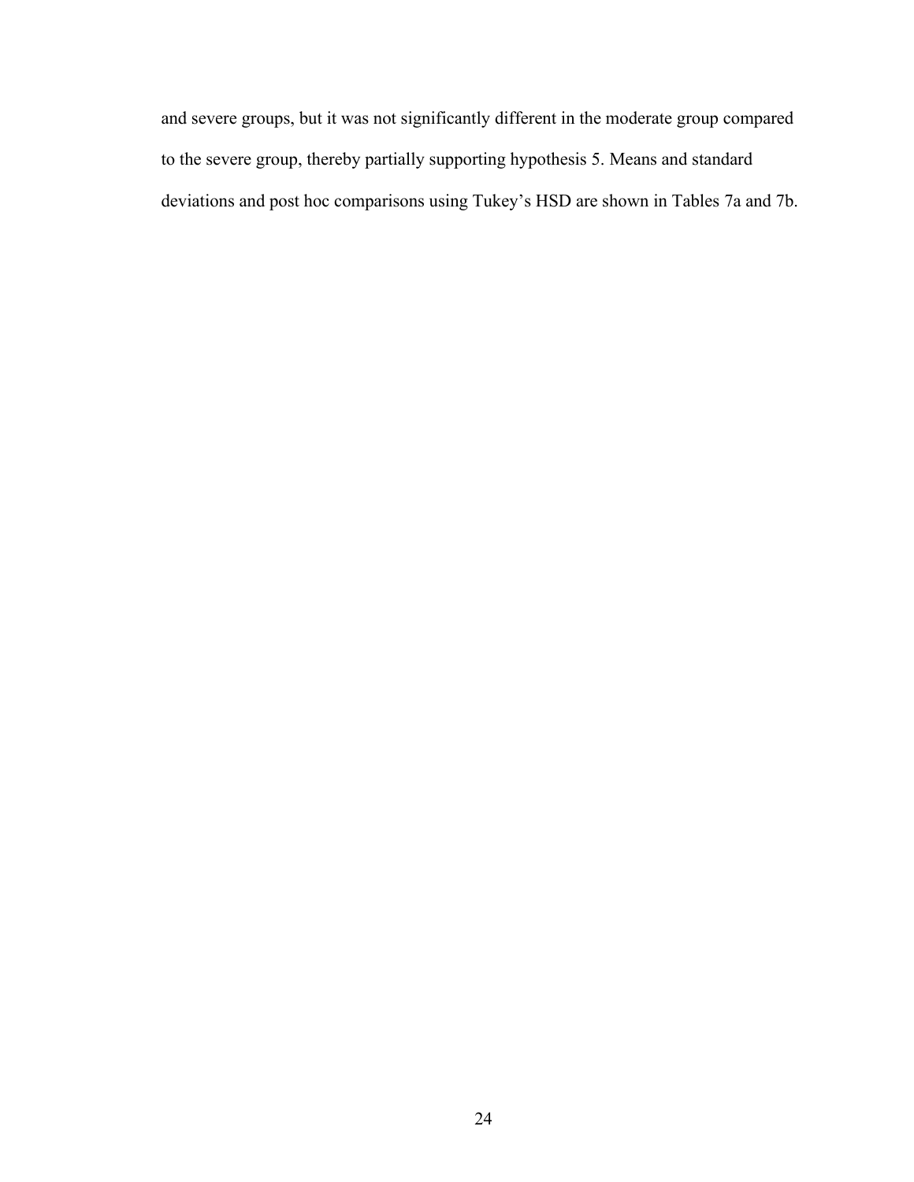and severe groups, but it was not significantly different in the moderate group compared to the severe group, thereby partially supporting hypothesis 5. Means and standard deviations and post hoc comparisons using Tukey's HSD are shown in Tables 7a and 7b.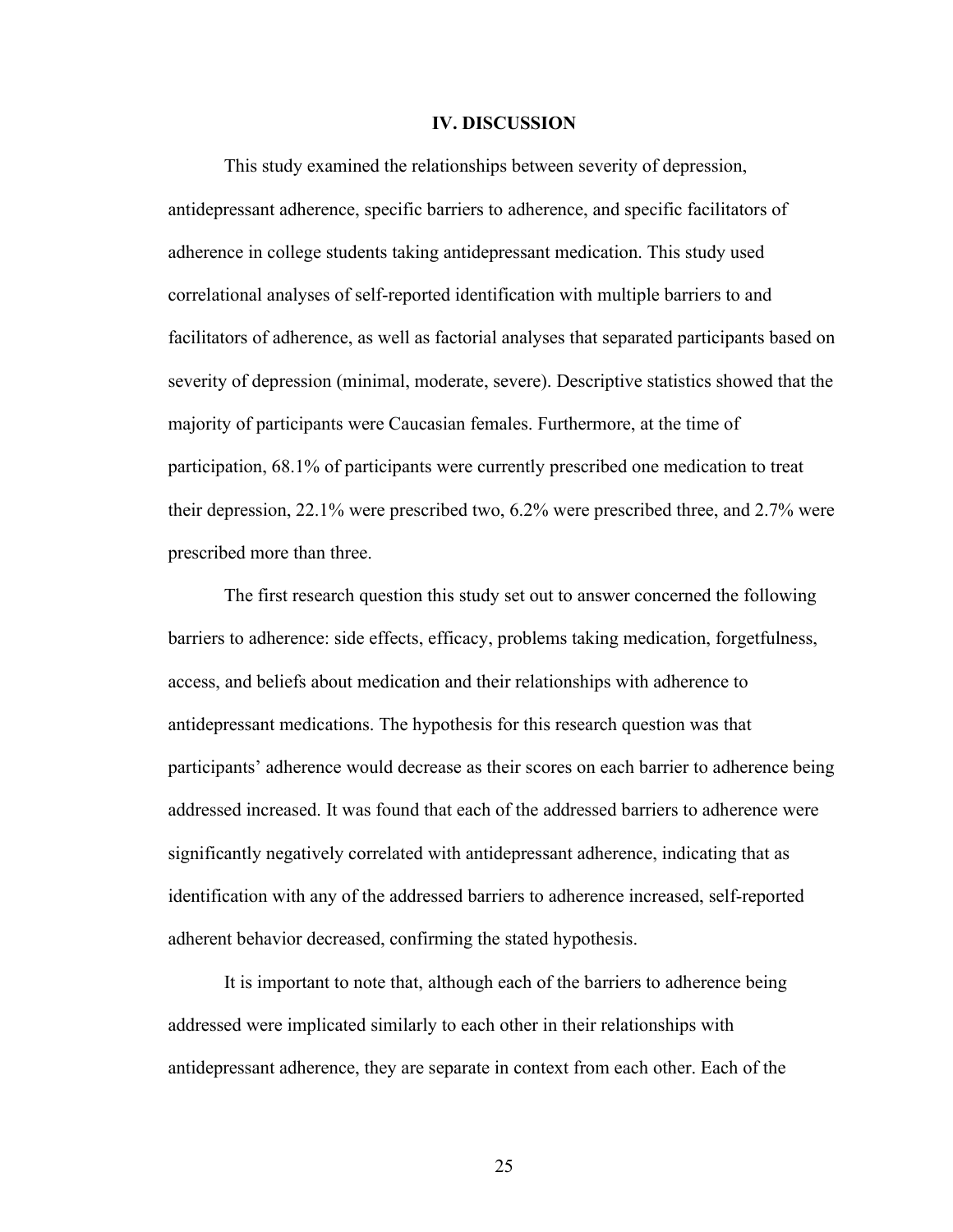## IV. DISCUSSION

This study examined the relationships between severity of depression, antidepressant adherence, specific barriers to adherence, and specific facilitators of adherence in college students taking antidepressant medication. This study used correlational analyses of self-reported identification with multiple barriers to and facilitators of adherence, as well as factorial analyses that separated participants based on severity of depression (minimal, moderate, severe). Descriptive statistics showed that the majority of participants were Caucasian females. Furthermore, at the time of participation, 68.1% of participants were currently prescribed one medication to treat their depression, 22.1% were prescribed two, 6.2% were prescribed three, and 2.7% were prescribed more than three.

The first research question this study set out to answer concerned the following barriers to adherence: side effects, efficacy, problems taking medication, forgetfulness, access, and beliefs about medication and their relationships with adherence to antidepressant medications. The hypothesis for this research question was that participants' adherence would decrease as their scores on each barrier to adherence being addressed increased. It was found that each of the addressed barriers to adherence were significantly negatively correlated with antidepressant adherence, indicating that as identification with any of the addressed barriers to adherence increased, self-reported adherent behavior decreased, confirming the stated hypothesis.

It is important to note that, although each of the barriers to adherence being addressed were implicated similarly to each other in their relationships with antidepressant adherence, they are separate in context from each other. Each of the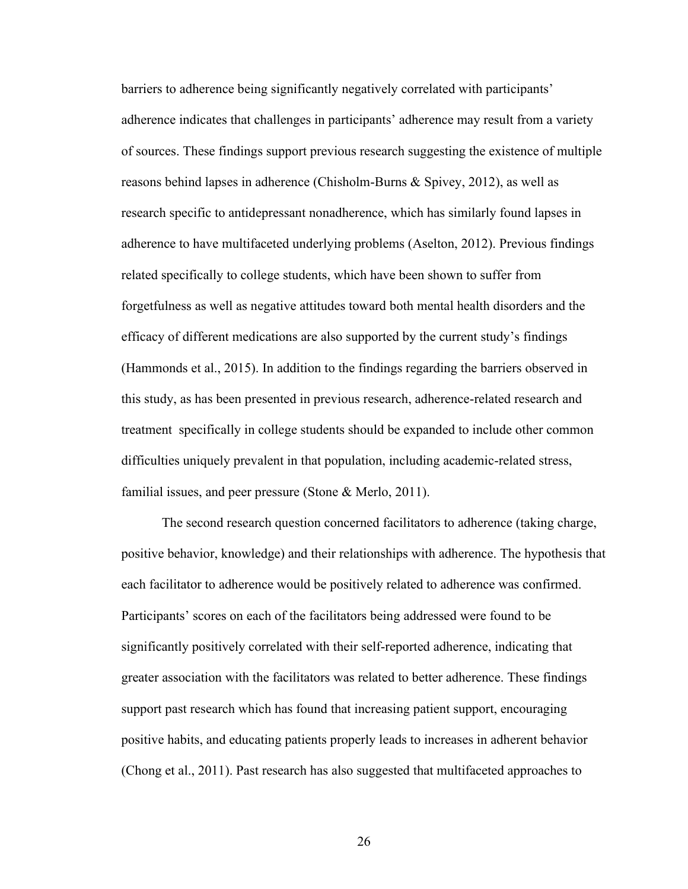barriers to adherence being significantly negatively correlated with participants' adherence indicates that challenges in participants' adherence may result from a variety of sources. These findings support previous research suggesting the existence of multiple reasons behind lapses in adherence (Chisholm-Burns & Spivey, 2012), as well as research specific to antidepressant nonadherence, which has similarly found lapses in adherence to have multifaceted underlying problems (Aselton, 2012). Previous findings related specifically to college students, which have been shown to suffer from forgetfulness as well as negative attitudes toward both mental health disorders and the efficacy of different medications are also supported by the current study's findings (Hammonds et al., 2015). In addition to the findings regarding the barriers observed in this study, as has been presented in previous research, adherence-related research and treatment specifically in college students should be expanded to include other common difficulties uniquely prevalent in that population, including academic-related stress, familial issues, and peer pressure (Stone & Merlo, 2011).

The second research question concerned facilitators to adherence (taking charge, positive behavior, knowledge) and their relationships with adherence. The hypothesis that each facilitator to adherence would be positively related to adherence was confirmed. Participants' scores on each of the facilitators being addressed were found to be significantly positively correlated with their self-reported adherence, indicating that greater association with the facilitators was related to better adherence. These findings support past research which has found that increasing patient support, encouraging positive habits, and educating patients properly leads to increases in adherent behavior (Chong et al., 2011). Past research has also suggested that multifaceted approaches to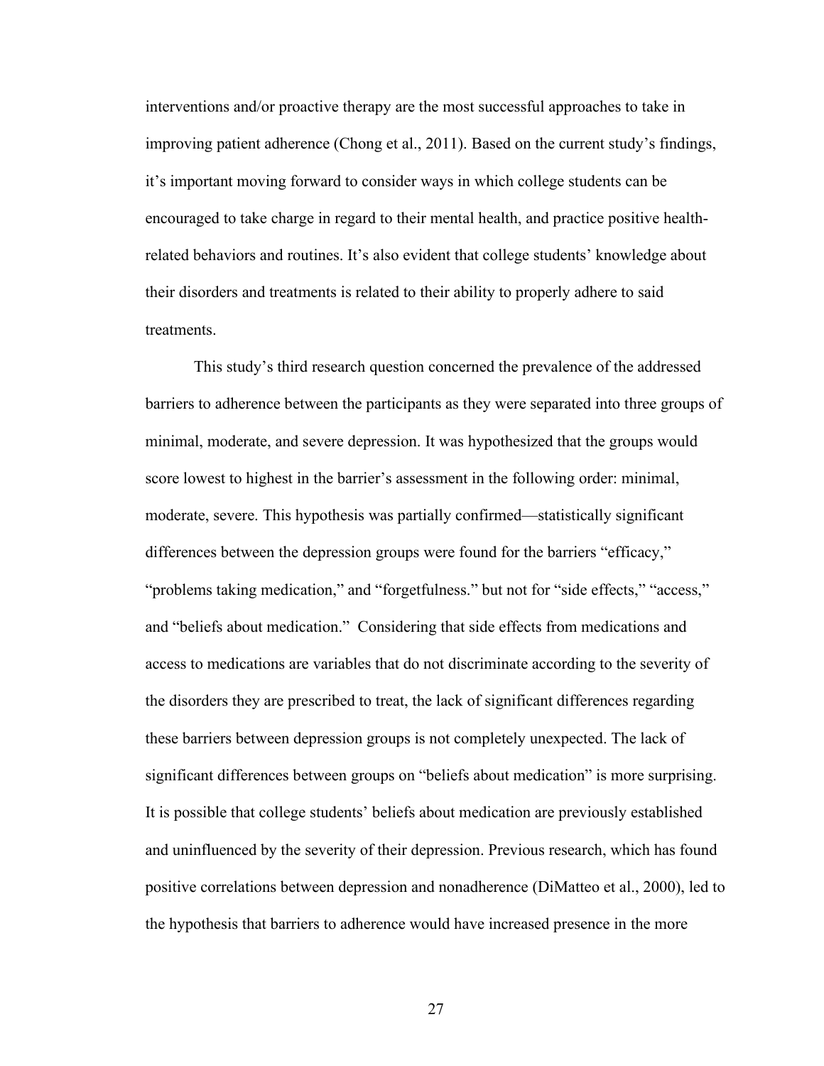interventions and/or proactive therapy are the most successful approaches to take in improving patient adherence (Chong et al., 2011). Based on the current study's findings, it's important moving forward to consider ways in which college students can be encouraged to take charge in regard to their mental health, and practice positive health-related behaviors and routines. It's also evident that college students' knowledge about their disorders and treatments is related to their ability to properly adhere to said treatments.

This study's third research question concerned the prevalence of the addressed barriers to adherence between the participants as they were separated into three groups of minimal, moderate, and severe depression. It was hypothesized that the groups would score lowest to highest in the barrier's assessment in the following order: minimal, moderate, severe. This hypothesis was partially confirmed—statistically significant differences between the depression groups were found for the barriers "efficacy," "problems taking medication," and "forgetfulness." but not for "side effects," "access," and "beliefs about medication." Considering that side effects from medications and access to medications are variables that do not discriminate according to the severity of the disorders they are prescribed to treat, the lack of significant differences regarding these barriers between depression groups is not completely unexpected. The lack of significant differences between groups on "beliefs about medication" is more surprising. It is possible that college students' beliefs about medication are previously established and uninfluenced by the severity of their depression. Previous research, which has found positive correlations between depression and nonadherence (DiMatteo et al., 2000), led to the hypothesis that barriers to adherence would have increased presence in the more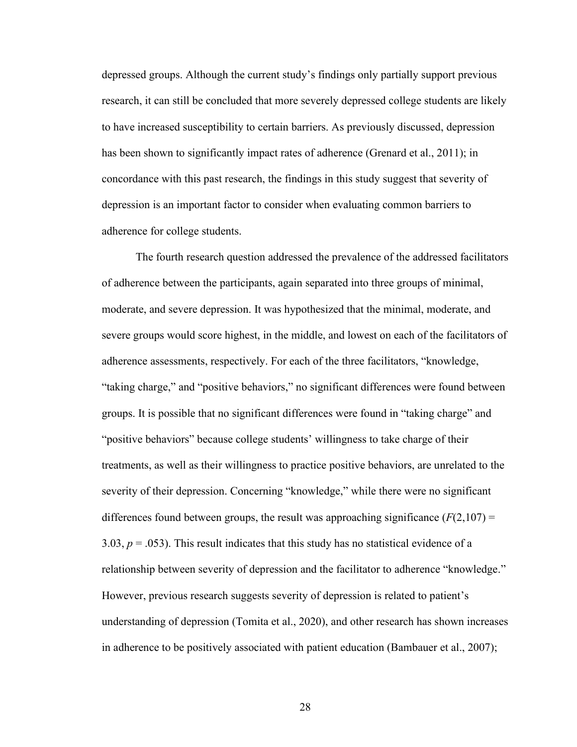depressed groups. Although the current study's findings only partially support previous research, it can still be concluded that more severely depressed college students are likely to have increased susceptibility to certain barriers. As previously discussed, depression has been shown to significantly impact rates of adherence (Grenard et al., 2011); in concordance with this past research, the findings in this study suggest that severity of depression is an important factor to consider when evaluating common barriers to adherence for college students.

The fourth research question addressed the prevalence of the addressed facilitators of adherence between the participants, again separated into three groups of minimal, moderate, and severe depression. It was hypothesized that the minimal, moderate, and severe groups would score highest, in the middle, and lowest on each of the facilitators of adherence assessments, respectively. For each of the three facilitators, "knowledge, "taking charge," and "positive behaviors," no significant differences were found between groups. It is possible that no significant differences were found in "taking charge" and "positive behaviors" because college students' willingness to take charge of their treatments, as well as their willingness to practice positive behaviors, are unrelated to the severity of their depression. Concerning "knowledge," while there were no significant differences found between groups, the result was approaching significance ($F(2,107) = 3.03$, $p = .053$). This result indicates that this study has no statistical evidence of a relationship between severity of depression and the facilitator to adherence "knowledge." However, previous research suggests severity of depression is related to patient's understanding of depression (Tomita et al., 2020), and other research has shown increases in adherence to be positively associated with patient education (Bambauer et al., 2007);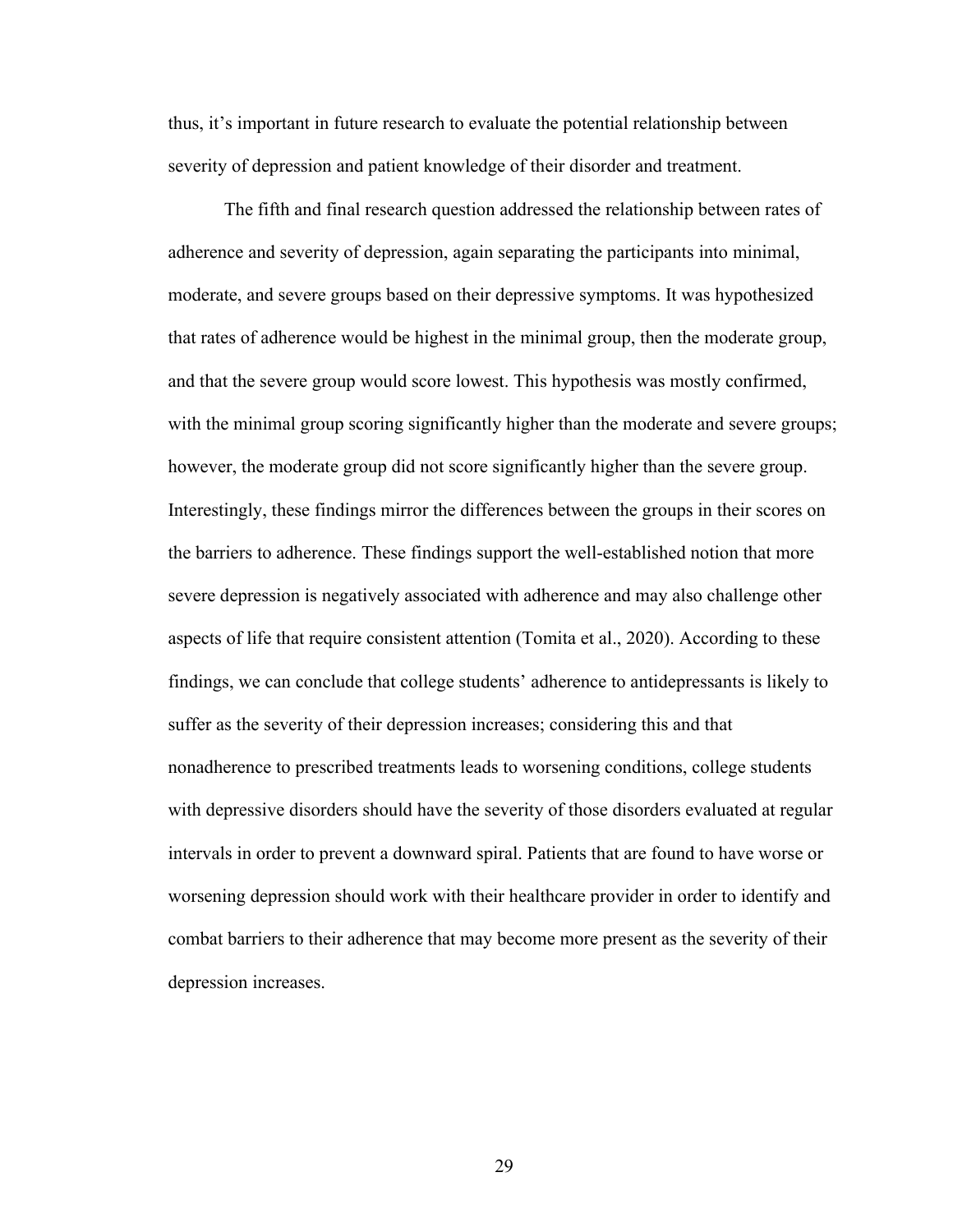thus, it's important in future research to evaluate the potential relationship between severity of depression and patient knowledge of their disorder and treatment.

The fifth and final research question addressed the relationship between rates of adherence and severity of depression, again separating the participants into minimal, moderate, and severe groups based on their depressive symptoms. It was hypothesized that rates of adherence would be highest in the minimal group, then the moderate group, and that the severe group would score lowest. This hypothesis was mostly confirmed, with the minimal group scoring significantly higher than the moderate and severe groups; however, the moderate group did not score significantly higher than the severe group. Interestingly, these findings mirror the differences between the groups in their scores on the barriers to adherence. These findings support the well-established notion that more severe depression is negatively associated with adherence and may also challenge other aspects of life that require consistent attention (Tomita et al., 2020). According to these findings, we can conclude that college students' adherence to antidepressants is likely to suffer as the severity of their depression increases; considering this and that nonadherence to prescribed treatments leads to worsening conditions, college students with depressive disorders should have the severity of those disorders evaluated at regular intervals in order to prevent a downward spiral. Patients that are found to have worse or worsening depression should work with their healthcare provider in order to identify and combat barriers to their adherence that may become more present as the severity of their depression increases.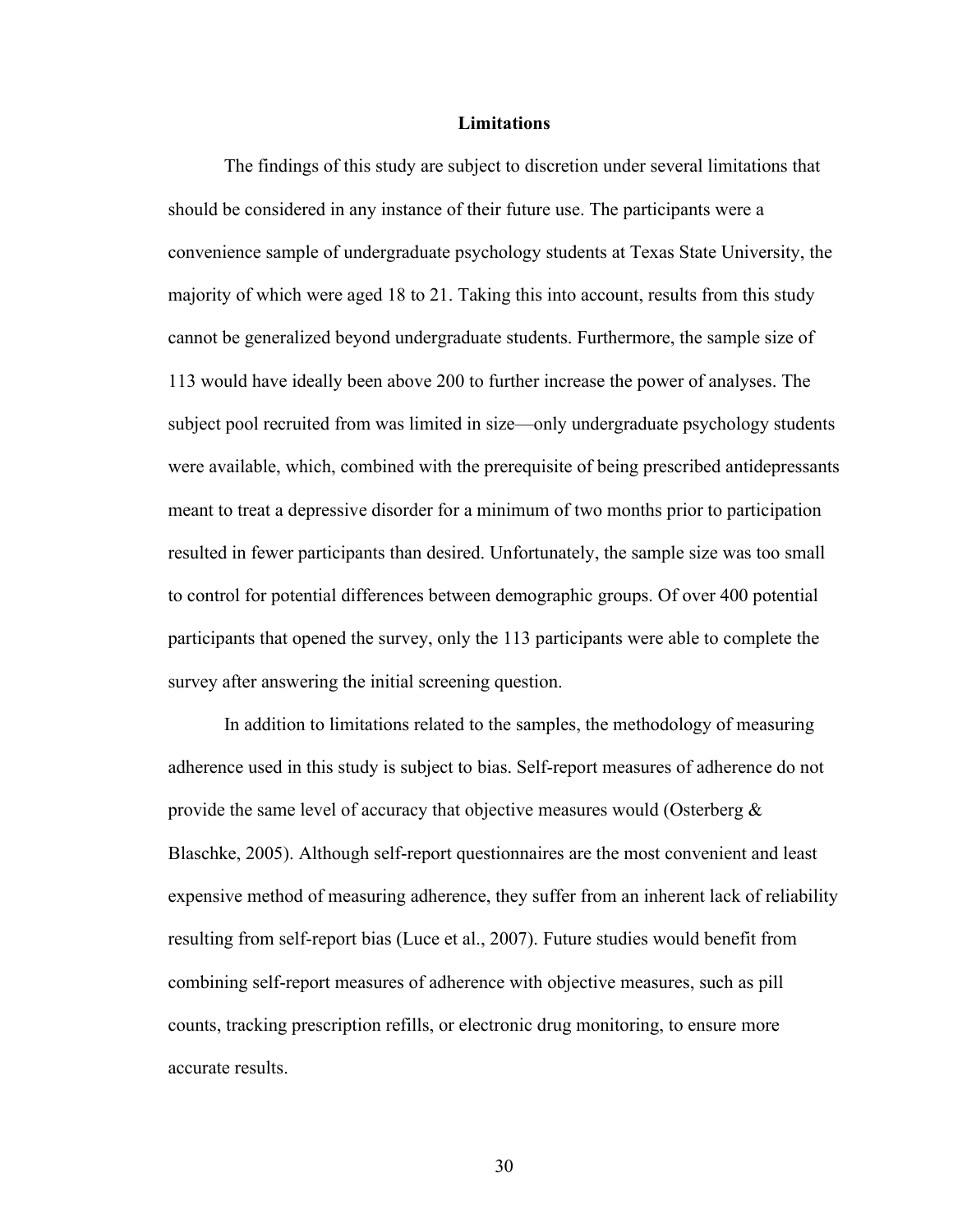## Limitations

The findings of this study are subject to discretion under several limitations that should be considered in any instance of their future use. The participants were a convenience sample of undergraduate psychology students at Texas State University, the majority of which were aged 18 to 21. Taking this into account, results from this study cannot be generalized beyond undergraduate students. Furthermore, the sample size of 113 would have ideally been above 200 to further increase the power of analyses. The subject pool recruited from was limited in size—only undergraduate psychology students were available, which, combined with the prerequisite of being prescribed antidepressants meant to treat a depressive disorder for a minimum of two months prior to participation resulted in fewer participants than desired. Unfortunately, the sample size was too small to control for potential differences between demographic groups. Of over 400 potential participants that opened the survey, only the 113 participants were able to complete the survey after answering the initial screening question.

In addition to limitations related to the samples, the methodology of measuring adherence used in this study is subject to bias. Self-report measures of adherence do not provide the same level of accuracy that objective measures would (Osterberg & Blaschke, 2005). Although self-report questionnaires are the most convenient and least expensive method of measuring adherence, they suffer from an inherent lack of reliability resulting from self-report bias (Luce et al., 2007). Future studies would benefit from combining self-report measures of adherence with objective measures, such as pill counts, tracking prescription refills, or electronic drug monitoring, to ensure more accurate results.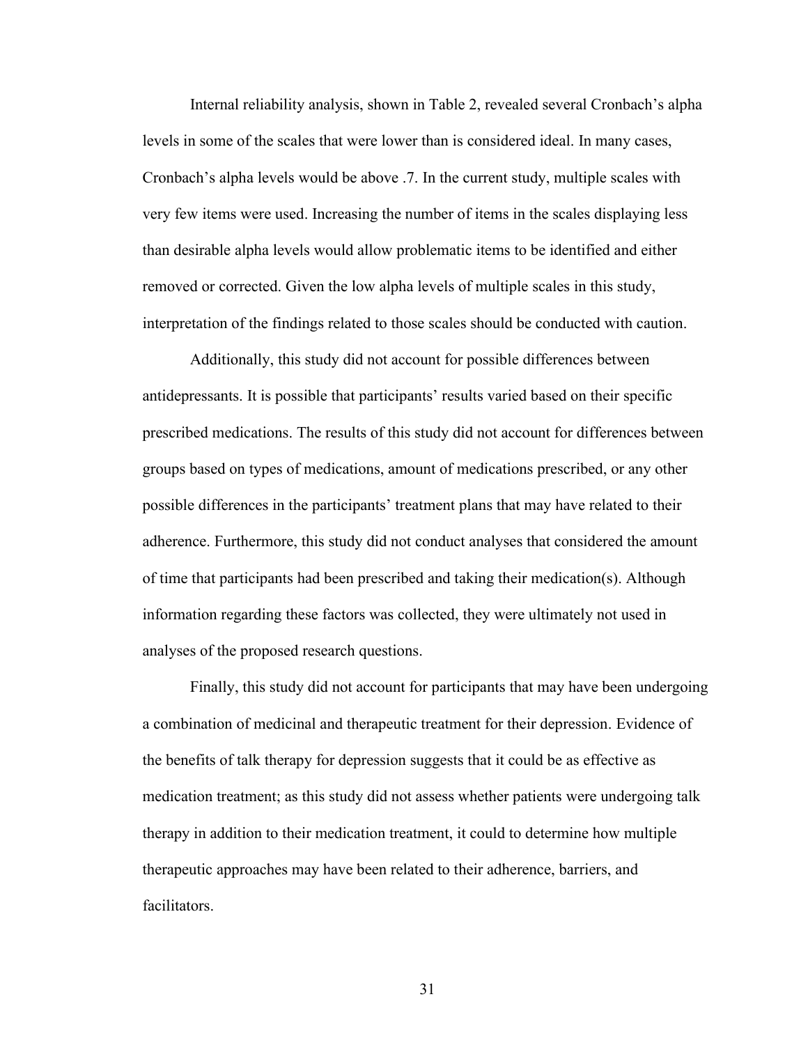Internal reliability analysis, shown in Table 2, revealed several Cronbach's alpha levels in some of the scales that were lower than is considered ideal. In many cases, Cronbach's alpha levels would be above .7. In the current study, multiple scales with very few items were used. Increasing the number of items in the scales displaying less than desirable alpha levels would allow problematic items to be identified and either removed or corrected. Given the low alpha levels of multiple scales in this study, interpretation of the findings related to those scales should be conducted with caution.

Additionally, this study did not account for possible differences between antidepressants. It is possible that participants' results varied based on their specific prescribed medications. The results of this study did not account for differences between groups based on types of medications, amount of medications prescribed, or any other possible differences in the participants' treatment plans that may have related to their adherence. Furthermore, this study did not conduct analyses that considered the amount of time that participants had been prescribed and taking their medication(s). Although information regarding these factors was collected, they were ultimately not used in analyses of the proposed research questions.

Finally, this study did not account for participants that may have been undergoing a combination of medicinal and therapeutic treatment for their depression. Evidence of the benefits of talk therapy for depression suggests that it could be as effective as medication treatment; as this study did not assess whether patients were undergoing talk therapy in addition to their medication treatment, it could to determine how multiple therapeutic approaches may have been related to their adherence, barriers, and facilitators.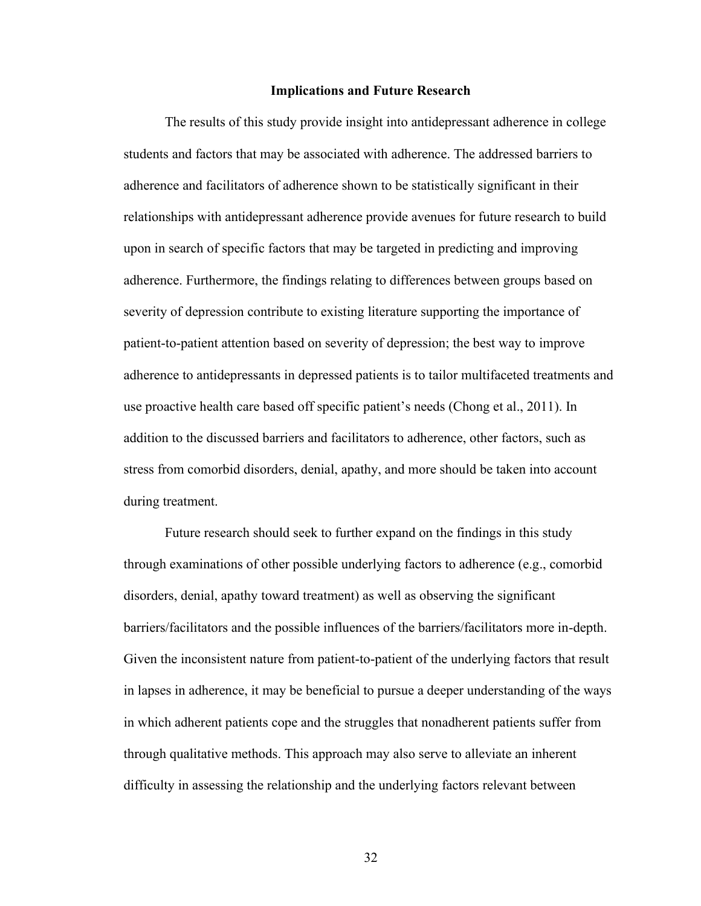## Implications and Future Research

The results of this study provide insight into antidepressant adherence in college students and factors that may be associated with adherence. The addressed barriers to adherence and facilitators of adherence shown to be statistically significant in their relationships with antidepressant adherence provide avenues for future research to build upon in search of specific factors that may be targeted in predicting and improving adherence. Furthermore, the findings relating to differences between groups based on severity of depression contribute to existing literature supporting the importance of patient-to-patient attention based on severity of depression; the best way to improve adherence to antidepressants in depressed patients is to tailor multifaceted treatments and use proactive health care based off specific patient's needs (Chong et al., 2011). In addition to the discussed barriers and facilitators to adherence, other factors, such as stress from comorbid disorders, denial, apathy, and more should be taken into account during treatment.

Future research should seek to further expand on the findings in this study through examinations of other possible underlying factors to adherence (e.g., comorbid disorders, denial, apathy toward treatment) as well as observing the significant barriers/facilitators and the possible influences of the barriers/facilitators more in-depth. Given the inconsistent nature from patient-to-patient of the underlying factors that result in lapses in adherence, it may be beneficial to pursue a deeper understanding of the ways in which adherent patients cope and the struggles that nonadherent patients suffer from through qualitative methods. This approach may also serve to alleviate an inherent difficulty in assessing the relationship and the underlying factors relevant between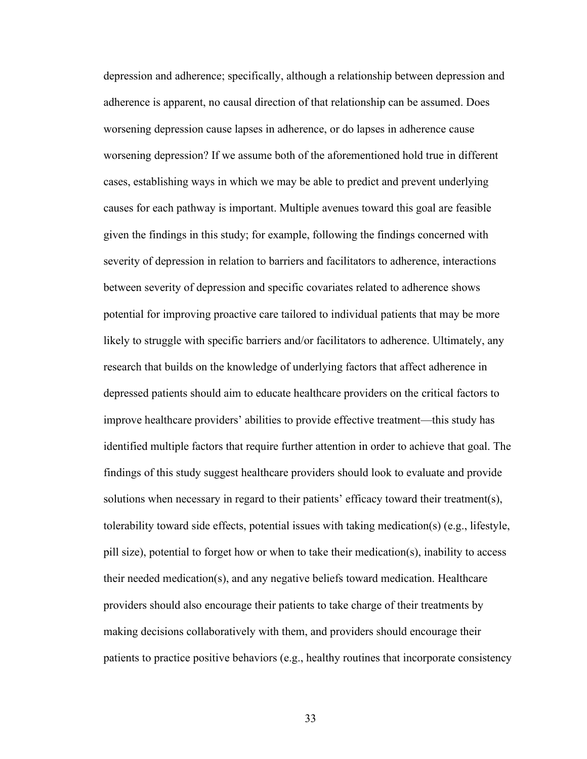depression and adherence; specifically, although a relationship between depression and adherence is apparent, no causal direction of that relationship can be assumed. Does worsening depression cause lapses in adherence, or do lapses in adherence cause worsening depression? If we assume both of the aforementioned hold true in different cases, establishing ways in which we may be able to predict and prevent underlying causes for each pathway is important. Multiple avenues toward this goal are feasible given the findings in this study; for example, following the findings concerned with severity of depression in relation to barriers and facilitators to adherence, interactions between severity of depression and specific covariates related to adherence shows potential for improving proactive care tailored to individual patients that may be more likely to struggle with specific barriers and/or facilitators to adherence. Ultimately, any research that builds on the knowledge of underlying factors that affect adherence in depressed patients should aim to educate healthcare providers on the critical factors to improve healthcare providers' abilities to provide effective treatment—this study has identified multiple factors that require further attention in order to achieve that goal. The findings of this study suggest healthcare providers should look to evaluate and provide solutions when necessary in regard to their patients' efficacy toward their treatment(s), tolerability toward side effects, potential issues with taking medication(s) (e.g., lifestyle, pill size), potential to forget how or when to take their medication(s), inability to access their needed medication(s), and any negative beliefs toward medication. Healthcare providers should also encourage their patients to take charge of their treatments by making decisions collaboratively with them, and providers should encourage their patients to practice positive behaviors (e.g., healthy routines that incorporate consistency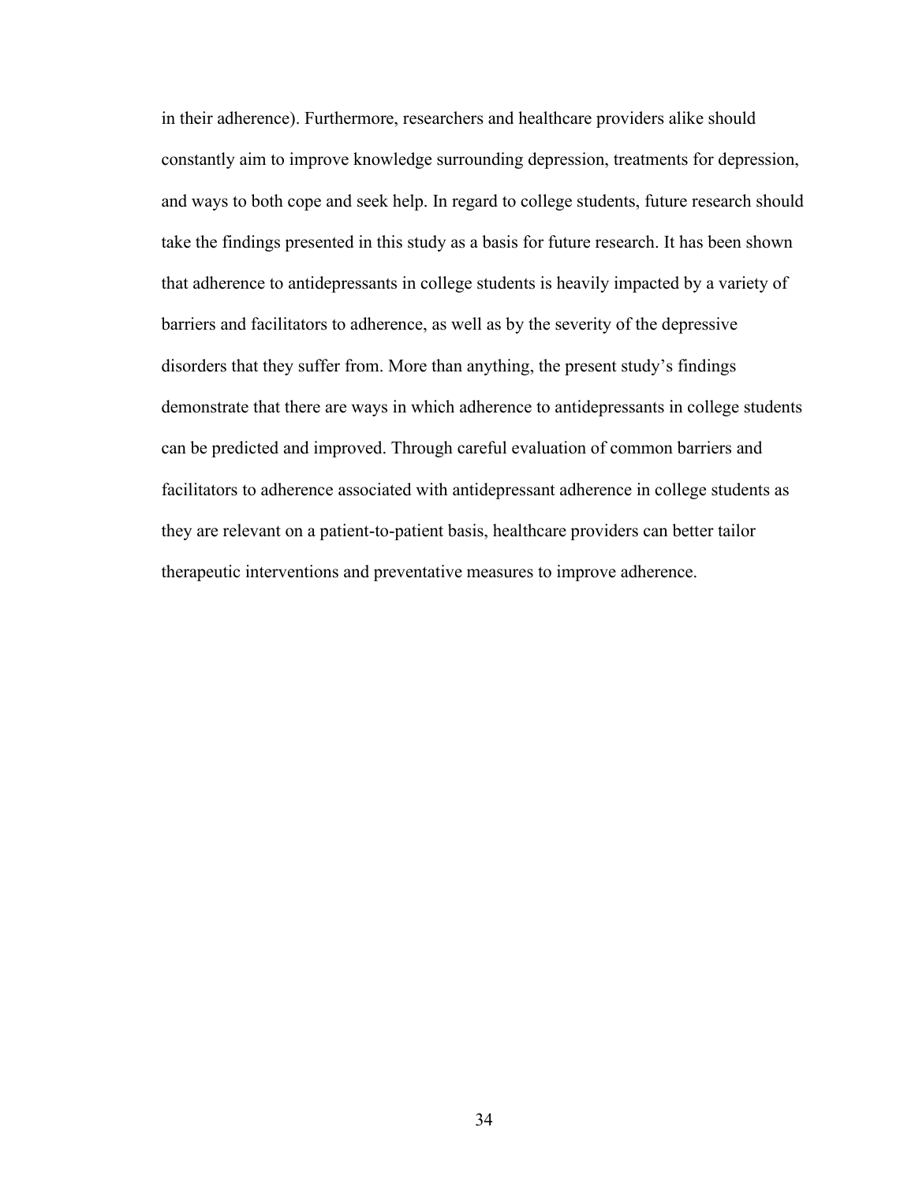in their adherence). Furthermore, researchers and healthcare providers alike should constantly aim to improve knowledge surrounding depression, treatments for depression, and ways to both cope and seek help. In regard to college students, future research should take the findings presented in this study as a basis for future research. It has been shown that adherence to antidepressants in college students is heavily impacted by a variety of barriers and facilitators to adherence, as well as by the severity of the depressive disorders that they suffer from. More than anything, the present study's findings demonstrate that there are ways in which adherence to antidepressants in college students can be predicted and improved. Through careful evaluation of common barriers and facilitators to adherence associated with antidepressant adherence in college students as they are relevant on a patient-to-patient basis, healthcare providers can better tailor therapeutic interventions and preventative measures to improve adherence.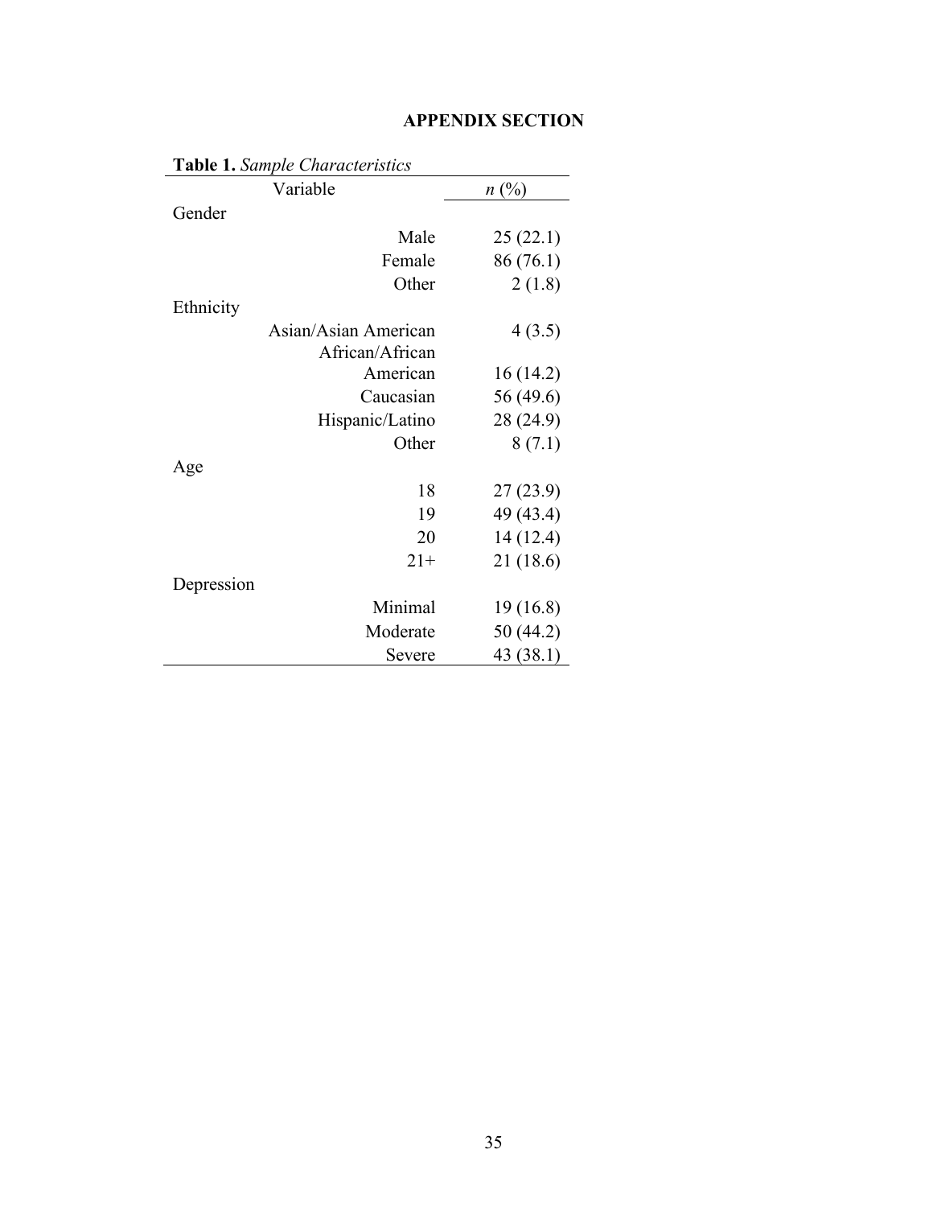## APPENDIX SECTION

**Table 1.** *Sample Characteristics*

| Variable | | *n* (%) |
|---|---|---|
| Gender | | |
| | Male | 25 (22.1) |
| | Female | 86 (76.1) |
| | Other | 2 (1.8) |
| Ethnicity | | |
| | Asian/Asian American | 4 (3.5) |
| | African/African American | 16 (14.2) |
| | Caucasian | 56 (49.6) |
| | Hispanic/Latino | 28 (24.9) |
| | Other | 8 (7.1) |
| Age | | |
| | 18 | 27 (23.9) |
| | 19 | 49 (43.4) |
| | 20 | 14 (12.4) |
| | 21+ | 21 (18.6) |
| Depression | | |
| | Minimal | 19 (16.8) |
| | Moderate | 50 (44.2) |
| | Severe | 43 (38.1) |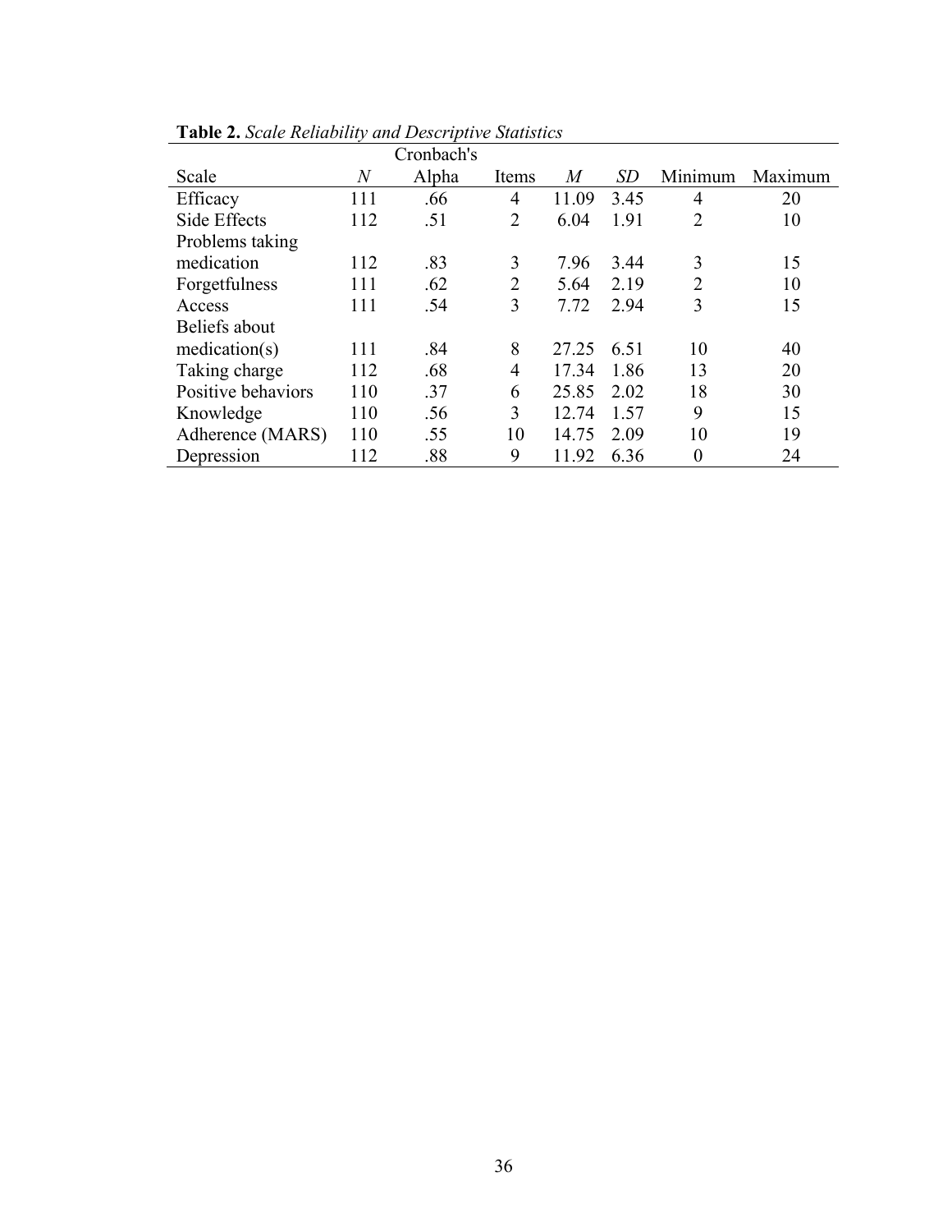**Table 2.** *Scale Reliability and Descriptive Statistics*

| Scale | *N* | Cronbach's Alpha | Items | *M* | *SD* | Minimum | Maximum |
|---|---|---|---|---|---|---|---|
| Efficacy | 111 | .66 | 4 | 11.09 | 3.45 | 4 | 20 |
| Side Effects | 112 | .51 | 2 | 6.04 | 1.91 | 2 | 10 |
| Problems taking medication | 112 | .83 | 3 | 7.96 | 3.44 | 3 | 15 |
| Forgetfulness | 111 | .62 | 2 | 5.64 | 2.19 | 2 | 10 |
| Access | 111 | .54 | 3 | 7.72 | 2.94 | 3 | 15 |
| Beliefs about medication(s) | 111 | .84 | 8 | 27.25 | 6.51 | 10 | 40 |
| Taking charge | 112 | .68 | 4 | 17.34 | 1.86 | 13 | 20 |
| Positive behaviors | 110 | .37 | 6 | 25.85 | 2.02 | 18 | 30 |
| Knowledge | 110 | .56 | 3 | 12.74 | 1.57 | 9 | 15 |
| Adherence (MARS) | 110 | .55 | 10 | 14.75 | 2.09 | 10 | 19 |
| Depression | 112 | .88 | 9 | 11.92 | 6.36 | 0 | 24 |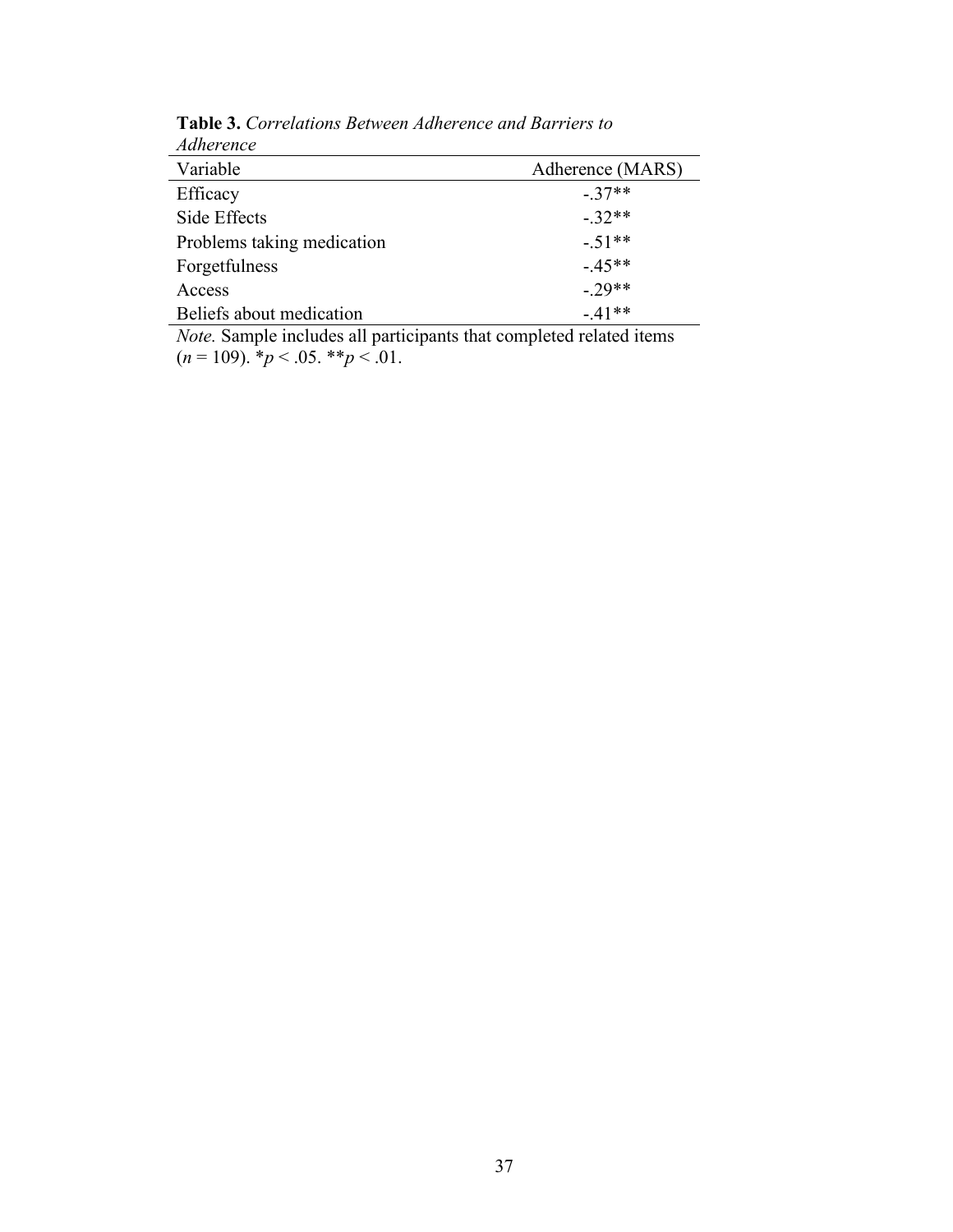**Table 3.** *Correlations Between Adherence and Barriers to Adherence*

| Variable | Adherence (MARS) |
|---|---|
| Efficacy | -.37** |
| Side Effects | -.32** |
| Problems taking medication | -.51** |
| Forgetfulness | -.45** |
| Access | -.29** |
| Beliefs about medication | -.41** |

*Note.* Sample includes all participants that completed related items ($n = 109$). *$p < .05$. **$p < .01$.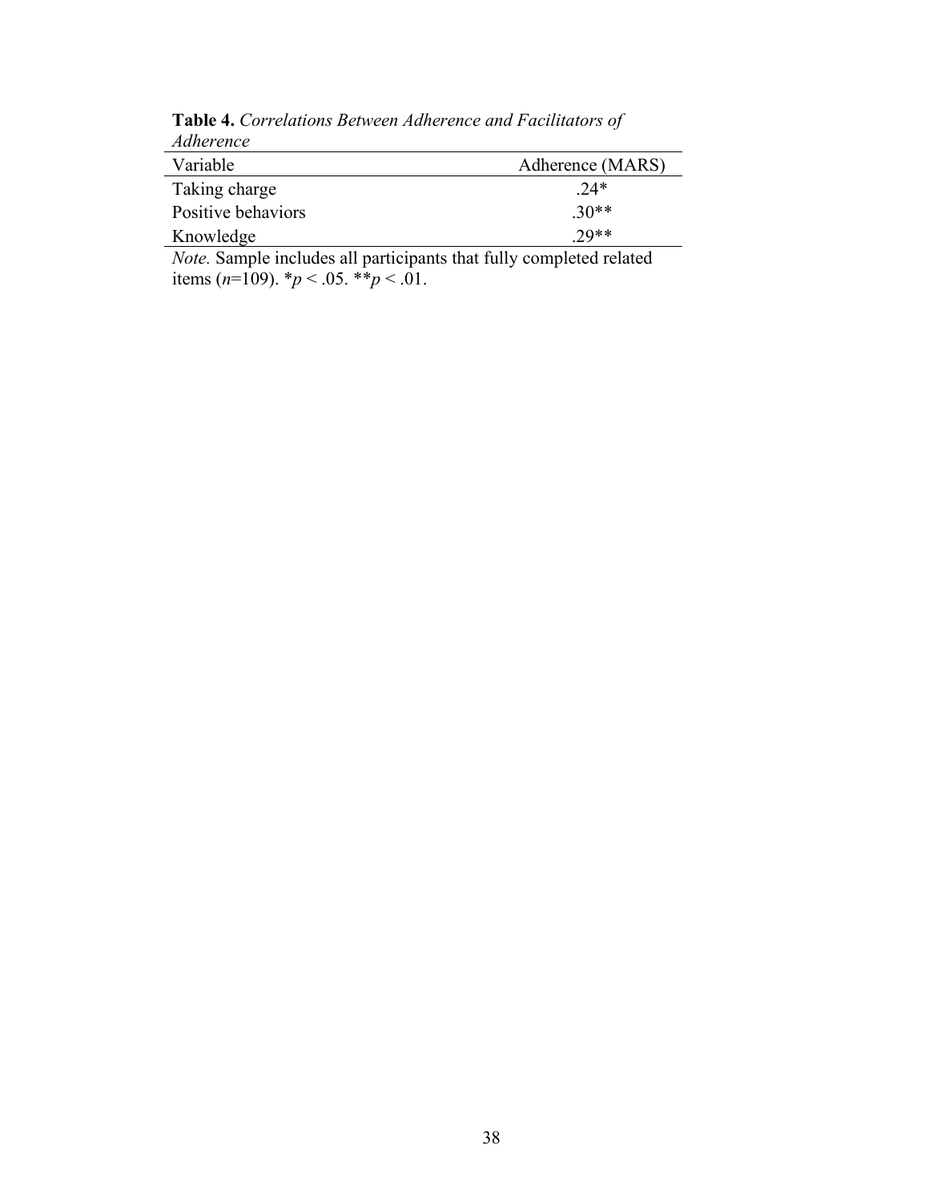**Table 4.** *Correlations Between Adherence and Facilitators of Adherence*

| Variable | Adherence (MARS) |
|---|---|
| Taking charge | .24* |
| Positive behaviors | .30** |
| Knowledge | .29** |

*Note.* Sample includes all participants that fully completed related items ($n$=109). *$p < .05$. **$p < .01$.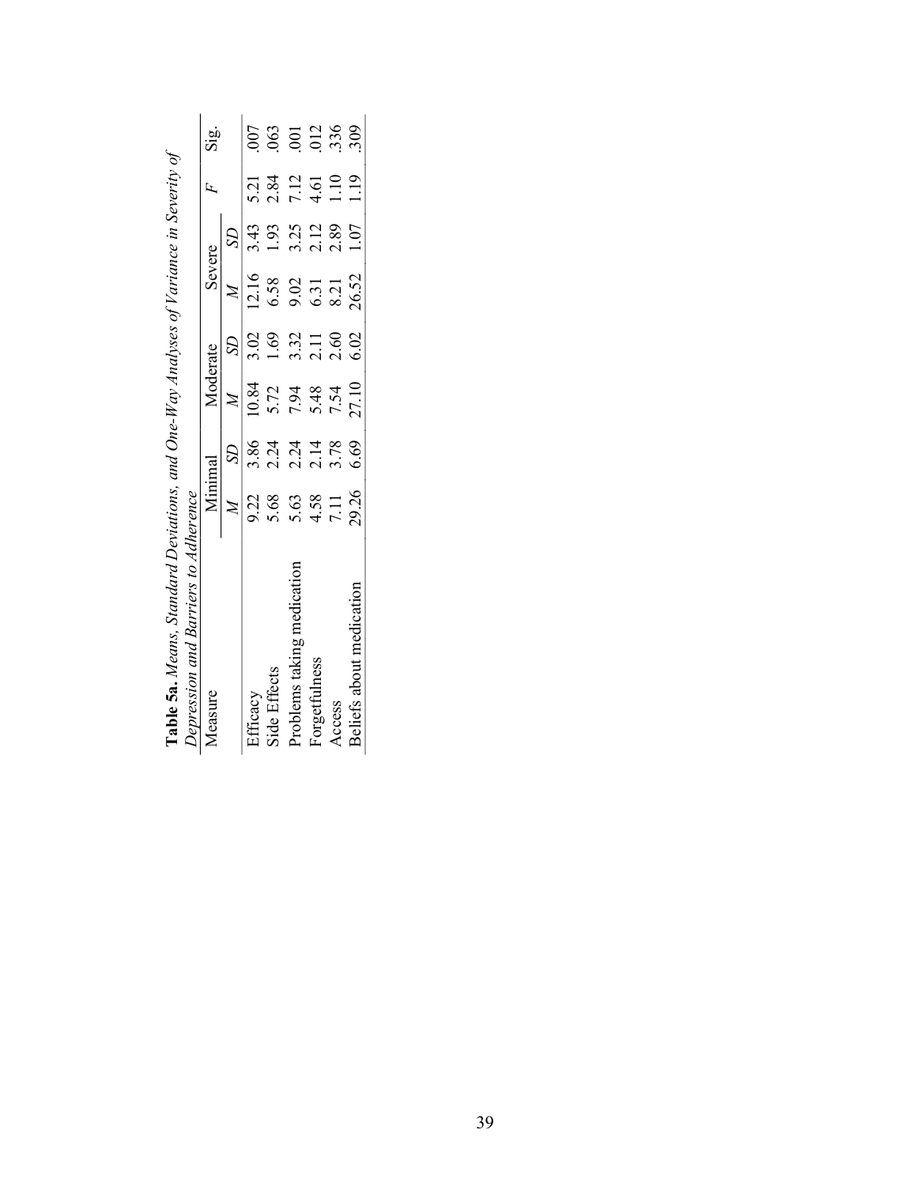**Table 5a.** *Means, Standard Deviations, and One-Way Analyses of Variance in Severity of Depression and Barriers to Adherence*

| Measure | Minimal | | Moderate | | Severe | | *F* | Sig. |
|---|---|---|---|---|---|---|---|---|
| | *M* | *SD* | *M* | *SD* | *M* | *SD* | | |
| Efficacy | 9.22 | 3.86 | 10.84 | 3.02 | 12.16 | 3.43 | 5.21 | .007 |
| Side Effects | 5.68 | 2.24 | 5.72 | 1.69 | 6.58 | 1.93 | 2.84 | .063 |
| Problems taking medication | 5.63 | 2.24 | 7.94 | 3.32 | 9.02 | 3.25 | 7.12 | .001 |
| Forgetfulness | 4.58 | 2.14 | 5.48 | 2.11 | 6.31 | 2.12 | 4.61 | .012 |
| Access | 7.11 | 3.78 | 7.54 | 2.60 | 8.21 | 2.89 | 1.10 | .336 |
| Beliefs about medication | 29.26 | 6.69 | 27.10 | 6.02 | 26.52 | 1.07 | 1.19 | .309 |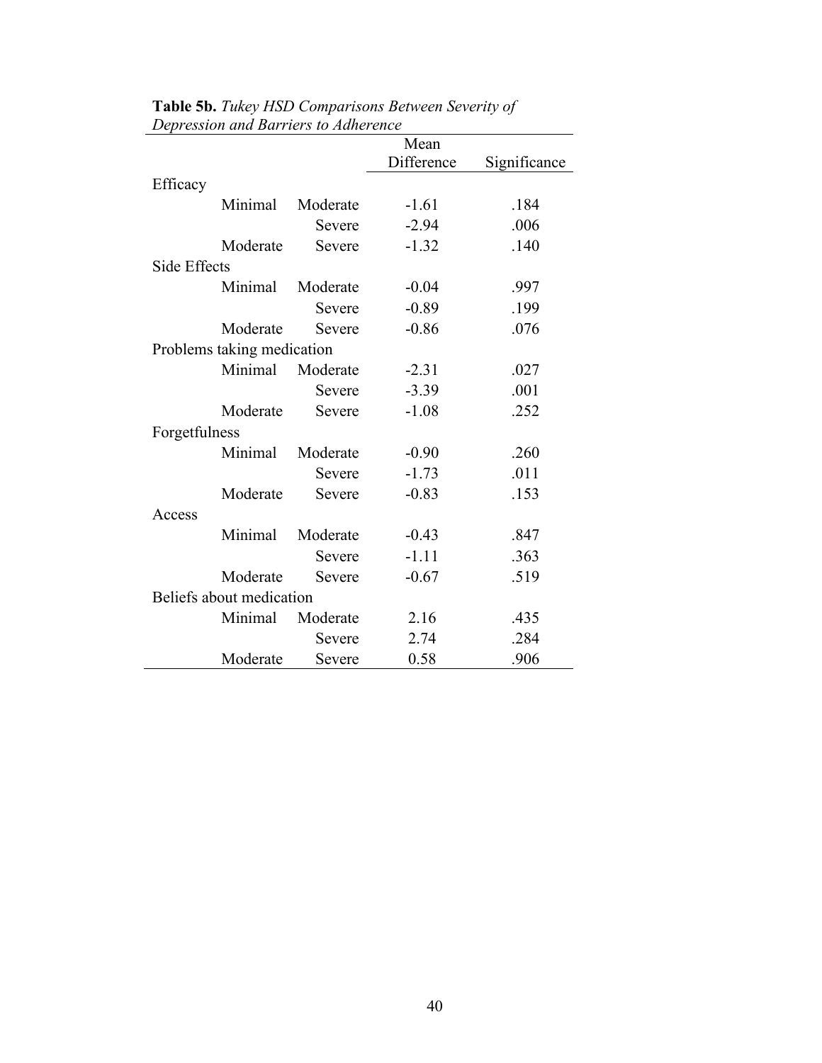**Table 5b.** *Tukey HSD Comparisons Between Severity of Depression and Barriers to Adherence*

| | | | Mean Difference | Significance |
|---|---|---|---|---|
| Efficacy | | | | |
| | Minimal | Moderate | -1.61 | .184 |
| | | Severe | -2.94 | .006 |
| | Moderate | Severe | -1.32 | .140 |
| Side Effects | | | | |
| | Minimal | Moderate | -0.04 | .997 |
| | | Severe | -0.89 | .199 |
| | Moderate | Severe | -0.86 | .076 |
| Problems taking medication | | | | |
| | Minimal | Moderate | -2.31 | .027 |
| | | Severe | -3.39 | .001 |
| | Moderate | Severe | -1.08 | .252 |
| Forgetfulness | | | | |
| | Minimal | Moderate | -0.90 | .260 |
| | | Severe | -1.73 | .011 |
| | Moderate | Severe | -0.83 | .153 |
| Access | | | | |
| | Minimal | Moderate | -0.43 | .847 |
| | | Severe | -1.11 | .363 |
| | Moderate | Severe | -0.67 | .519 |
| Beliefs about medication | | | | |
| | Minimal | Moderate | 2.16 | .435 |
| | | Severe | 2.74 | .284 |
| | Moderate | Severe | 0.58 | .906 |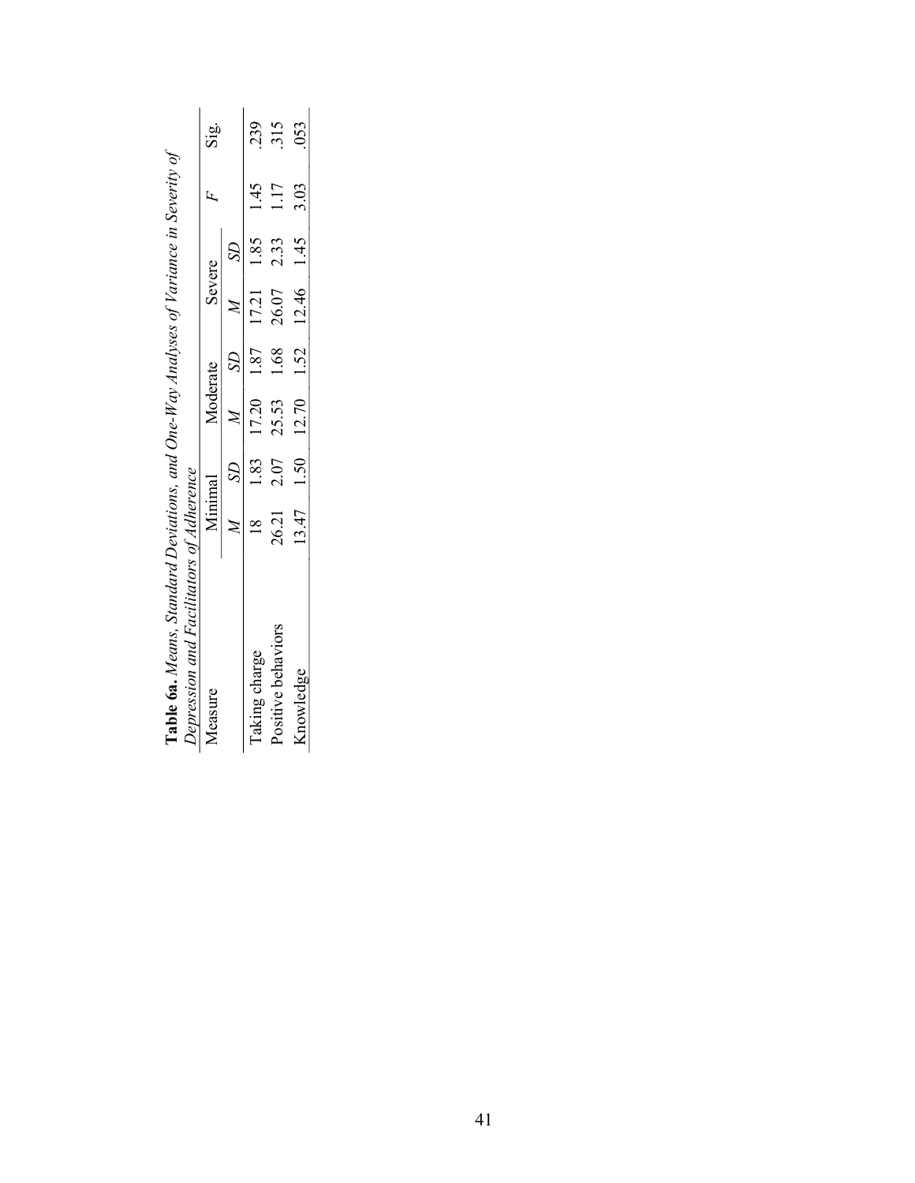**Table 6a.** *Means, Standard Deviations, and One-Way Analyses of Variance in Severity of Depression and Facilitators of Adherence*

| Measure | Minimal | | Moderate | | Severe | | *F* | Sig. |
|---|---|---|---|---|---|---|---|---|
| | *M* | *SD* | *M* | *SD* | *M* | *SD* | | |
| Taking charge | 18 | 1.83 | 17.20 | 1.87 | 17.21 | 1.85 | 1.45 | .239 |
| Positive behaviors | 26.21 | 2.07 | 25.53 | 1.68 | 26.07 | 2.33 | 1.17 | .315 |
| Knowledge | 13.47 | 1.50 | 12.70 | 1.52 | 12.46 | 1.45 | 3.03 | .053 |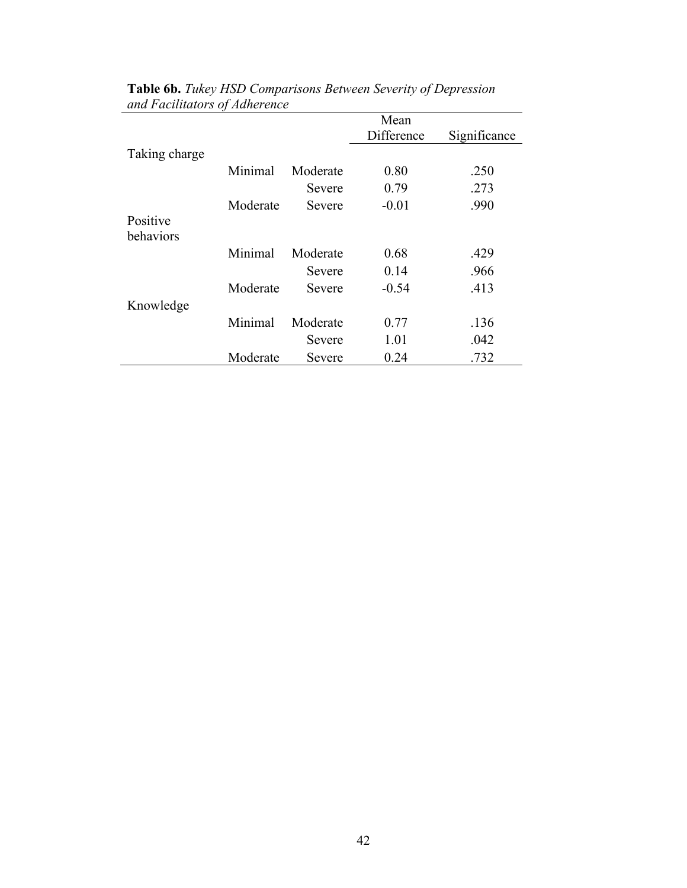**Table 6b.** *Tukey HSD Comparisons Between Severity of Depression and Facilitators of Adherence*

| | | | Mean Difference | Significance |
|---|---|---|---|---|
| Taking charge | | | | |
| | Minimal | Moderate | 0.80 | .250 |
| | | Severe | 0.79 | .273 |
| | Moderate | Severe | -0.01 | .990 |
| Positive behaviors | | | | |
| | Minimal | Moderate | 0.68 | .429 |
| | | Severe | 0.14 | .966 |
| | Moderate | Severe | -0.54 | .413 |
| Knowledge | | | | |
| | Minimal | Moderate | 0.77 | .136 |
| | | Severe | 1.01 | .042 |
| | Moderate | Severe | 0.24 | .732 |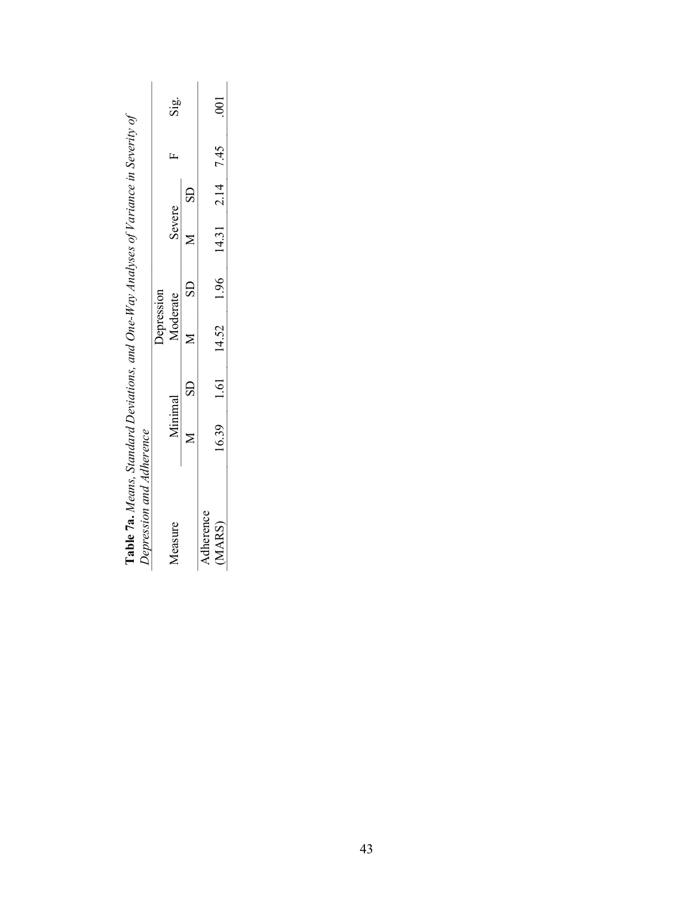**Table 7a.** *Means, Standard Deviations, and One-Way Analyses of Variance in Severity of Depression and Adherence*

| Measure | Depression | | | | | | F | Sig. |
|---|---|---|---|---|---|---|---|---|
| | Minimal | | Moderate | | Severe | | | |
| | M | SD | M | SD | M | SD | | |
| Adherence (MARS) | 16.39 | 1.61 | 14.52 | 1.96 | 14.31 | 2.14 | 7.45 | .001 |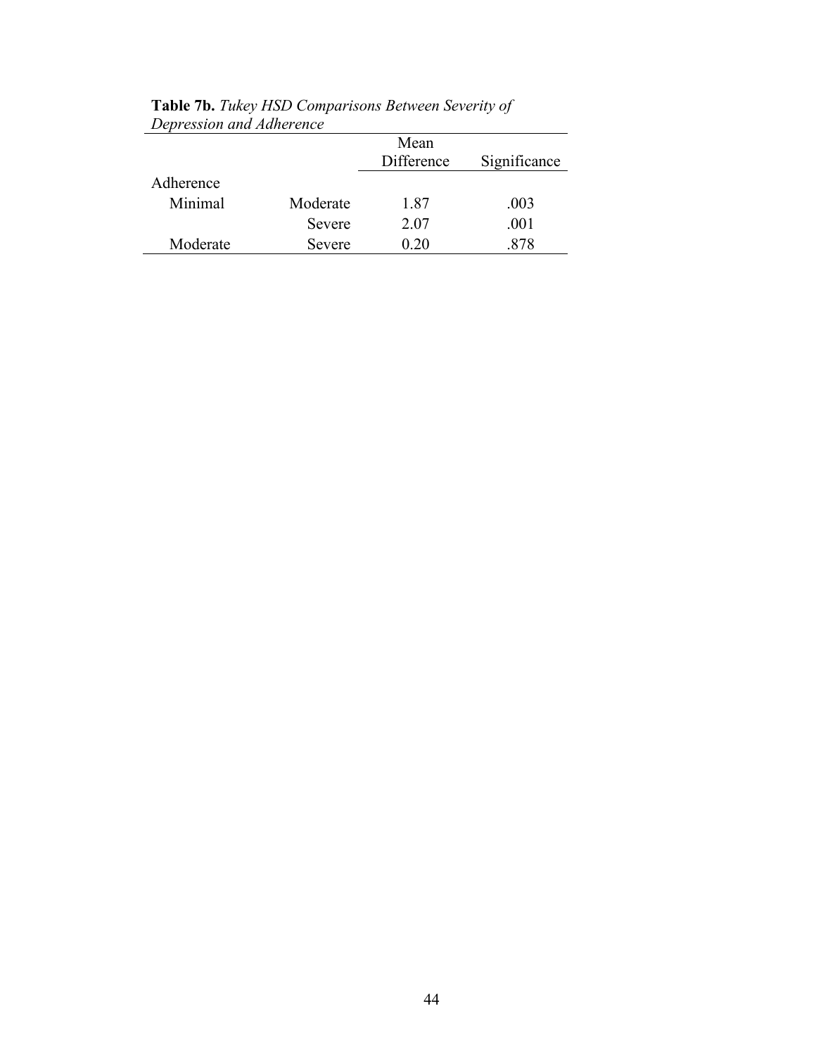**Table 7b.** *Tukey HSD Comparisons Between Severity of Depression and Adherence*

| | | Mean Difference | Significance |
|---|---|---|---|
| Adherence | | | |
| Minimal | Moderate | 1.87 | .003 |
| | Severe | 2.07 | .001 |
| Moderate | Severe | 0.20 | .878 |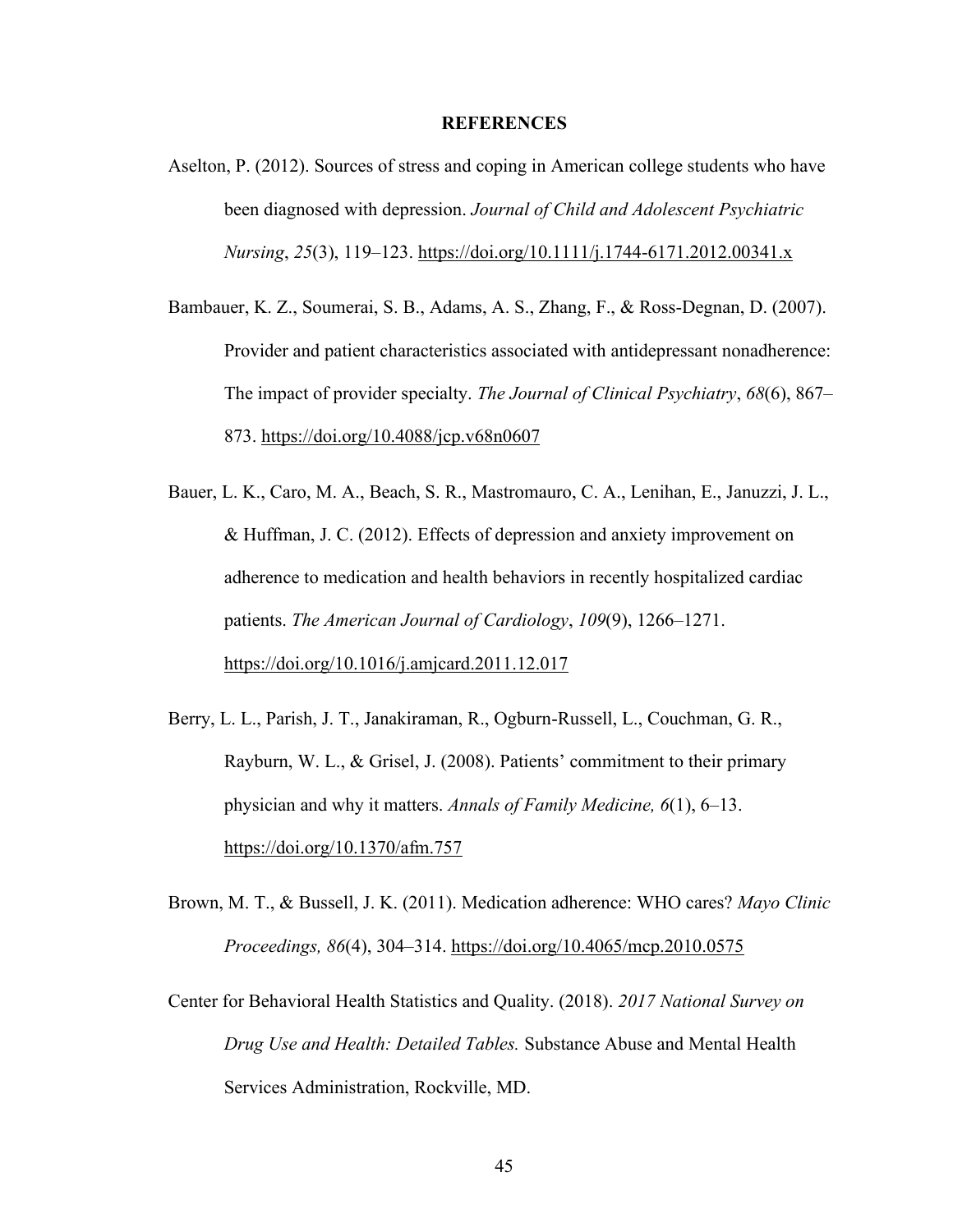## REFERENCES

Aselton, P. (2012). Sources of stress and coping in American college students who have been diagnosed with depression. *Journal of Child and Adolescent Psychiatric Nursing*, *25*(3), 119–123. https://doi.org/10.1111/j.1744-6171.2012.00341.x

Bambauer, K. Z., Soumerai, S. B., Adams, A. S., Zhang, F., & Ross-Degnan, D. (2007). Provider and patient characteristics associated with antidepressant nonadherence: The impact of provider specialty. *The Journal of Clinical Psychiatry*, *68*(6), 867–873. https://doi.org/10.4088/jcp.v68n0607

Bauer, L. K., Caro, M. A., Beach, S. R., Mastromauro, C. A., Lenihan, E., Januzzi, J. L., & Huffman, J. C. (2012). Effects of depression and anxiety improvement on adherence to medication and health behaviors in recently hospitalized cardiac patients. *The American Journal of Cardiology*, *109*(9), 1266–1271. https://doi.org/10.1016/j.amjcard.2011.12.017

Berry, L. L., Parish, J. T., Janakiraman, R., Ogburn-Russell, L., Couchman, G. R., Rayburn, W. L., & Grisel, J. (2008). Patients' commitment to their primary physician and why it matters. *Annals of Family Medicine, 6*(1), 6–13. https://doi.org/10.1370/afm.757

Brown, M. T., & Bussell, J. K. (2011). Medication adherence: WHO cares? *Mayo Clinic Proceedings, 86*(4), 304–314. https://doi.org/10.4065/mcp.2010.0575

Center for Behavioral Health Statistics and Quality. (2018). *2017 National Survey on Drug Use and Health: Detailed Tables.* Substance Abuse and Mental Health Services Administration, Rockville, MD.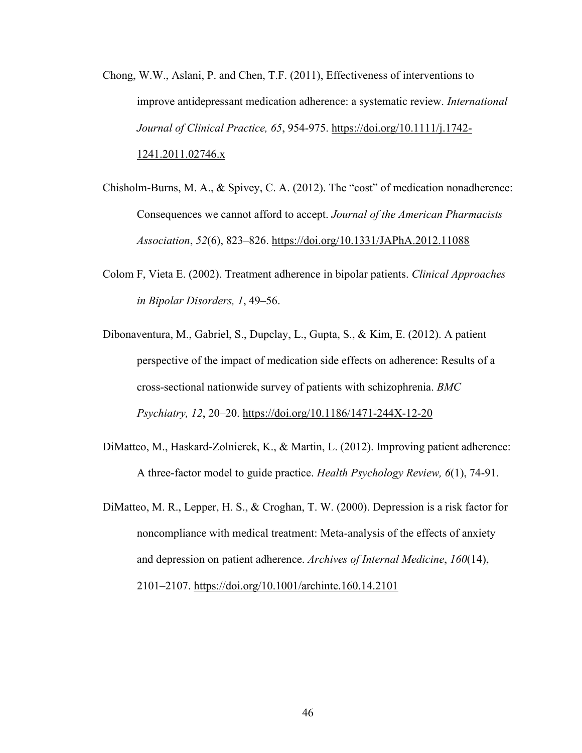Chong, W.W., Aslani, P. and Chen, T.F. (2011), Effectiveness of interventions to improve antidepressant medication adherence: a systematic review. *International Journal of Clinical Practice, 65*, 954-975. https://doi.org/10.1111/j.1742-1241.2011.02746.x

Chisholm-Burns, M. A., & Spivey, C. A. (2012). The "cost" of medication nonadherence: Consequences we cannot afford to accept. *Journal of the American Pharmacists Association*, *52*(6), 823–826. https://doi.org/10.1331/JAPhA.2012.11088

Colom F, Vieta E. (2002). Treatment adherence in bipolar patients. *Clinical Approaches in Bipolar Disorders, 1*, 49–56.

Dibonaventura, M., Gabriel, S., Dupclay, L., Gupta, S., & Kim, E. (2012). A patient perspective of the impact of medication side effects on adherence: Results of a cross-sectional nationwide survey of patients with schizophrenia. *BMC Psychiatry, 12*, 20–20. https://doi.org/10.1186/1471-244X-12-20

DiMatteo, M., Haskard-Zolnierek, K., & Martin, L. (2012). Improving patient adherence: A three-factor model to guide practice. *Health Psychology Review, 6*(1), 74-91.

DiMatteo, M. R., Lepper, H. S., & Croghan, T. W. (2000). Depression is a risk factor for noncompliance with medical treatment: Meta-analysis of the effects of anxiety and depression on patient adherence. *Archives of Internal Medicine*, *160*(14), 2101–2107. https://doi.org/10.1001/archinte.160.14.2101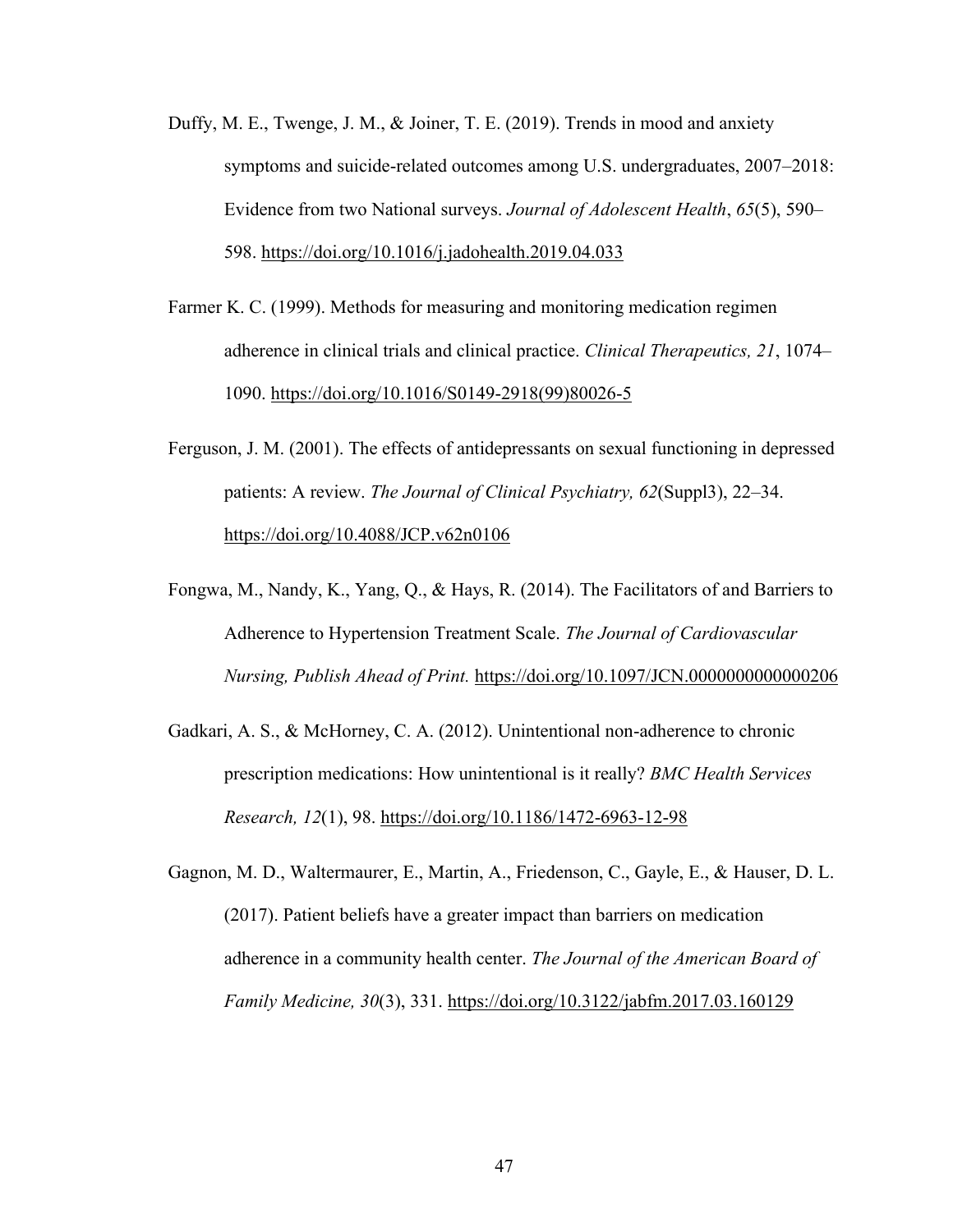Duffy, M. E., Twenge, J. M., & Joiner, T. E. (2019). Trends in mood and anxiety symptoms and suicide-related outcomes among U.S. undergraduates, 2007–2018: Evidence from two National surveys. *Journal of Adolescent Health*, *65*(5), 590–598. https://doi.org/10.1016/j.jadohealth.2019.04.033

Farmer K. C. (1999). Methods for measuring and monitoring medication regimen adherence in clinical trials and clinical practice. *Clinical Therapeutics, 21*, 1074–1090. https://doi.org/10.1016/S0149-2918(99)80026-5

Ferguson, J. M. (2001). The effects of antidepressants on sexual functioning in depressed patients: A review. *The Journal of Clinical Psychiatry, 62*(Suppl3), 22–34. https://doi.org/10.4088/JCP.v62n0106

Fongwa, M., Nandy, K., Yang, Q., & Hays, R. (2014). The Facilitators of and Barriers to Adherence to Hypertension Treatment Scale. *The Journal of Cardiovascular Nursing, Publish Ahead of Print.* https://doi.org/10.1097/JCN.0000000000000206

Gadkari, A. S., & McHorney, C. A. (2012). Unintentional non-adherence to chronic prescription medications: How unintentional is it really? *BMC Health Services Research, 12*(1), 98. https://doi.org/10.1186/1472-6963-12-98

Gagnon, M. D., Waltermaurer, E., Martin, A., Friedenson, C., Gayle, E., & Hauser, D. L. (2017). Patient beliefs have a greater impact than barriers on medication adherence in a community health center. *The Journal of the American Board of Family Medicine, 30*(3), 331. https://doi.org/10.3122/jabfm.2017.03.160129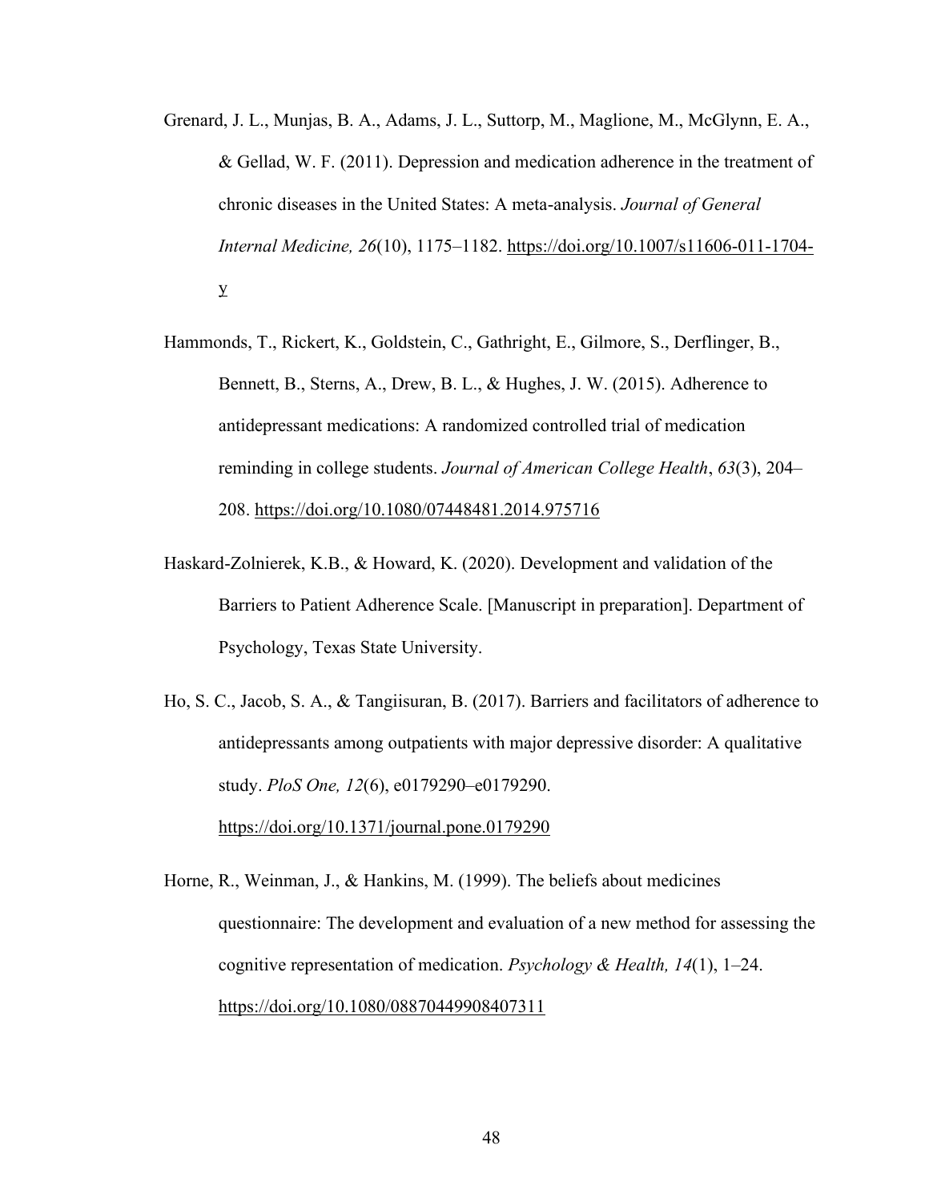Grenard, J. L., Munjas, B. A., Adams, J. L., Suttorp, M., Maglione, M., McGlynn, E. A., & Gellad, W. F. (2011). Depression and medication adherence in the treatment of chronic diseases in the United States: A meta-analysis. *Journal of General Internal Medicine, 26*(10), 1175–1182. https://doi.org/10.1007/s11606-011-1704-y

Hammonds, T., Rickert, K., Goldstein, C., Gathright, E., Gilmore, S., Derflinger, B., Bennett, B., Sterns, A., Drew, B. L., & Hughes, J. W. (2015). Adherence to antidepressant medications: A randomized controlled trial of medication reminding in college students. *Journal of American College Health*, *63*(3), 204–208. https://doi.org/10.1080/07448481.2014.975716

Haskard-Zolnierek, K.B., & Howard, K. (2020). Development and validation of the Barriers to Patient Adherence Scale. [Manuscript in preparation]. Department of Psychology, Texas State University.

Ho, S. C., Jacob, S. A., & Tangiisuran, B. (2017). Barriers and facilitators of adherence to antidepressants among outpatients with major depressive disorder: A qualitative study. *PloS One, 12*(6), e0179290–e0179290. https://doi.org/10.1371/journal.pone.0179290

Horne, R., Weinman, J., & Hankins, M. (1999). The beliefs about medicines questionnaire: The development and evaluation of a new method for assessing the cognitive representation of medication. *Psychology & Health, 14*(1), 1–24. https://doi.org/10.1080/08870449908407311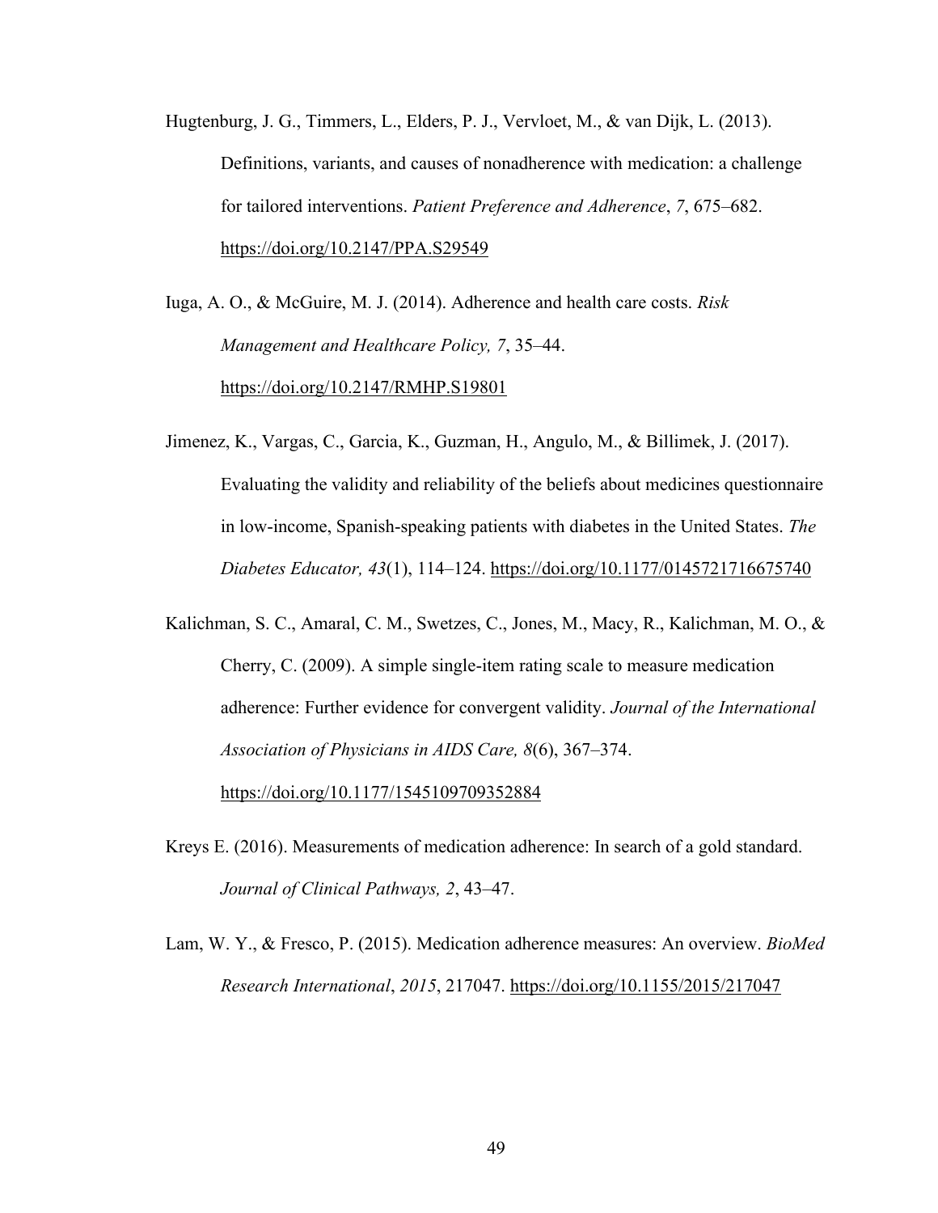Hugtenburg, J. G., Timmers, L., Elders, P. J., Vervloet, M., & van Dijk, L. (2013). Definitions, variants, and causes of nonadherence with medication: a challenge for tailored interventions. *Patient Preference and Adherence*, *7*, 675–682. https://doi.org/10.2147/PPA.S29549

Iuga, A. O., & McGuire, M. J. (2014). Adherence and health care costs. *Risk Management and Healthcare Policy, 7*, 35–44. https://doi.org/10.2147/RMHP.S19801

Jimenez, K., Vargas, C., Garcia, K., Guzman, H., Angulo, M., & Billimek, J. (2017). Evaluating the validity and reliability of the beliefs about medicines questionnaire in low-income, Spanish-speaking patients with diabetes in the United States. *The Diabetes Educator, 43*(1), 114–124. https://doi.org/10.1177/0145721716675740

Kalichman, S. C., Amaral, C. M., Swetzes, C., Jones, M., Macy, R., Kalichman, M. O., & Cherry, C. (2009). A simple single-item rating scale to measure medication adherence: Further evidence for convergent validity. *Journal of the International Association of Physicians in AIDS Care, 8*(6), 367–374. https://doi.org/10.1177/1545109709352884

Kreys E. (2016). Measurements of medication adherence: In search of a gold standard. *Journal of Clinical Pathways, 2*, 43–47.

Lam, W. Y., & Fresco, P. (2015). Medication adherence measures: An overview. *BioMed Research International*, *2015*, 217047. https://doi.org/10.1155/2015/217047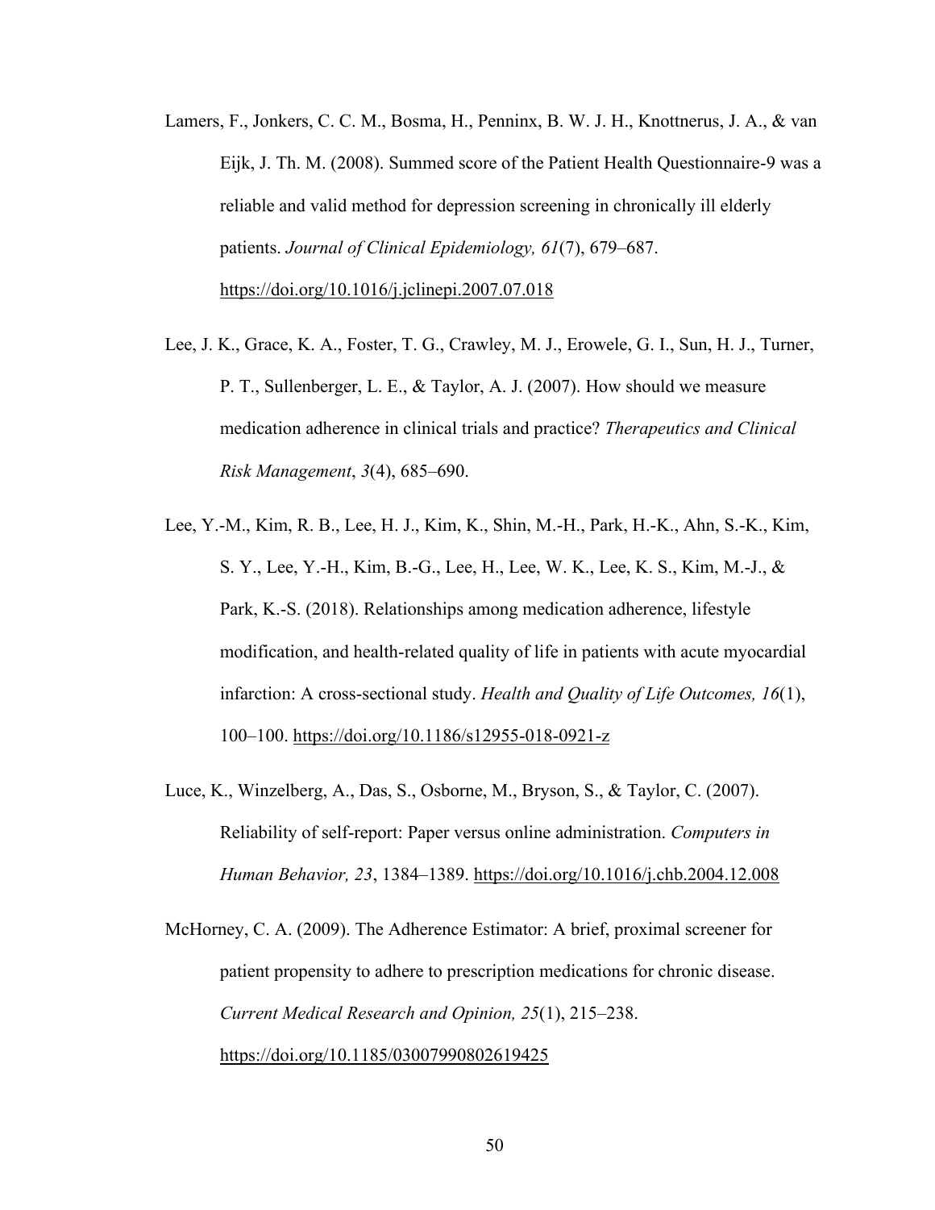Lamers, F., Jonkers, C. C. M., Bosma, H., Penninx, B. W. J. H., Knottnerus, J. A., & van Eijk, J. Th. M. (2008). Summed score of the Patient Health Questionnaire-9 was a reliable and valid method for depression screening in chronically ill elderly patients. *Journal of Clinical Epidemiology, 61*(7), 679–687. https://doi.org/10.1016/j.jclinepi.2007.07.018

Lee, J. K., Grace, K. A., Foster, T. G., Crawley, M. J., Erowele, G. I., Sun, H. J., Turner, P. T., Sullenberger, L. E., & Taylor, A. J. (2007). How should we measure medication adherence in clinical trials and practice? *Therapeutics and Clinical Risk Management*, *3*(4), 685–690.

Lee, Y.-M., Kim, R. B., Lee, H. J., Kim, K., Shin, M.-H., Park, H.-K., Ahn, S.-K., Kim, S. Y., Lee, Y.-H., Kim, B.-G., Lee, H., Lee, W. K., Lee, K. S., Kim, M.-J., & Park, K.-S. (2018). Relationships among medication adherence, lifestyle modification, and health-related quality of life in patients with acute myocardial infarction: A cross-sectional study. *Health and Quality of Life Outcomes, 16*(1), 100–100. https://doi.org/10.1186/s12955-018-0921-z

Luce, K., Winzelberg, A., Das, S., Osborne, M., Bryson, S., & Taylor, C. (2007). Reliability of self-report: Paper versus online administration. *Computers in Human Behavior, 23*, 1384–1389. https://doi.org/10.1016/j.chb.2004.12.008

McHorney, C. A. (2009). The Adherence Estimator: A brief, proximal screener for patient propensity to adhere to prescription medications for chronic disease. *Current Medical Research and Opinion, 25*(1), 215–238. https://doi.org/10.1185/03007990802619425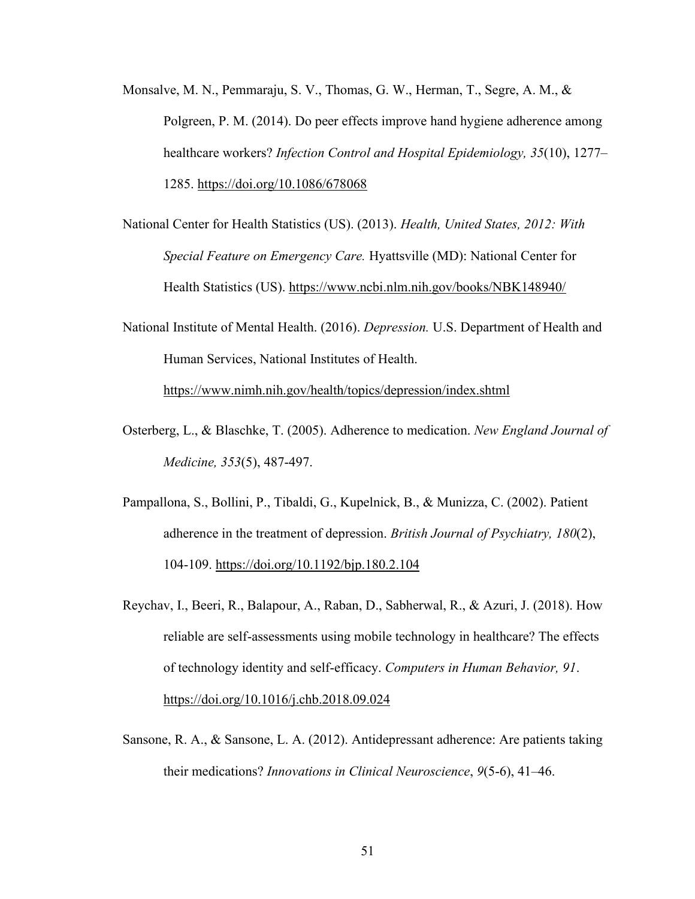Monsalve, M. N., Pemmaraju, S. V., Thomas, G. W., Herman, T., Segre, A. M., & Polgreen, P. M. (2014). Do peer effects improve hand hygiene adherence among healthcare workers? *Infection Control and Hospital Epidemiology, 35*(10), 1277–1285. https://doi.org/10.1086/678068

National Center for Health Statistics (US). (2013). *Health, United States, 2012: With Special Feature on Emergency Care.* Hyattsville (MD): National Center for Health Statistics (US). https://www.ncbi.nlm.nih.gov/books/NBK148940/

National Institute of Mental Health. (2016). *Depression.* U.S. Department of Health and Human Services, National Institutes of Health. https://www.nimh.nih.gov/health/topics/depression/index.shtml

Osterberg, L., & Blaschke, T. (2005). Adherence to medication. *New England Journal of Medicine, 353*(5), 487-497.

Pampallona, S., Bollini, P., Tibaldi, G., Kupelnick, B., & Munizza, C. (2002). Patient adherence in the treatment of depression. *British Journal of Psychiatry, 180*(2), 104-109. https://doi.org/10.1192/bjp.180.2.104

Reychav, I., Beeri, R., Balapour, A., Raban, D., Sabherwal, R., & Azuri, J. (2018). How reliable are self-assessments using mobile technology in healthcare? The effects of technology identity and self-efficacy. *Computers in Human Behavior, 91*. https://doi.org/10.1016/j.chb.2018.09.024

Sansone, R. A., & Sansone, L. A. (2012). Antidepressant adherence: Are patients taking their medications? *Innovations in Clinical Neuroscience*, *9*(5-6), 41–46.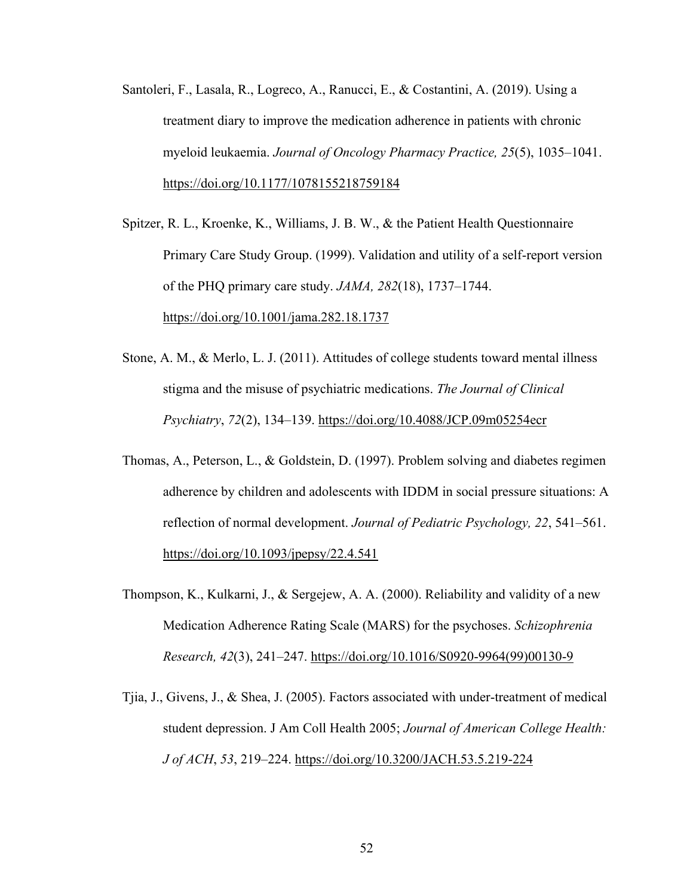Santoleri, F., Lasala, R., Logreco, A., Ranucci, E., & Costantini, A. (2019). Using a treatment diary to improve the medication adherence in patients with chronic myeloid leukaemia. *Journal of Oncology Pharmacy Practice, 25*(5), 1035–1041. https://doi.org/10.1177/1078155218759184

Spitzer, R. L., Kroenke, K., Williams, J. B. W., & the Patient Health Questionnaire Primary Care Study Group. (1999). Validation and utility of a self-report version of the PHQ primary care study. *JAMA, 282*(18), 1737–1744. https://doi.org/10.1001/jama.282.18.1737

Stone, A. M., & Merlo, L. J. (2011). Attitudes of college students toward mental illness stigma and the misuse of psychiatric medications. *The Journal of Clinical Psychiatry*, *72*(2), 134–139. https://doi.org/10.4088/JCP.09m05254ecr

Thomas, A., Peterson, L., & Goldstein, D. (1997). Problem solving and diabetes regimen adherence by children and adolescents with IDDM in social pressure situations: A reflection of normal development. *Journal of Pediatric Psychology, 22*, 541–561. https://doi.org/10.1093/jpepsy/22.4.541

Thompson, K., Kulkarni, J., & Sergejew, A. A. (2000). Reliability and validity of a new Medication Adherence Rating Scale (MARS) for the psychoses. *Schizophrenia Research, 42*(3), 241–247. https://doi.org/10.1016/S0920-9964(99)00130-9

Tjia, J., Givens, J., & Shea, J. (2005). Factors associated with under-treatment of medical student depression. J Am Coll Health 2005; *Journal of American College Health: J of ACH*, *53*, 219–224. https://doi.org/10.3200/JACH.53.5.219-224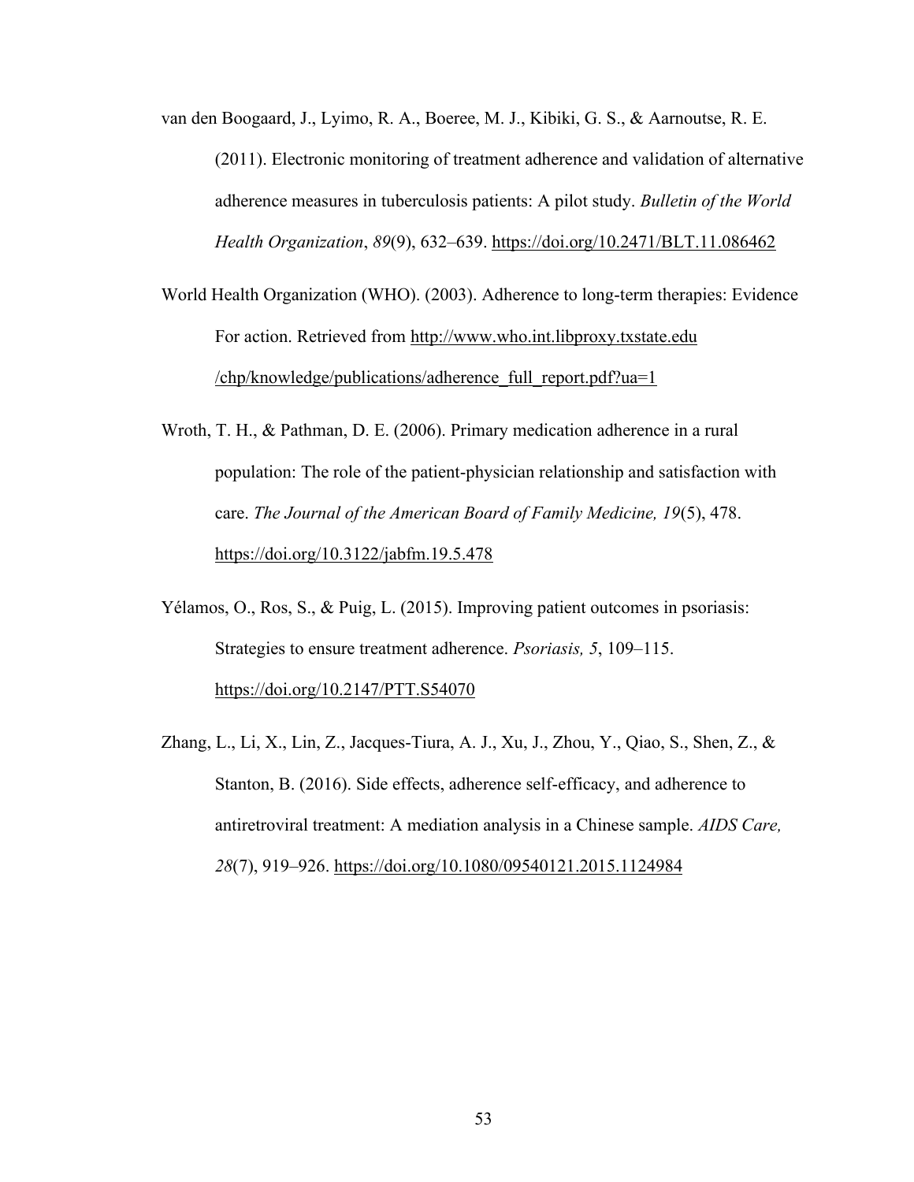van den Boogaard, J., Lyimo, R. A., Boeree, M. J., Kibiki, G. S., & Aarnoutse, R. E. (2011). Electronic monitoring of treatment adherence and validation of alternative adherence measures in tuberculosis patients: A pilot study. *Bulletin of the World Health Organization*, *89*(9), 632–639. https://doi.org/10.2471/BLT.11.086462

World Health Organization (WHO). (2003). Adherence to long-term therapies: Evidence For action. Retrieved from http://www.who.int.libproxy.txstate.edu /chp/knowledge/publications/adherence_full_report.pdf?ua=1

Wroth, T. H., & Pathman, D. E. (2006). Primary medication adherence in a rural population: The role of the patient-physician relationship and satisfaction with care. *The Journal of the American Board of Family Medicine, 19*(5), 478. https://doi.org/10.3122/jabfm.19.5.478

Yélamos, O., Ros, S., & Puig, L. (2015). Improving patient outcomes in psoriasis: Strategies to ensure treatment adherence. *Psoriasis, 5*, 109–115. https://doi.org/10.2147/PTT.S54070

Zhang, L., Li, X., Lin, Z., Jacques-Tiura, A. J., Xu, J., Zhou, Y., Qiao, S., Shen, Z., & Stanton, B. (2016). Side effects, adherence self-efficacy, and adherence to antiretroviral treatment: A mediation analysis in a Chinese sample. *AIDS Care, 28*(7), 919–926. https://doi.org/10.1080/09540121.2015.1124984